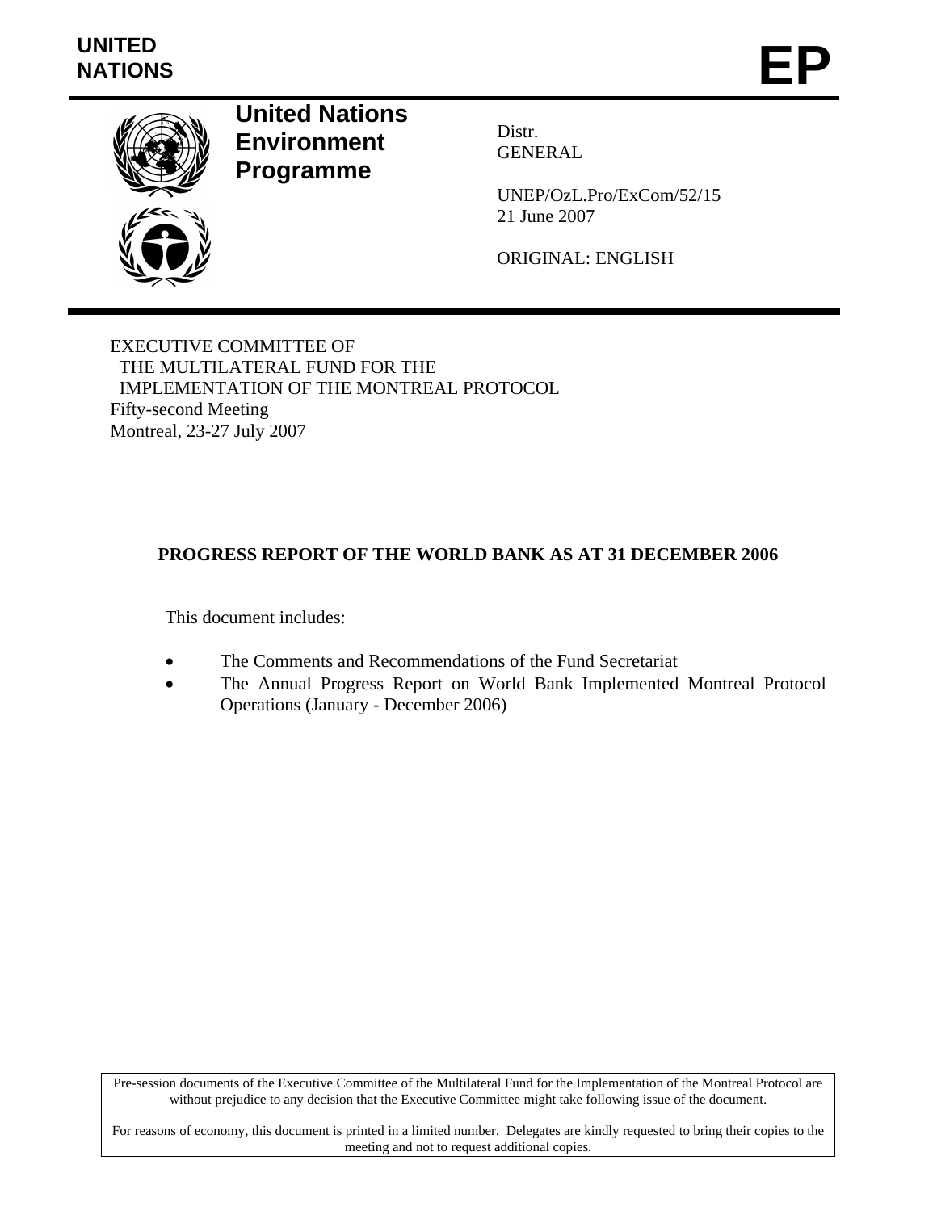UNITED NATIONS

# EP

**United Nations Environment Programme**

Distr.
GENERAL

UNEP/OzL.Pro/ExCom/52/15
21 June 2007

ORIGINAL: ENGLISH

EXECUTIVE COMMITTEE OF
THE MULTILATERAL FUND FOR THE
IMPLEMENTATION OF THE MONTREAL PROTOCOL
Fifty-second Meeting
Montreal, 23-27 July 2007

## PROGRESS REPORT OF THE WORLD BANK AS AT 31 DECEMBER 2006

This document includes:

- The Comments and Recommendations of the Fund Secretariat
- The Annual Progress Report on World Bank Implemented Montreal Protocol Operations (January - December 2006)

Pre-session documents of the Executive Committee of the Multilateral Fund for the Implementation of the Montreal Protocol are without prejudice to any decision that the Executive Committee might take following issue of the document.

For reasons of economy, this document is printed in a limited number. Delegates are kindly requested to bring their copies to the meeting and not to request additional copies.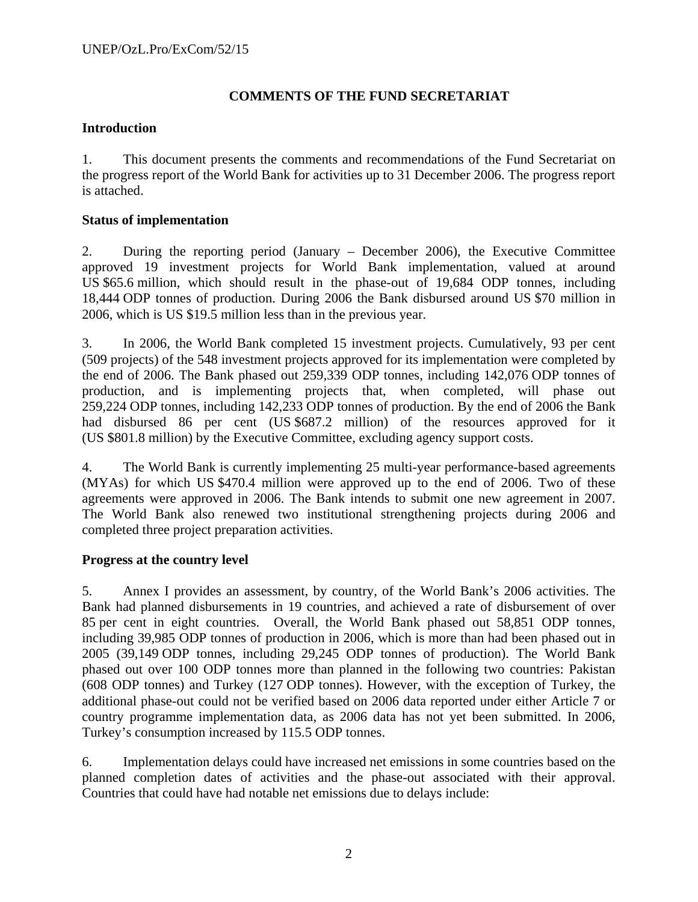# COMMENTS OF THE FUND SECRETARIAT

## Introduction

1. This document presents the comments and recommendations of the Fund Secretariat on the progress report of the World Bank for activities up to 31 December 2006. The progress report is attached.

## Status of implementation

2. During the reporting period (January – December 2006), the Executive Committee approved 19 investment projects for World Bank implementation, valued at around US $65.6 million, which should result in the phase-out of 19,684 ODP tonnes, including 18,444 ODP tonnes of production. During 2006 the Bank disbursed around US $70 million in 2006, which is US $19.5 million less than in the previous year.

3. In 2006, the World Bank completed 15 investment projects. Cumulatively, 93 per cent (509 projects) of the 548 investment projects approved for its implementation were completed by the end of 2006. The Bank phased out 259,339 ODP tonnes, including 142,076 ODP tonnes of production, and is implementing projects that, when completed, will phase out 259,224 ODP tonnes, including 142,233 ODP tonnes of production. By the end of 2006 the Bank had disbursed 86 per cent (US $687.2 million) of the resources approved for it (US $801.8 million) by the Executive Committee, excluding agency support costs.

4. The World Bank is currently implementing 25 multi-year performance-based agreements (MYAs) for which US $470.4 million were approved up to the end of 2006. Two of these agreements were approved in 2006. The Bank intends to submit one new agreement in 2007. The World Bank also renewed two institutional strengthening projects during 2006 and completed three project preparation activities.

## Progress at the country level

5. Annex I provides an assessment, by country, of the World Bank's 2006 activities. The Bank had planned disbursements in 19 countries, and achieved a rate of disbursement of over 85 per cent in eight countries. Overall, the World Bank phased out 58,851 ODP tonnes, including 39,985 ODP tonnes of production in 2006, which is more than had been phased out in 2005 (39,149 ODP tonnes, including 29,245 ODP tonnes of production). The World Bank phased out over 100 ODP tonnes more than planned in the following two countries: Pakistan (608 ODP tonnes) and Turkey (127 ODP tonnes). However, with the exception of Turkey, the additional phase-out could not be verified based on 2006 data reported under either Article 7 or country programme implementation data, as 2006 data has not yet been submitted. In 2006, Turkey's consumption increased by 115.5 ODP tonnes.

6. Implementation delays could have increased net emissions in some countries based on the planned completion dates of activities and the phase-out associated with their approval. Countries that could have had notable net emissions due to delays include: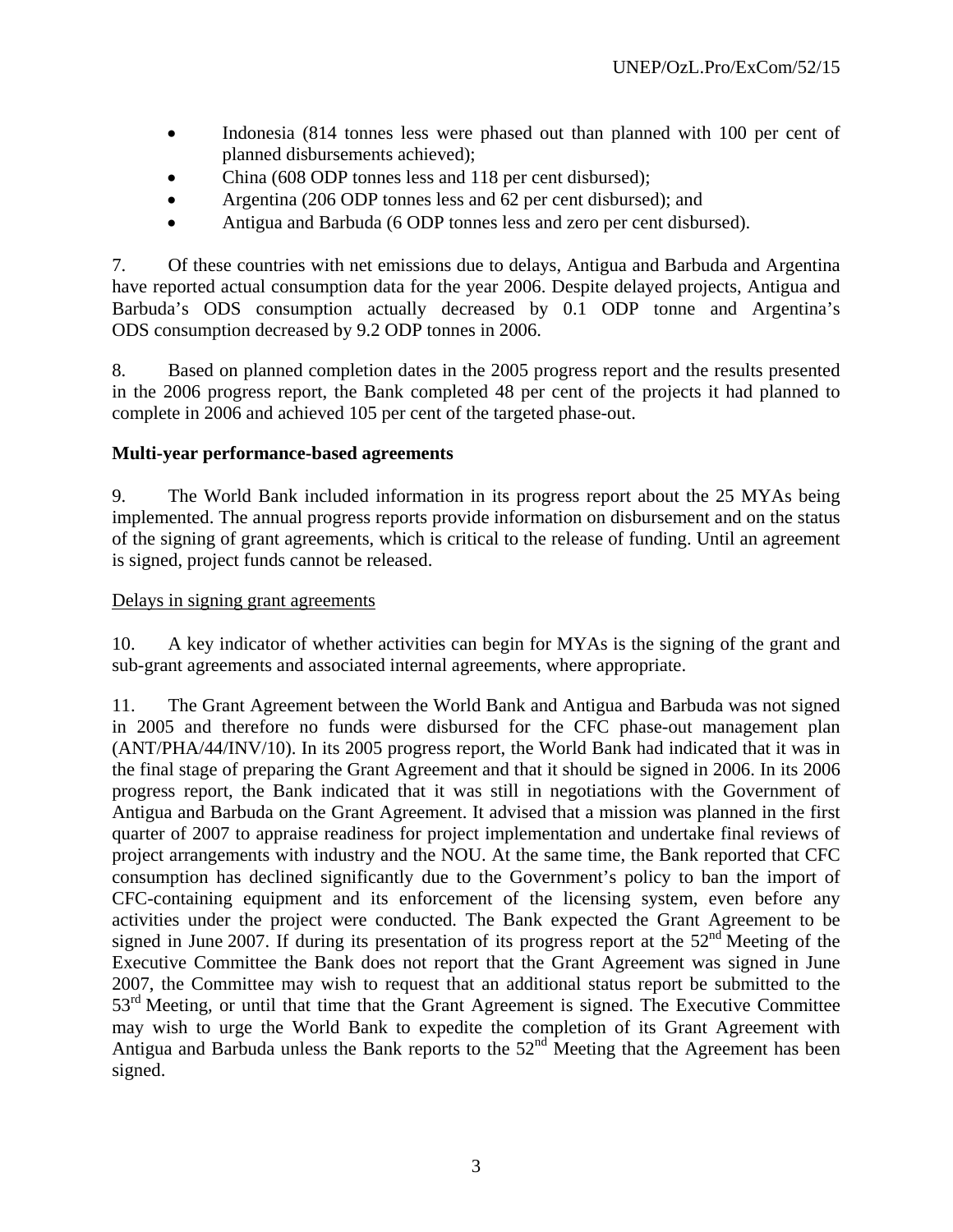- Indonesia (814 tonnes less were phased out than planned with 100 per cent of planned disbursements achieved);
- China (608 ODP tonnes less and 118 per cent disbursed);
- Argentina (206 ODP tonnes less and 62 per cent disbursed); and
- Antigua and Barbuda (6 ODP tonnes less and zero per cent disbursed).

7. Of these countries with net emissions due to delays, Antigua and Barbuda and Argentina have reported actual consumption data for the year 2006. Despite delayed projects, Antigua and Barbuda's ODS consumption actually decreased by 0.1 ODP tonne and Argentina's ODS consumption decreased by 9.2 ODP tonnes in 2006.

8. Based on planned completion dates in the 2005 progress report and the results presented in the 2006 progress report, the Bank completed 48 per cent of the projects it had planned to complete in 2006 and achieved 105 per cent of the targeted phase-out.

**Multi-year performance-based agreements**

9. The World Bank included information in its progress report about the 25 MYAs being implemented. The annual progress reports provide information on disbursement and on the status of the signing of grant agreements, which is critical to the release of funding. Until an agreement is signed, project funds cannot be released.

Delays in signing grant agreements

10. A key indicator of whether activities can begin for MYAs is the signing of the grant and sub-grant agreements and associated internal agreements, where appropriate.

11. The Grant Agreement between the World Bank and Antigua and Barbuda was not signed in 2005 and therefore no funds were disbursed for the CFC phase-out management plan (ANT/PHA/44/INV/10). In its 2005 progress report, the World Bank had indicated that it was in the final stage of preparing the Grant Agreement and that it should be signed in 2006. In its 2006 progress report, the Bank indicated that it was still in negotiations with the Government of Antigua and Barbuda on the Grant Agreement. It advised that a mission was planned in the first quarter of 2007 to appraise readiness for project implementation and undertake final reviews of project arrangements with industry and the NOU. At the same time, the Bank reported that CFC consumption has declined significantly due to the Government's policy to ban the import of CFC-containing equipment and its enforcement of the licensing system, even before any activities under the project were conducted. The Bank expected the Grant Agreement to be signed in June 2007. If during its presentation of its progress report at the 52nd Meeting of the Executive Committee the Bank does not report that the Grant Agreement was signed in June 2007, the Committee may wish to request that an additional status report be submitted to the 53rd Meeting, or until that time that the Grant Agreement is signed. The Executive Committee may wish to urge the World Bank to expedite the completion of its Grant Agreement with Antigua and Barbuda unless the Bank reports to the 52nd Meeting that the Agreement has been signed.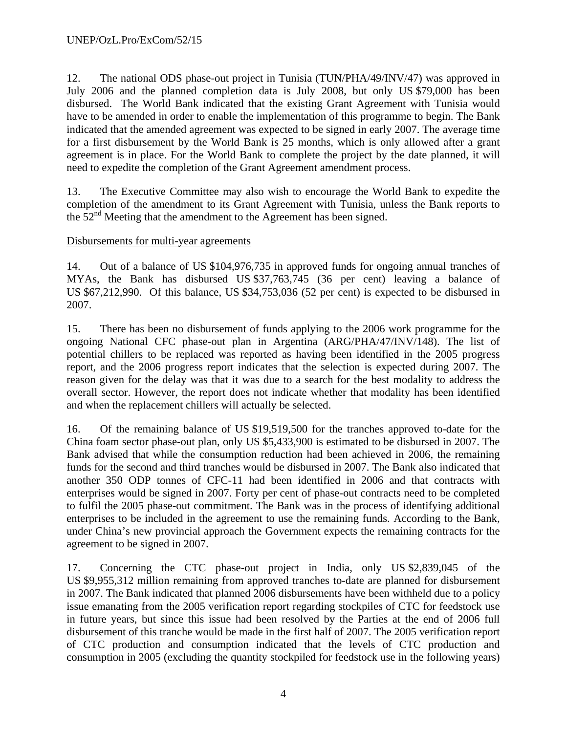12. The national ODS phase-out project in Tunisia (TUN/PHA/49/INV/47) was approved in July 2006 and the planned completion data is July 2008, but only US $79,000 has been disbursed. The World Bank indicated that the existing Grant Agreement with Tunisia would have to be amended in order to enable the implementation of this programme to begin. The Bank indicated that the amended agreement was expected to be signed in early 2007. The average time for a first disbursement by the World Bank is 25 months, which is only allowed after a grant agreement is in place. For the World Bank to complete the project by the date planned, it will need to expedite the completion of the Grant Agreement amendment process.

13. The Executive Committee may also wish to encourage the World Bank to expedite the completion of the amendment to its Grant Agreement with Tunisia, unless the Bank reports to the 52nd Meeting that the amendment to the Agreement has been signed.

Disbursements for multi-year agreements

14. Out of a balance of US $104,976,735 in approved funds for ongoing annual tranches of MYAs, the Bank has disbursed US $37,763,745 (36 per cent) leaving a balance of US $67,212,990. Of this balance, US $34,753,036 (52 per cent) is expected to be disbursed in 2007.

15. There has been no disbursement of funds applying to the 2006 work programme for the ongoing National CFC phase-out plan in Argentina (ARG/PHA/47/INV/148). The list of potential chillers to be replaced was reported as having been identified in the 2005 progress report, and the 2006 progress report indicates that the selection is expected during 2007. The reason given for the delay was that it was due to a search for the best modality to address the overall sector. However, the report does not indicate whether that modality has been identified and when the replacement chillers will actually be selected.

16. Of the remaining balance of US $19,519,500 for the tranches approved to-date for the China foam sector phase-out plan, only US $5,433,900 is estimated to be disbursed in 2007. The Bank advised that while the consumption reduction had been achieved in 2006, the remaining funds for the second and third tranches would be disbursed in 2007. The Bank also indicated that another 350 ODP tonnes of CFC-11 had been identified in 2006 and that contracts with enterprises would be signed in 2007. Forty per cent of phase-out contracts need to be completed to fulfil the 2005 phase-out commitment. The Bank was in the process of identifying additional enterprises to be included in the agreement to use the remaining funds. According to the Bank, under China's new provincial approach the Government expects the remaining contracts for the agreement to be signed in 2007.

17. Concerning the CTC phase-out project in India, only US $2,839,045 of the US $9,955,312 million remaining from approved tranches to-date are planned for disbursement in 2007. The Bank indicated that planned 2006 disbursements have been withheld due to a policy issue emanating from the 2005 verification report regarding stockpiles of CTC for feedstock use in future years, but since this issue had been resolved by the Parties at the end of 2006 full disbursement of this tranche would be made in the first half of 2007. The 2005 verification report of CTC production and consumption indicated that the levels of CTC production and consumption in 2005 (excluding the quantity stockpiled for feedstock use in the following years)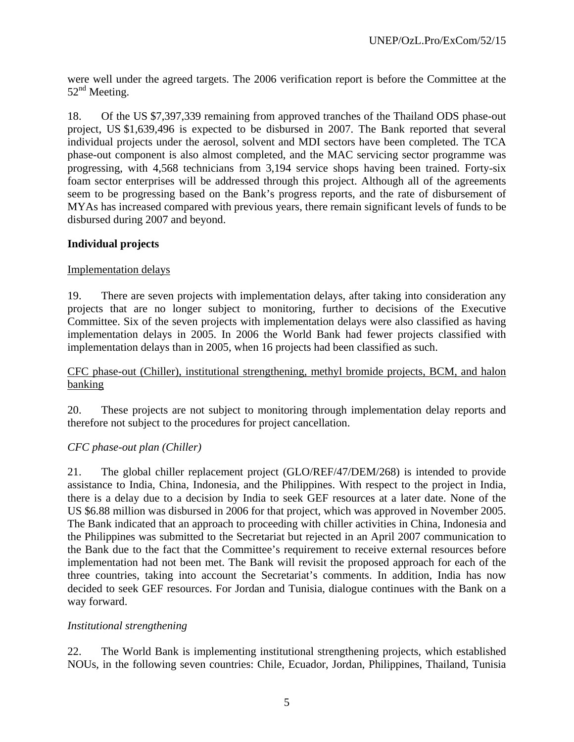were well under the agreed targets. The 2006 verification report is before the Committee at the 52nd Meeting.

18. Of the US $7,397,339 remaining from approved tranches of the Thailand ODS phase-out project, US $1,639,496 is expected to be disbursed in 2007. The Bank reported that several individual projects under the aerosol, solvent and MDI sectors have been completed. The TCA phase-out component is also almost completed, and the MAC servicing sector programme was progressing, with 4,568 technicians from 3,194 service shops having been trained. Forty-six foam sector enterprises will be addressed through this project. Although all of the agreements seem to be progressing based on the Bank's progress reports, and the rate of disbursement of MYAs has increased compared with previous years, there remain significant levels of funds to be disbursed during 2007 and beyond.

## Individual projects

Implementation delays

19. There are seven projects with implementation delays, after taking into consideration any projects that are no longer subject to monitoring, further to decisions of the Executive Committee. Six of the seven projects with implementation delays were also classified as having implementation delays in 2005. In 2006 the World Bank had fewer projects classified with implementation delays than in 2005, when 16 projects had been classified as such.

CFC phase-out (Chiller), institutional strengthening, methyl bromide projects, BCM, and halon banking

20. These projects are not subject to monitoring through implementation delay reports and therefore not subject to the procedures for project cancellation.

*CFC phase-out plan (Chiller)*

21. The global chiller replacement project (GLO/REF/47/DEM/268) is intended to provide assistance to India, China, Indonesia, and the Philippines. With respect to the project in India, there is a delay due to a decision by India to seek GEF resources at a later date. None of the US $6.88 million was disbursed in 2006 for that project, which was approved in November 2005. The Bank indicated that an approach to proceeding with chiller activities in China, Indonesia and the Philippines was submitted to the Secretariat but rejected in an April 2007 communication to the Bank due to the fact that the Committee's requirement to receive external resources before implementation had not been met. The Bank will revisit the proposed approach for each of the three countries, taking into account the Secretariat's comments. In addition, India has now decided to seek GEF resources. For Jordan and Tunisia, dialogue continues with the Bank on a way forward.

*Institutional strengthening*

22. The World Bank is implementing institutional strengthening projects, which established NOUs, in the following seven countries: Chile, Ecuador, Jordan, Philippines, Thailand, Tunisia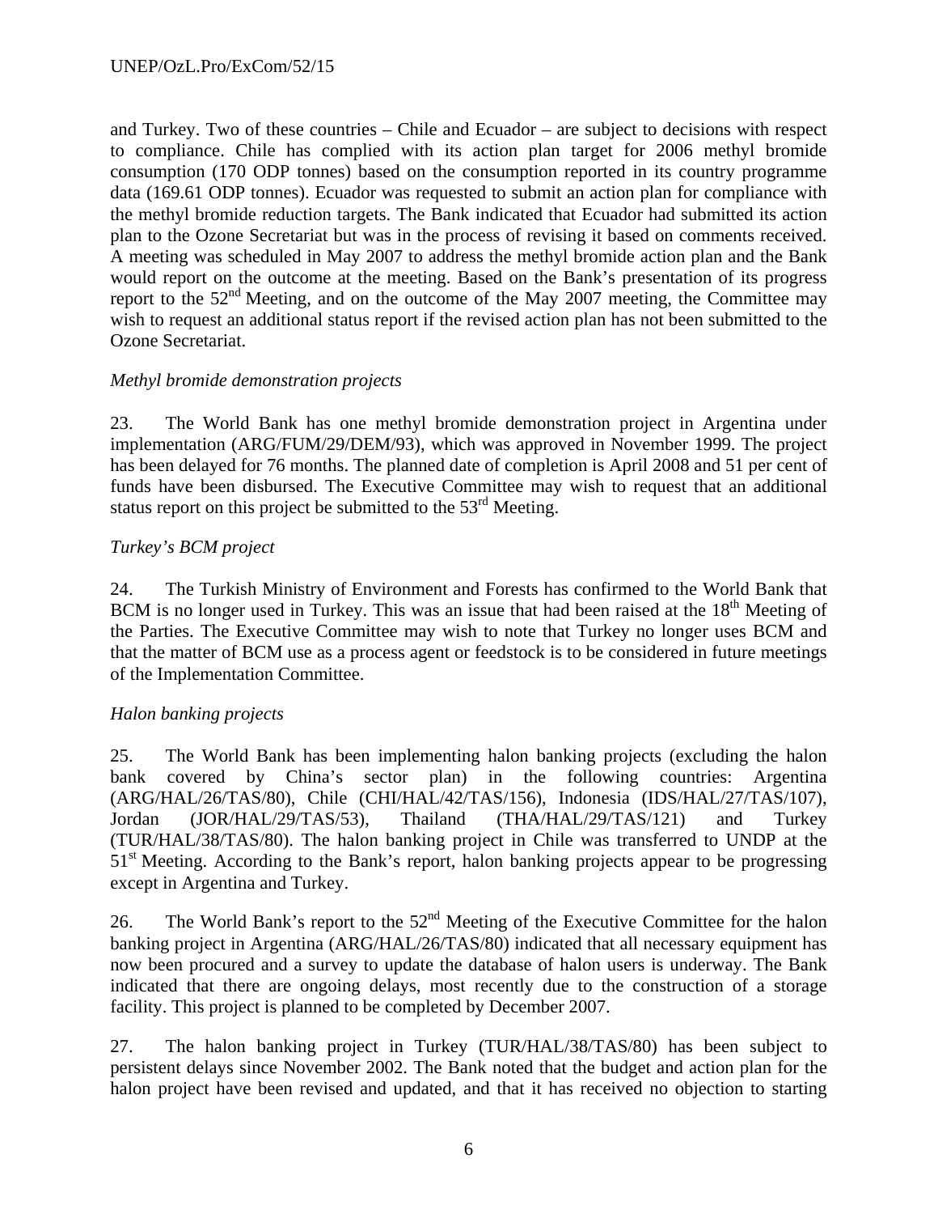and Turkey. Two of these countries – Chile and Ecuador – are subject to decisions with respect to compliance. Chile has complied with its action plan target for 2006 methyl bromide consumption (170 ODP tonnes) based on the consumption reported in its country programme data (169.61 ODP tonnes). Ecuador was requested to submit an action plan for compliance with the methyl bromide reduction targets. The Bank indicated that Ecuador had submitted its action plan to the Ozone Secretariat but was in the process of revising it based on comments received. A meeting was scheduled in May 2007 to address the methyl bromide action plan and the Bank would report on the outcome at the meeting. Based on the Bank's presentation of its progress report to the 52nd Meeting, and on the outcome of the May 2007 meeting, the Committee may wish to request an additional status report if the revised action plan has not been submitted to the Ozone Secretariat.

*Methyl bromide demonstration projects*

23. The World Bank has one methyl bromide demonstration project in Argentina under implementation (ARG/FUM/29/DEM/93), which was approved in November 1999. The project has been delayed for 76 months. The planned date of completion is April 2008 and 51 per cent of funds have been disbursed. The Executive Committee may wish to request that an additional status report on this project be submitted to the 53rd Meeting.

*Turkey's BCM project*

24. The Turkish Ministry of Environment and Forests has confirmed to the World Bank that BCM is no longer used in Turkey. This was an issue that had been raised at the 18th Meeting of the Parties. The Executive Committee may wish to note that Turkey no longer uses BCM and that the matter of BCM use as a process agent or feedstock is to be considered in future meetings of the Implementation Committee.

*Halon banking projects*

25. The World Bank has been implementing halon banking projects (excluding the halon bank covered by China's sector plan) in the following countries: Argentina (ARG/HAL/26/TAS/80), Chile (CHI/HAL/42/TAS/156), Indonesia (IDS/HAL/27/TAS/107), Jordan (JOR/HAL/29/TAS/53), Thailand (THA/HAL/29/TAS/121) and Turkey (TUR/HAL/38/TAS/80). The halon banking project in Chile was transferred to UNDP at the 51st Meeting. According to the Bank's report, halon banking projects appear to be progressing except in Argentina and Turkey.

26. The World Bank's report to the 52nd Meeting of the Executive Committee for the halon banking project in Argentina (ARG/HAL/26/TAS/80) indicated that all necessary equipment has now been procured and a survey to update the database of halon users is underway. The Bank indicated that there are ongoing delays, most recently due to the construction of a storage facility. This project is planned to be completed by December 2007.

27. The halon banking project in Turkey (TUR/HAL/38/TAS/80) has been subject to persistent delays since November 2002. The Bank noted that the budget and action plan for the halon project have been revised and updated, and that it has received no objection to starting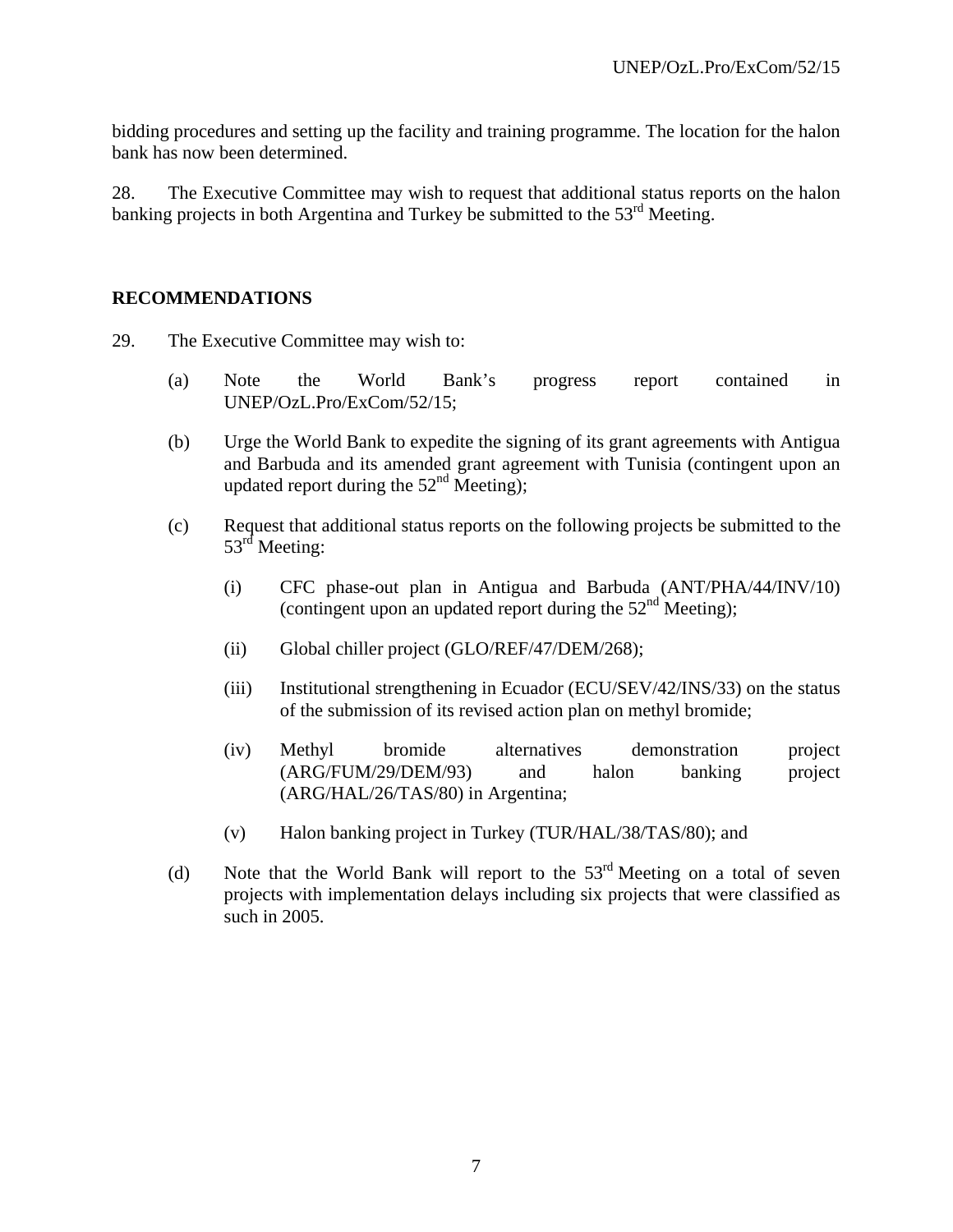bidding procedures and setting up the facility and training programme. The location for the halon bank has now been determined.

28. The Executive Committee may wish to request that additional status reports on the halon banking projects in both Argentina and Turkey be submitted to the 53rd Meeting.

## RECOMMENDATIONS

29. The Executive Committee may wish to:

(a) Note the World Bank's progress report contained in UNEP/OzL.Pro/ExCom/52/15;

(b) Urge the World Bank to expedite the signing of its grant agreements with Antigua and Barbuda and its amended grant agreement with Tunisia (contingent upon an updated report during the 52nd Meeting);

(c) Request that additional status reports on the following projects be submitted to the 53rd Meeting:

(i) CFC phase-out plan in Antigua and Barbuda (ANT/PHA/44/INV/10) (contingent upon an updated report during the 52nd Meeting);

(ii) Global chiller project (GLO/REF/47/DEM/268);

(iii) Institutional strengthening in Ecuador (ECU/SEV/42/INS/33) on the status of the submission of its revised action plan on methyl bromide;

(iv) Methyl bromide alternatives demonstration project (ARG/FUM/29/DEM/93) and halon banking project (ARG/HAL/26/TAS/80) in Argentina;

(v) Halon banking project in Turkey (TUR/HAL/38/TAS/80); and

(d) Note that the World Bank will report to the 53rd Meeting on a total of seven projects with implementation delays including six projects that were classified as such in 2005.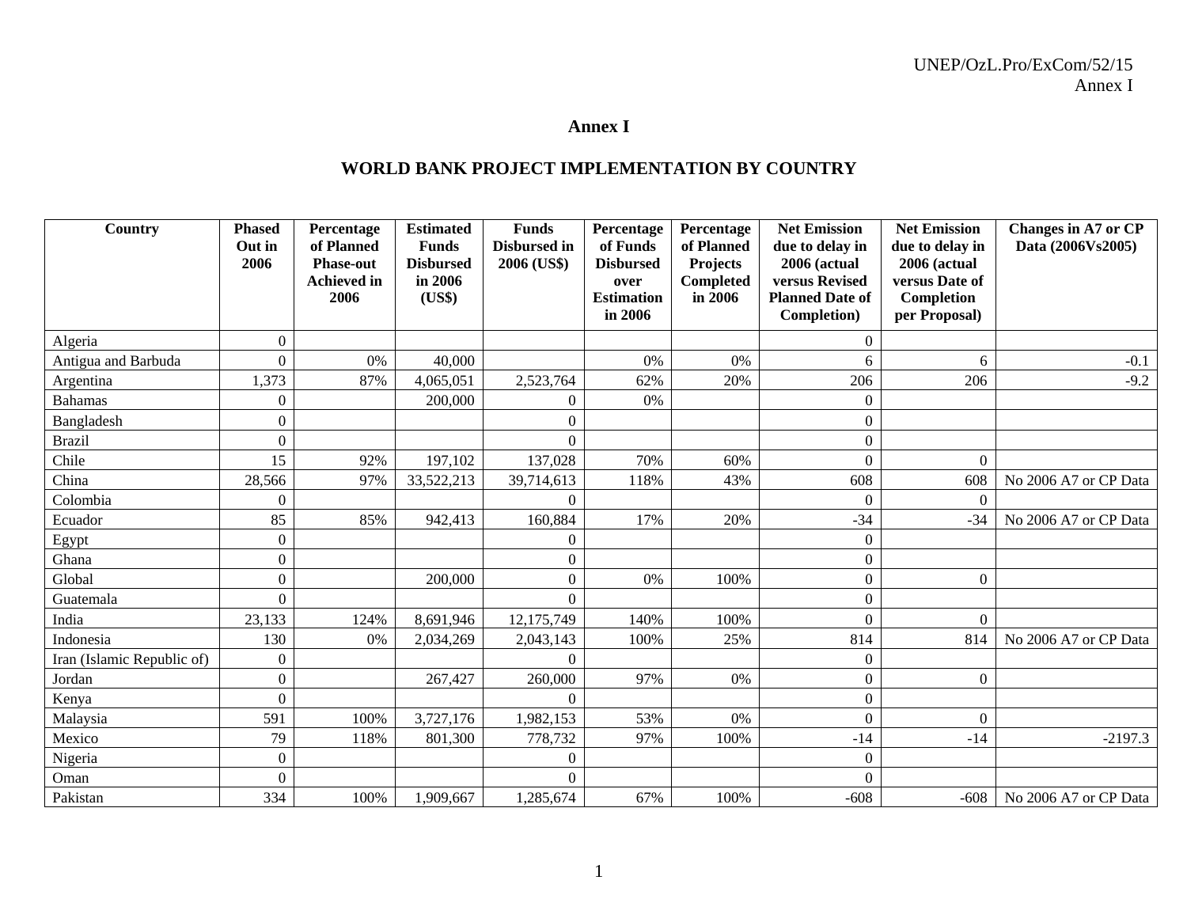# Annex I

## WORLD BANK PROJECT IMPLEMENTATION BY COUNTRY

| Country | Phased Out in 2006 | Percentage of Planned Phase-out Achieved in 2006 | Estimated Funds Disbursed in 2006 (US$) | Funds Disbursed in 2006 (US$) | Percentage of Funds Disbursed over Estimation in 2006 | Percentage of Planned Projects Completed in 2006 | Net Emission due to delay in 2006 (actual versus Revised Planned Date of Completion) | Net Emission due to delay in 2006 (actual versus Date of Completion per Proposal) | Changes in A7 or CP Data (2006Vs2005) |
|---|---|---|---|---|---|---|---|---|---|
| Algeria | 0 | | | | | | 0 | | |
| Antigua and Barbuda | 0 | 0% | 40,000 | | 0% | 0% | 6 | 6 | -0.1 |
| Argentina | 1,373 | 87% | 4,065,051 | 2,523,764 | 62% | 20% | 206 | 206 | -9.2 |
| Bahamas | 0 | | 200,000 | 0 | 0% | | 0 | | |
| Bangladesh | 0 | | | 0 | | | 0 | | |
| Brazil | 0 | | | 0 | | | 0 | | |
| Chile | 15 | 92% | 197,102 | 137,028 | 70% | 60% | 0 | 0 | |
| China | 28,566 | 97% | 33,522,213 | 39,714,613 | 118% | 43% | 608 | 608 | No 2006 A7 or CP Data |
| Colombia | 0 | | | 0 | | | 0 | 0 | |
| Ecuador | 85 | 85% | 942,413 | 160,884 | 17% | 20% | -34 | -34 | No 2006 A7 or CP Data |
| Egypt | 0 | | | 0 | | | 0 | | |
| Ghana | 0 | | | 0 | | | 0 | | |
| Global | 0 | | 200,000 | 0 | 0% | 100% | 0 | 0 | |
| Guatemala | 0 | | | 0 | | | 0 | | |
| India | 23,133 | 124% | 8,691,946 | 12,175,749 | 140% | 100% | 0 | 0 | |
| Indonesia | 130 | 0% | 2,034,269 | 2,043,143 | 100% | 25% | 814 | 814 | No 2006 A7 or CP Data |
| Iran (Islamic Republic of) | 0 | | | 0 | | | 0 | | |
| Jordan | 0 | | 267,427 | 260,000 | 97% | 0% | 0 | 0 | |
| Kenya | 0 | | | 0 | | | 0 | | |
| Malaysia | 591 | 100% | 3,727,176 | 1,982,153 | 53% | 0% | 0 | 0 | |
| Mexico | 79 | 118% | 801,300 | 778,732 | 97% | 100% | -14 | -14 | -2197.3 |
| Nigeria | 0 | | | 0 | | | 0 | | |
| Oman | 0 | | | 0 | | | 0 | | |
| Pakistan | 334 | 100% | 1,909,667 | 1,285,674 | 67% | 100% | -608 | -608 | No 2006 A7 or CP Data |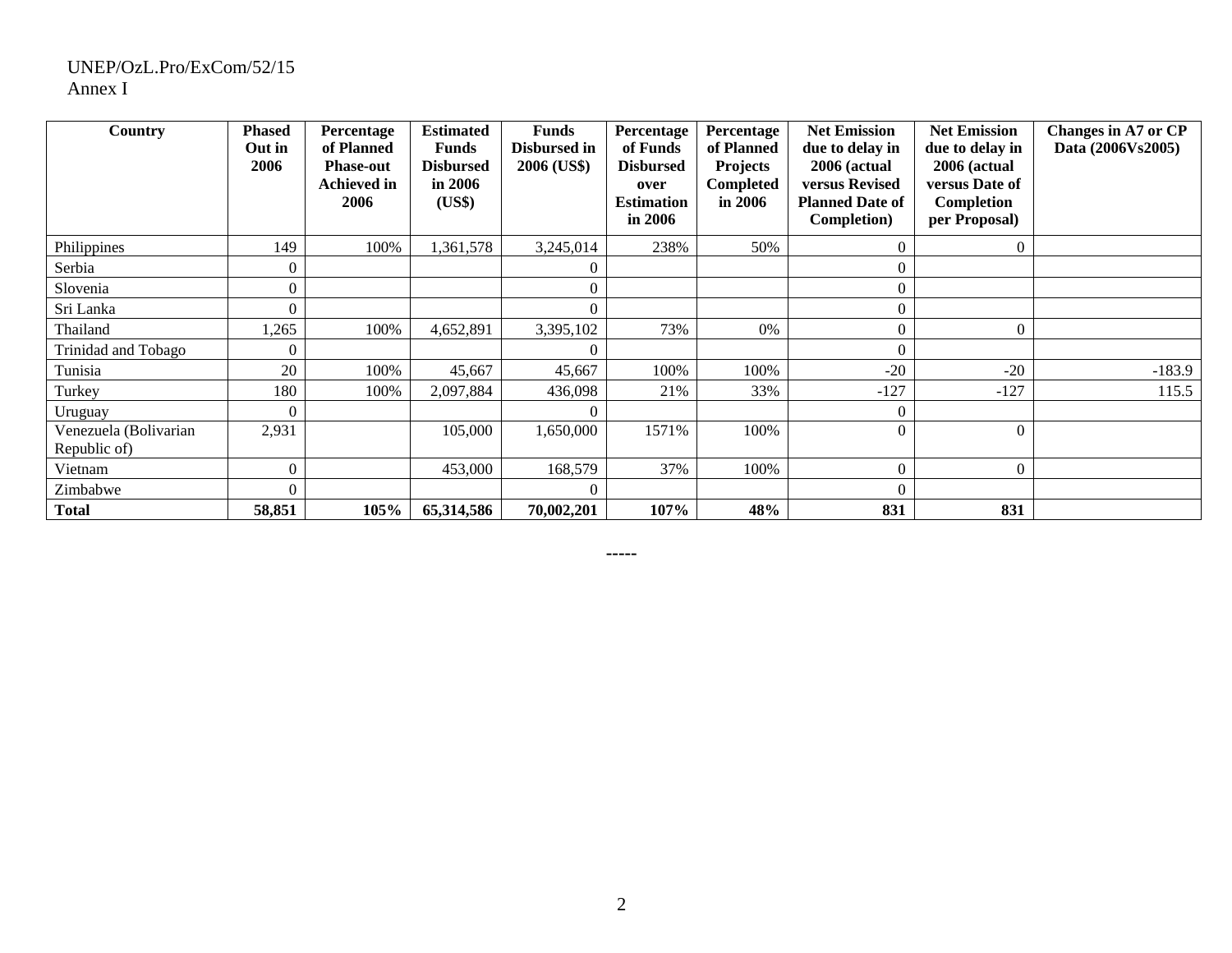| Country | Phased Out in 2006 | Percentage of Planned Phase-out Achieved in 2006 | Estimated Funds Disbursed in 2006 (US$) | Funds Disbursed in 2006 (US$) | Percentage of Funds Disbursed over Estimation in 2006 | Percentage of Planned Projects Completed in 2006 | Net Emission due to delay in 2006 (actual versus Revised Planned Date of Completion) | Net Emission due to delay in 2006 (actual versus Date of Completion per Proposal) | Changes in A7 or CP Data (2006Vs2005) |
|---|---|---|---|---|---|---|---|---|---|
| Philippines | 149 | 100% | 1,361,578 | 3,245,014 | 238% | 50% | 0 | 0 | |
| Serbia | 0 | | | 0 | | | 0 | | |
| Slovenia | 0 | | | 0 | | | 0 | | |
| Sri Lanka | 0 | | | 0 | | | 0 | | |
| Thailand | 1,265 | 100% | 4,652,891 | 3,395,102 | 73% | 0% | 0 | 0 | |
| Trinidad and Tobago | 0 | | | 0 | | | 0 | | |
| Tunisia | 20 | 100% | 45,667 | 45,667 | 100% | 100% | -20 | -20 | -183.9 |
| Turkey | 180 | 100% | 2,097,884 | 436,098 | 21% | 33% | -127 | -127 | 115.5 |
| Uruguay | 0 | | | 0 | | | 0 | | |
| Venezuela (Bolivarian Republic of) | 2,931 | | 105,000 | 1,650,000 | 1571% | 100% | 0 | 0 | |
| Vietnam | 0 | | 453,000 | 168,579 | 37% | 100% | 0 | 0 | |
| Zimbabwe | 0 | | | 0 | | | 0 | | |
| **Total** | **58,851** | **105%** | **65,314,586** | **70,002,201** | **107%** | **48%** | **831** | **831** | |

-----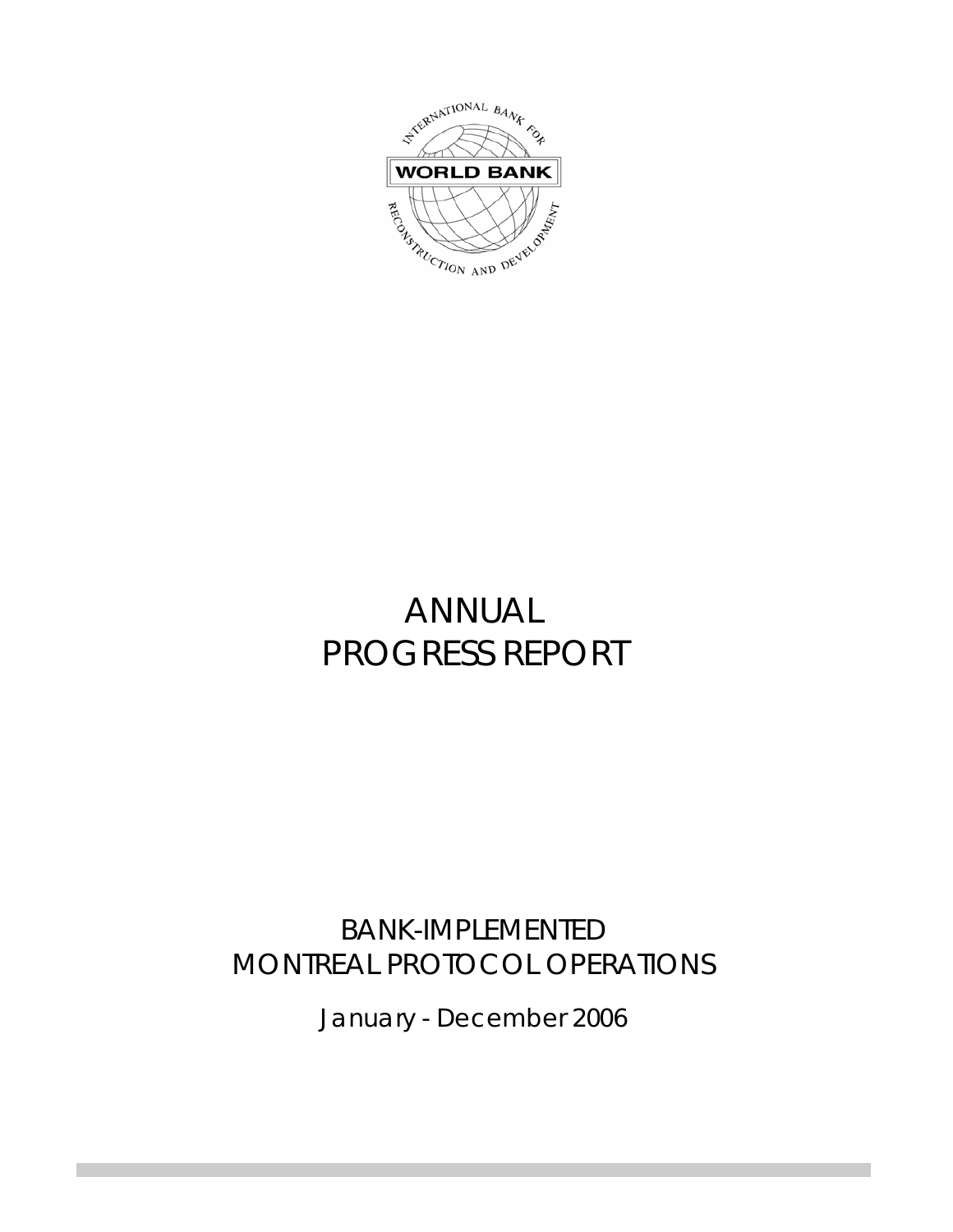# ANNUAL PROGRESS REPORT

## BANK-IMPLEMENTED MONTREAL PROTOCOL OPERATIONS

January - December 2006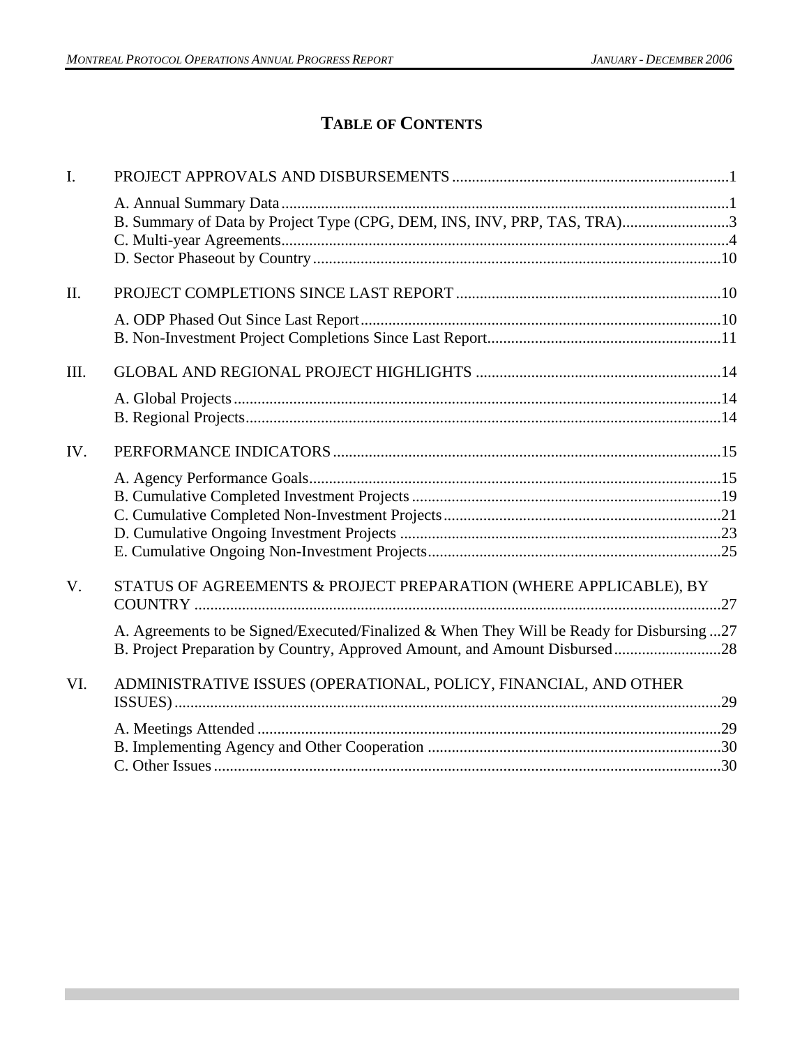# TABLE OF CONTENTS

I. PROJECT APPROVALS AND DISBURSEMENTS ....................................................................1

- A. Annual Summary Data ................................................................................................................1
- B. Summary of Data by Project Type (CPG, DEM, INS, INV, PRP, TAS, TRA)...........................3
- C. Multi-year Agreements.................................................................................................................4
- D. Sector Phaseout by Country .......................................................................................................10

II. PROJECT COMPLETIONS SINCE LAST REPORT ...................................................................10

- A. ODP Phased Out Since Last Report...........................................................................................10
- B. Non-Investment Project Completions Since Last Report...........................................................11

III. GLOBAL AND REGIONAL PROJECT HIGHLIGHTS .............................................................14

- A. Global Projects ...........................................................................................................................14
- B. Regional Projects........................................................................................................................14

IV. PERFORMANCE INDICATORS ..................................................................................................15

- A. Agency Performance Goals........................................................................................................15
- B. Cumulative Completed Investment Projects ..............................................................................19
- C. Cumulative Completed Non-Investment Projects......................................................................21
- D. Cumulative Ongoing Investment Projects .................................................................................23
- E. Cumulative Ongoing Non-Investment Projects..........................................................................25

V. STATUS OF AGREEMENTS & PROJECT PREPARATION (WHERE APPLICABLE), BY COUNTRY .....................................................................................................................................27

- A. Agreements to be Signed/Executed/Finalized & When They Will be Ready for Disbursing ...27
- B. Project Preparation by Country, Approved Amount, and Amount Disbursed...........................28

VI. ADMINISTRATIVE ISSUES (OPERATIONAL, POLICY, FINANCIAL, AND OTHER ISSUES)..........................................................................................................................................29

- A. Meetings Attended .....................................................................................................................29
- B. Implementing Agency and Other Cooperation ..........................................................................30
- C. Other Issues ................................................................................................................................30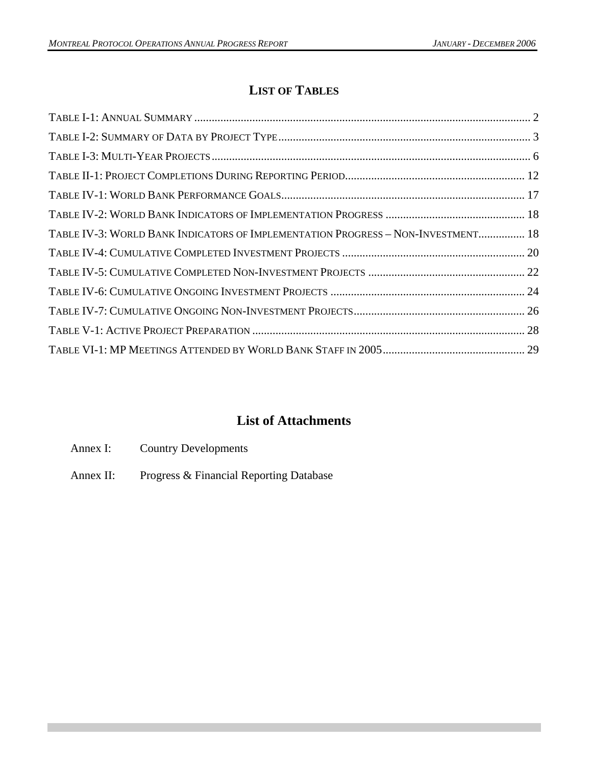## LIST OF TABLES

TABLE I-1: ANNUAL SUMMARY .......... 2

TABLE I-2: SUMMARY OF DATA BY PROJECT TYPE .......... 3

TABLE I-3: MULTI-YEAR PROJECTS .......... 6

TABLE II-1: PROJECT COMPLETIONS DURING REPORTING PERIOD .......... 12

TABLE IV-1: WORLD BANK PERFORMANCE GOALS .......... 17

TABLE IV-2: WORLD BANK INDICATORS OF IMPLEMENTATION PROGRESS .......... 18

TABLE IV-3: WORLD BANK INDICATORS OF IMPLEMENTATION PROGRESS – NON-INVESTMENT .......... 18

TABLE IV-4: CUMULATIVE COMPLETED INVESTMENT PROJECTS .......... 20

TABLE IV-5: CUMULATIVE COMPLETED NON-INVESTMENT PROJECTS .......... 22

TABLE IV-6: CUMULATIVE ONGOING INVESTMENT PROJECTS .......... 24

TABLE IV-7: CUMULATIVE ONGOING NON-INVESTMENT PROJECTS .......... 26

TABLE V-1: ACTIVE PROJECT PREPARATION .......... 28

TABLE VI-1: MP MEETINGS ATTENDED BY WORLD BANK STAFF IN 2005 .......... 29

## List of Attachments

Annex I: Country Developments

Annex II: Progress & Financial Reporting Database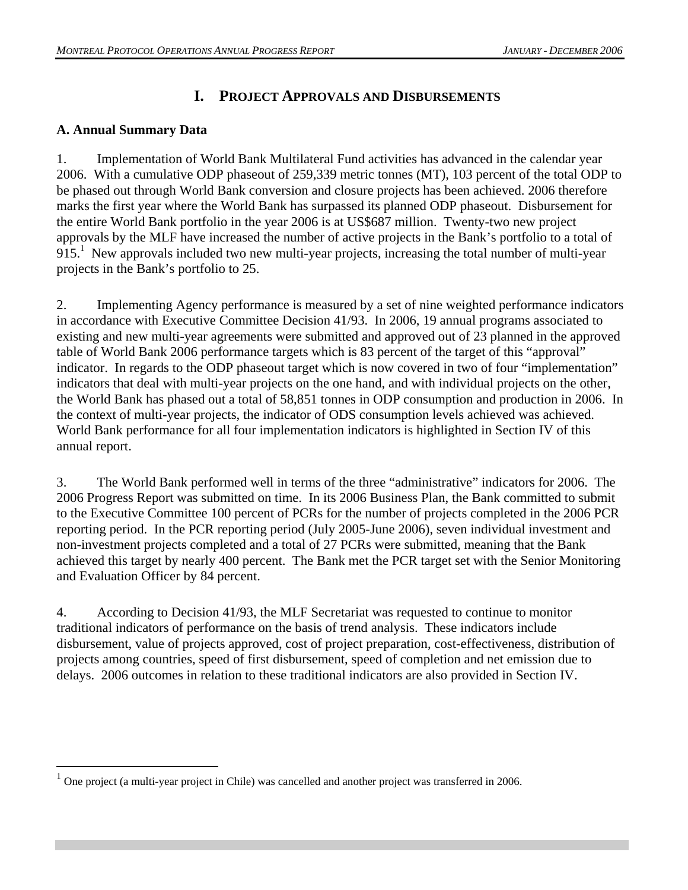# I. PROJECT APPROVALS AND DISBURSEMENTS

## A. Annual Summary Data

1. Implementation of World Bank Multilateral Fund activities has advanced in the calendar year 2006. With a cumulative ODP phaseout of 259,339 metric tonnes (MT), 103 percent of the total ODP to be phased out through World Bank conversion and closure projects has been achieved. 2006 therefore marks the first year where the World Bank has surpassed its planned ODP phaseout. Disbursement for the entire World Bank portfolio in the year 2006 is at US$687 million. Twenty-two new project approvals by the MLF have increased the number of active projects in the Bank's portfolio to a total of 915.[1] New approvals included two new multi-year projects, increasing the total number of multi-year projects in the Bank's portfolio to 25.

2. Implementing Agency performance is measured by a set of nine weighted performance indicators in accordance with Executive Committee Decision 41/93. In 2006, 19 annual programs associated to existing and new multi-year agreements were submitted and approved out of 23 planned in the approved table of World Bank 2006 performance targets which is 83 percent of the target of this "approval" indicator. In regards to the ODP phaseout target which is now covered in two of four "implementation" indicators that deal with multi-year projects on the one hand, and with individual projects on the other, the World Bank has phased out a total of 58,851 tonnes in ODP consumption and production in 2006. In the context of multi-year projects, the indicator of ODS consumption levels achieved was achieved. World Bank performance for all four implementation indicators is highlighted in Section IV of this annual report.

3. The World Bank performed well in terms of the three "administrative" indicators for 2006. The 2006 Progress Report was submitted on time. In its 2006 Business Plan, the Bank committed to submit to the Executive Committee 100 percent of PCRs for the number of projects completed in the 2006 PCR reporting period. In the PCR reporting period (July 2005-June 2006), seven individual investment and non-investment projects completed and a total of 27 PCRs were submitted, meaning that the Bank achieved this target by nearly 400 percent. The Bank met the PCR target set with the Senior Monitoring and Evaluation Officer by 84 percent.

4. According to Decision 41/93, the MLF Secretariat was requested to continue to monitor traditional indicators of performance on the basis of trend analysis. These indicators include disbursement, value of projects approved, cost of project preparation, cost-effectiveness, distribution of projects among countries, speed of first disbursement, speed of completion and net emission due to delays. 2006 outcomes in relation to these traditional indicators are also provided in Section IV.

---

[1] One project (a multi-year project in Chile) was cancelled and another project was transferred in 2006.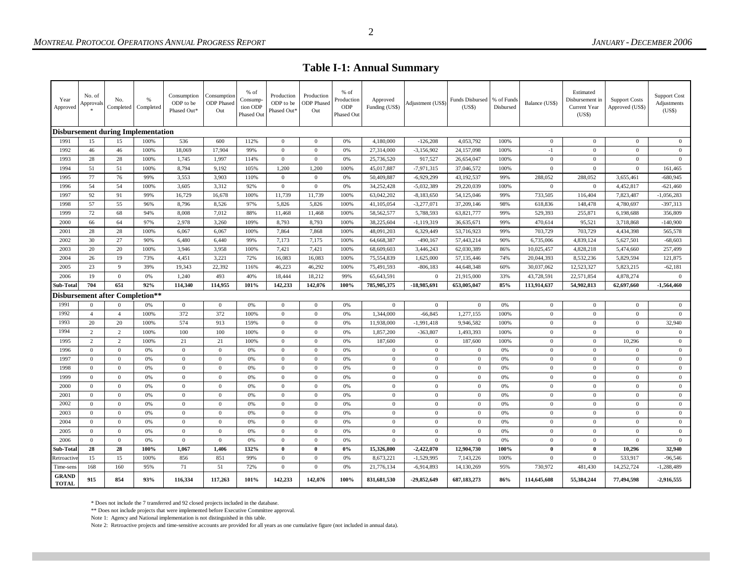## Table I-1: Annual Summary

| Year Approved | No. of Approvals * | No. Completed | % Completed | Consumption ODP to be Phased Out* | Consumption ODP Phased Out | % of Consumption ODP Phased Out | Production ODP to be Phased Out* | Production ODP Phased Out | % of Production ODP Phased Out | Approved Funding (US$) | Adjustment (US$) | Funds Disbursed (US$) | % of Funds Disbursed | Balance (US$) | Estimated Disbursement in Current Year (US$) | Support Costs Approved (US$) | Support Cost Adjustments (US$) |
|---|---|---|---|---|---|---|---|---|---|---|---|---|---|---|---|---|---|
| **Disbursement during Implementation** | | | | | | | | | | | | | | | | | |
| 1991 | 15 | 15 | 100% | 536 | 600 | 112% | 0 | 0 | 0% | 4,180,000 | -126,208 | 4,053,792 | 100% | 0 | 0 | 0 | 0 |
| 1992 | 46 | 46 | 100% | 18,069 | 17,904 | 99% | 0 | 0 | 0% | 27,314,000 | -3,156,902 | 24,157,098 | 100% | -1 | 0 | 0 | 0 |
| 1993 | 28 | 28 | 100% | 1,745 | 1,997 | 114% | 0 | 0 | 0% | 25,736,520 | 917,527 | 26,654,047 | 100% | 0 | 0 | 0 | 0 |
| 1994 | 51 | 51 | 100% | 8,794 | 9,192 | 105% | 1,200 | 1,200 | 100% | 45,017,887 | -7,971,315 | 37,046,572 | 100% | 0 | 0 | 0 | 161,465 |
| 1995 | 77 | 76 | 99% | 3,553 | 3,903 | 110% | 0 | 0 | 0% | 50,409,887 | -6,929,299 | 43,192,537 | 99% | 288,052 | 288,052 | 3,655,461 | -680,945 |
| 1996 | 54 | 54 | 100% | 3,605 | 3,312 | 92% | 0 | 0 | 0% | 34,252,428 | -5,032,389 | 29,220,039 | 100% | 0 | 0 | 4,452,817 | -621,460 |
| 1997 | 92 | 91 | 99% | 16,729 | 16,678 | 100% | 11,739 | 11,739 | 100% | 63,042,202 | -8,183,650 | 54,125,046 | 99% | 733,505 | 116,404 | 7,823,487 | -1,056,283 |
| 1998 | 57 | 55 | 96% | 8,796 | 8,526 | 97% | 5,826 | 5,826 | 100% | 41,105,054 | -3,277,071 | 37,209,146 | 98% | 618,836 | 148,478 | 4,780,697 | -397,313 |
| 1999 | 72 | 68 | 94% | 8,008 | 7,012 | 88% | 11,468 | 11,468 | 100% | 58,562,577 | 5,788,593 | 63,821,777 | 99% | 529,393 | 255,871 | 6,198,688 | 356,809 |
| 2000 | 66 | 64 | 97% | 2,978 | 3,260 | 109% | 8,793 | 8,793 | 100% | 38,225,604 | -1,119,319 | 36,635,671 | 99% | 470,614 | 95,521 | 3,718,868 | -140,900 |
| 2001 | 28 | 28 | 100% | 6,067 | 6,067 | 100% | 7,864 | 7,868 | 100% | 48,091,203 | 6,329,449 | 53,716,923 | 99% | 703,729 | 703,729 | 4,434,398 | 565,578 |
| 2002 | 30 | 27 | 90% | 6,480 | 6,440 | 99% | 7,173 | 7,175 | 100% | 64,668,387 | -490,167 | 57,443,214 | 90% | 6,735,006 | 4,839,124 | 5,627,501 | -68,603 |
| 2003 | 20 | 20 | 100% | 3,946 | 3,958 | 100% | 7,421 | 7,421 | 100% | 68,609,603 | 3,446,243 | 62,030,389 | 86% | 10,025,457 | 4,828,218 | 5,474,660 | 257,499 |
| 2004 | 26 | 19 | 73% | 4,451 | 3,221 | 72% | 16,083 | 16,083 | 100% | 75,554,839 | 1,625,000 | 57,135,446 | 74% | 20,044,393 | 8,532,236 | 5,829,594 | 121,875 |
| 2005 | 23 | 9 | 39% | 19,343 | 22,392 | 116% | 46,223 | 46,292 | 100% | 75,491,593 | -806,183 | 44,648,348 | 60% | 30,037,062 | 12,523,327 | 5,823,215 | -62,181 |
| 2006 | 19 | 0 | 0% | 1,240 | 493 | 40% | 18,444 | 18,212 | 99% | 65,643,591 | 0 | 21,915,000 | 33% | 43,728,591 | 22,571,854 | 4,878,274 | 0 |
| **Sub-Total** | **704** | **651** | **92%** | **114,340** | **114,955** | **101%** | **142,233** | **142,076** | **100%** | **785,905,375** | **-18,985,691** | **653,005,047** | **85%** | **113,914,637** | **54,902,813** | **62,697,660** | **-1,564,460** |
| **Disbursement after Completion\*\*** | | | | | | | | | | | | | | | | | |
| 1991 | 0 | 0 | 0% | 0 | 0 | 0% | 0 | 0 | 0% | 0 | 0 | 0 | 0% | 0 | 0 | 0 | 0 |
| 1992 | 4 | 4 | 100% | 372 | 372 | 100% | 0 | 0 | 0% | 1,344,000 | -66,845 | 1,277,155 | 100% | 0 | 0 | 0 | 0 |
| 1993 | 20 | 20 | 100% | 574 | 913 | 159% | 0 | 0 | 0% | 11,938,000 | -1,991,418 | 9,946,582 | 100% | 0 | 0 | 0 | 32,940 |
| 1994 | 2 | 2 | 100% | 100 | 100 | 100% | 0 | 0 | 0% | 1,857,200 | -363,807 | 1,493,393 | 100% | 0 | 0 | 0 | 0 |
| 1995 | 2 | 2 | 100% | 21 | 21 | 100% | 0 | 0 | 0% | 187,600 | 0 | 187,600 | 100% | 0 | 0 | 10,296 | 0 |
| 1996 | 0 | 0 | 0% | 0 | 0 | 0% | 0 | 0 | 0% | 0 | 0 | 0 | 0% | 0 | 0 | 0 | 0 |
| 1997 | 0 | 0 | 0% | 0 | 0 | 0% | 0 | 0 | 0% | 0 | 0 | 0 | 0% | 0 | 0 | 0 | 0 |
| 1998 | 0 | 0 | 0% | 0 | 0 | 0% | 0 | 0 | 0% | 0 | 0 | 0 | 0% | 0 | 0 | 0 | 0 |
| 1999 | 0 | 0 | 0% | 0 | 0 | 0% | 0 | 0 | 0% | 0 | 0 | 0 | 0% | 0 | 0 | 0 | 0 |
| 2000 | 0 | 0 | 0% | 0 | 0 | 0% | 0 | 0 | 0% | 0 | 0 | 0 | 0% | 0 | 0 | 0 | 0 |
| 2001 | 0 | 0 | 0% | 0 | 0 | 0% | 0 | 0 | 0% | 0 | 0 | 0 | 0% | 0 | 0 | 0 | 0 |
| 2002 | 0 | 0 | 0% | 0 | 0 | 0% | 0 | 0 | 0% | 0 | 0 | 0 | 0% | 0 | 0 | 0 | 0 |
| 2003 | 0 | 0 | 0% | 0 | 0 | 0% | 0 | 0 | 0% | 0 | 0 | 0 | 0% | 0 | 0 | 0 | 0 |
| 2004 | 0 | 0 | 0% | 0 | 0 | 0% | 0 | 0 | 0% | 0 | 0 | 0 | 0% | 0 | 0 | 0 | 0 |
| 2005 | 0 | 0 | 0% | 0 | 0 | 0% | 0 | 0 | 0% | 0 | 0 | 0 | 0% | 0 | 0 | 0 | 0 |
| 2006 | 0 | 0 | 0% | 0 | 0 | 0% | 0 | 0 | 0% | 0 | 0 | 0 | 0% | 0 | 0 | 0 | 0 |
| **Sub-Total** | **28** | **28** | **100%** | **1,067** | **1,406** | **132%** | **0** | **0** | **0%** | **15,326,800** | **-2,422,070** | **12,904,730** | **100%** | **0** | **0** | **10,296** | **32,940** |
| Retroactive | 15 | 15 | 100% | 856 | 851 | 99% | 0 | 0 | 0% | 8,673,221 | -1,529,995 | 7,143,226 | 100% | 0 | 0 | 533,917 | -96,546 |
| Time-sens | 168 | 160 | 95% | 71 | 51 | 72% | 0 | 0 | 0% | 21,776,134 | -6,914,893 | 14,130,269 | 95% | 730,972 | 481,430 | 14,252,724 | -1,288,489 |
| **GRAND TOTAL** | **915** | **854** | **93%** | **116,334** | **117,263** | **101%** | **142,233** | **142,076** | **100%** | **831,681,530** | **-29,852,649** | **687,183,273** | **86%** | **114,645,608** | **55,384,244** | **77,494,598** | **-2,916,555** |

\* Does not include the 7 transferred and 92 closed projects included in the database.

\*\* Does not include projects that were implemented before Executive Committee approval.

Note 1: Agency and National implementation is not distinguished in this table.

Note 2: Retroactive projects and time-sensitive accounts are provided for all years as one cumulative figure (not included in annual data).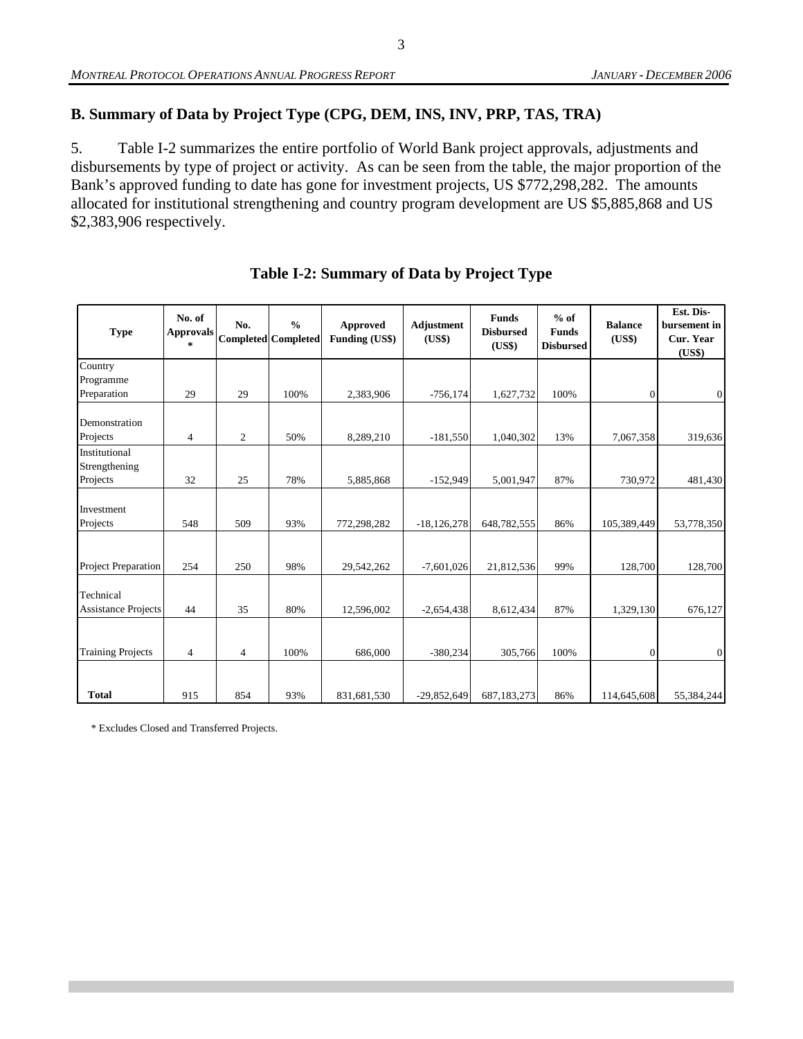## B. Summary of Data by Project Type (CPG, DEM, INS, INV, PRP, TAS, TRA)

5. Table I-2 summarizes the entire portfolio of World Bank project approvals, adjustments and disbursements by type of project or activity. As can be seen from the table, the major proportion of the Bank's approved funding to date has gone for investment projects, US $772,298,282. The amounts allocated for institutional strengthening and country program development are US $5,885,868 and US $2,383,906 respectively.

### Table I-2: Summary of Data by Project Type

| Type | No. of Approvals * | No. Completed | % Completed | Approved Funding (US$) | Adjustment (US$) | Funds Disbursed (US$) | % of Funds Disbursed | Balance (US$) | Est. Dis-bursement in Cur. Year (US$) |
|---|---|---|---|---|---|---|---|---|---|
| Country Programme Preparation | 29 | 29 | 100% | 2,383,906 | -756,174 | 1,627,732 | 100% | 0 | 0 |
| Demonstration Projects | 4 | 2 | 50% | 8,289,210 | -181,550 | 1,040,302 | 13% | 7,067,358 | 319,636 |
| Institutional Strengthening Projects | 32 | 25 | 78% | 5,885,868 | -152,949 | 5,001,947 | 87% | 730,972 | 481,430 |
| Investment Projects | 548 | 509 | 93% | 772,298,282 | -18,126,278 | 648,782,555 | 86% | 105,389,449 | 53,778,350 |
| Project Preparation | 254 | 250 | 98% | 29,542,262 | -7,601,026 | 21,812,536 | 99% | 128,700 | 128,700 |
| Technical Assistance Projects | 44 | 35 | 80% | 12,596,002 | -2,654,438 | 8,612,434 | 87% | 1,329,130 | 676,127 |
| Training Projects | 4 | 4 | 100% | 686,000 | -380,234 | 305,766 | 100% | 0 | 0 |
| **Total** | 915 | 854 | 93% | 831,681,530 | -29,852,649 | 687,183,273 | 86% | 114,645,608 | 55,384,244 |

\* Excludes Closed and Transferred Projects.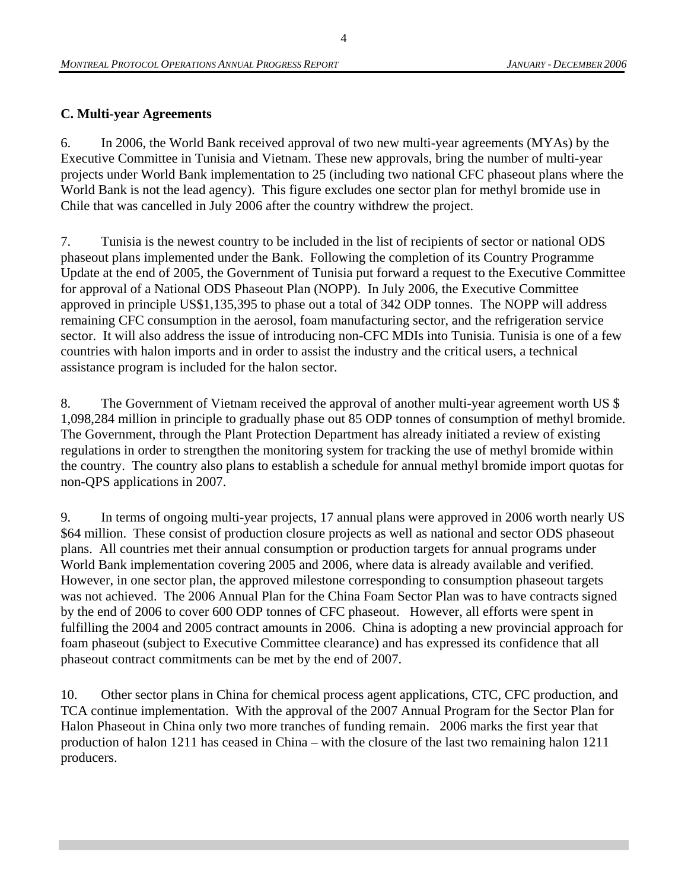### C. Multi-year Agreements

6. In 2006, the World Bank received approval of two new multi-year agreements (MYAs) by the Executive Committee in Tunisia and Vietnam. These new approvals, bring the number of multi-year projects under World Bank implementation to 25 (including two national CFC phaseout plans where the World Bank is not the lead agency). This figure excludes one sector plan for methyl bromide use in Chile that was cancelled in July 2006 after the country withdrew the project.

7. Tunisia is the newest country to be included in the list of recipients of sector or national ODS phaseout plans implemented under the Bank. Following the completion of its Country Programme Update at the end of 2005, the Government of Tunisia put forward a request to the Executive Committee for approval of a National ODS Phaseout Plan (NOPP). In July 2006, the Executive Committee approved in principle US$1,135,395 to phase out a total of 342 ODP tonnes. The NOPP will address remaining CFC consumption in the aerosol, foam manufacturing sector, and the refrigeration service sector. It will also address the issue of introducing non-CFC MDIs into Tunisia. Tunisia is one of a few countries with halon imports and in order to assist the industry and the critical users, a technical assistance program is included for the halon sector.

8. The Government of Vietnam received the approval of another multi-year agreement worth US $ 1,098,284 million in principle to gradually phase out 85 ODP tonnes of consumption of methyl bromide. The Government, through the Plant Protection Department has already initiated a review of existing regulations in order to strengthen the monitoring system for tracking the use of methyl bromide within the country. The country also plans to establish a schedule for annual methyl bromide import quotas for non-QPS applications in 2007.

9. In terms of ongoing multi-year projects, 17 annual plans were approved in 2006 worth nearly US $64 million. These consist of production closure projects as well as national and sector ODS phaseout plans. All countries met their annual consumption or production targets for annual programs under World Bank implementation covering 2005 and 2006, where data is already available and verified. However, in one sector plan, the approved milestone corresponding to consumption phaseout targets was not achieved. The 2006 Annual Plan for the China Foam Sector Plan was to have contracts signed by the end of 2006 to cover 600 ODP tonnes of CFC phaseout. However, all efforts were spent in fulfilling the 2004 and 2005 contract amounts in 2006. China is adopting a new provincial approach for foam phaseout (subject to Executive Committee clearance) and has expressed its confidence that all phaseout contract commitments can be met by the end of 2007.

10. Other sector plans in China for chemical process agent applications, CTC, CFC production, and TCA continue implementation. With the approval of the 2007 Annual Program for the Sector Plan for Halon Phaseout in China only two more tranches of funding remain. 2006 marks the first year that production of halon 1211 has ceased in China – with the closure of the last two remaining halon 1211 producers.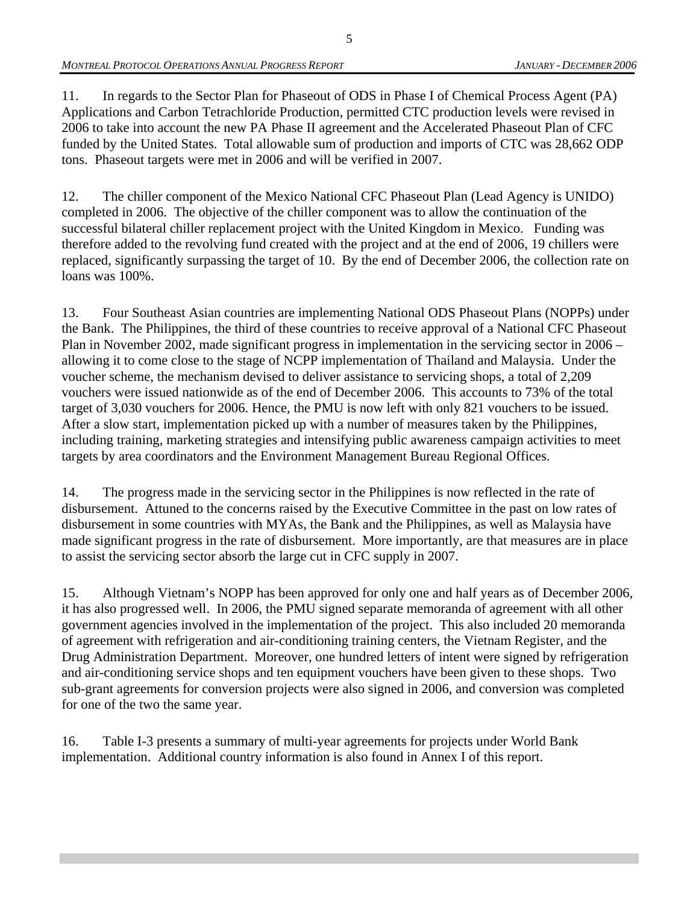11. In regards to the Sector Plan for Phaseout of ODS in Phase I of Chemical Process Agent (PA) Applications and Carbon Tetrachloride Production, permitted CTC production levels were revised in 2006 to take into account the new PA Phase II agreement and the Accelerated Phaseout Plan of CFC funded by the United States. Total allowable sum of production and imports of CTC was 28,662 ODP tons. Phaseout targets were met in 2006 and will be verified in 2007.

12. The chiller component of the Mexico National CFC Phaseout Plan (Lead Agency is UNIDO) completed in 2006. The objective of the chiller component was to allow the continuation of the successful bilateral chiller replacement project with the United Kingdom in Mexico. Funding was therefore added to the revolving fund created with the project and at the end of 2006, 19 chillers were replaced, significantly surpassing the target of 10. By the end of December 2006, the collection rate on loans was 100%.

13. Four Southeast Asian countries are implementing National ODS Phaseout Plans (NOPPs) under the Bank. The Philippines, the third of these countries to receive approval of a National CFC Phaseout Plan in November 2002, made significant progress in implementation in the servicing sector in 2006 – allowing it to come close to the stage of NCPP implementation of Thailand and Malaysia. Under the voucher scheme, the mechanism devised to deliver assistance to servicing shops, a total of 2,209 vouchers were issued nationwide as of the end of December 2006. This accounts to 73% of the total target of 3,030 vouchers for 2006. Hence, the PMU is now left with only 821 vouchers to be issued. After a slow start, implementation picked up with a number of measures taken by the Philippines, including training, marketing strategies and intensifying public awareness campaign activities to meet targets by area coordinators and the Environment Management Bureau Regional Offices.

14. The progress made in the servicing sector in the Philippines is now reflected in the rate of disbursement. Attuned to the concerns raised by the Executive Committee in the past on low rates of disbursement in some countries with MYAs, the Bank and the Philippines, as well as Malaysia have made significant progress in the rate of disbursement. More importantly, are that measures are in place to assist the servicing sector absorb the large cut in CFC supply in 2007.

15. Although Vietnam's NOPP has been approved for only one and half years as of December 2006, it has also progressed well. In 2006, the PMU signed separate memoranda of agreement with all other government agencies involved in the implementation of the project. This also included 20 memoranda of agreement with refrigeration and air-conditioning training centers, the Vietnam Register, and the Drug Administration Department. Moreover, one hundred letters of intent were signed by refrigeration and air-conditioning service shops and ten equipment vouchers have been given to these shops. Two sub-grant agreements for conversion projects were also signed in 2006, and conversion was completed for one of the two the same year.

16. Table I-3 presents a summary of multi-year agreements for projects under World Bank implementation. Additional country information is also found in Annex I of this report.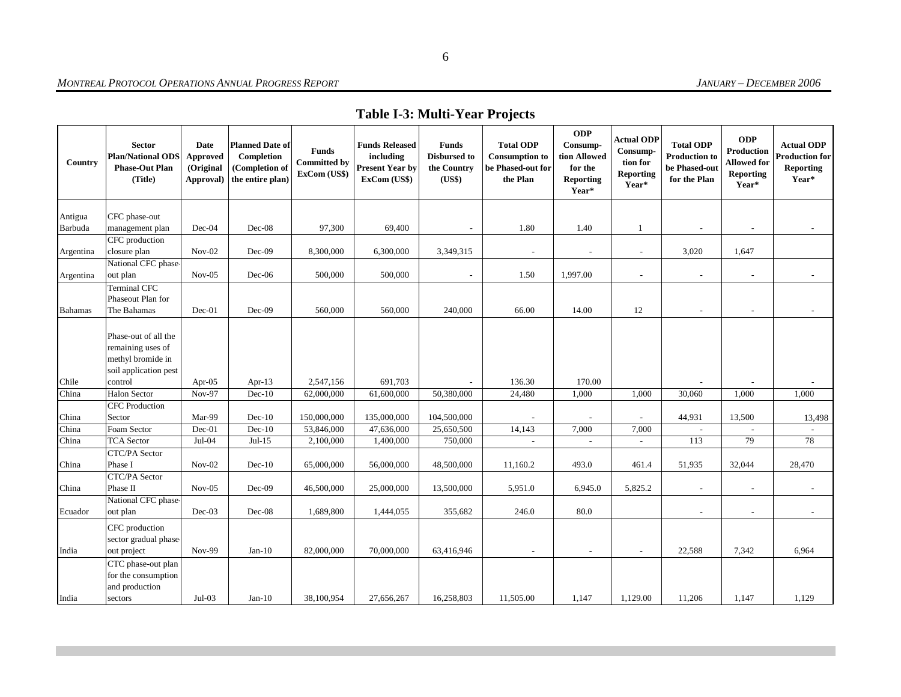## Table I-3: Multi-Year Projects

| Country | Sector Plan/National ODS Phase-Out Plan (Title) | Date Approved (Original Approval) | Planned Date of Completion (Completion of the entire plan) | Funds Committed by ExCom (US$) | Funds Released including Present Year by ExCom (US$) | Funds Disbursed to the Country (US$) | Total ODP Consumption to be Phased-out for the Plan | ODP Consump-tion Allowed for the Reporting Year* | Actual ODP Consump-tion for Reporting Year* | Total ODP Production to be Phased-out for the Plan | ODP Production Allowed for Reporting Year* | Actual ODP Production for Reporting Year* |
|---|---|---|---|---|---|---|---|---|---|---|---|---|
| Antigua Barbuda | CFC phase-out management plan | Dec-04 | Dec-08 | 97,300 | 69,400 | - | 1.80 | 1.40 | 1 | - | - | - |
| Argentina | CFC production closure plan | Nov-02 | Dec-09 | 8,300,000 | 6,300,000 | 3,349,315 | - | - | - | 3,020 | 1,647 | |
| Argentina | National CFC phase-out plan | Nov-05 | Dec-06 | 500,000 | 500,000 | - | 1.50 | 1,997.00 | - | - | - | - |
| Bahamas | Terminal CFC Phaseout Plan for The Bahamas | Dec-01 | Dec-09 | 560,000 | 560,000 | 240,000 | 66.00 | 14.00 | 12 | - | - | - |
| Chile | Phase-out of all the remaining uses of methyl bromide in soil application pest control | Apr-05 | Apr-13 | 2,547,156 | 691,703 | - | 136.30 | 170.00 | | - | - | - |
| China | Halon Sector | Nov-97 | Dec-10 | 62,000,000 | 61,600,000 | 50,380,000 | 24,480 | 1,000 | 1,000 | 30,060 | 1,000 | 1,000 |
| China | CFC Production Sector | Mar-99 | Dec-10 | 150,000,000 | 135,000,000 | 104,500,000 | - | - | - | 44,931 | 13,500 | 13,498 |
| China | Foam Sector | Dec-01 | Dec-10 | 53,846,000 | 47,636,000 | 25,650,500 | 14,143 | 7,000 | 7,000 | - | - | - |
| China | TCA Sector | Jul-04 | Jul-15 | 2,100,000 | 1,400,000 | 750,000 | - | - | - | 113 | 79 | 78 |
| China | CTC/PA Sector Phase I | Nov-02 | Dec-10 | 65,000,000 | 56,000,000 | 48,500,000 | 11,160.2 | 493.0 | 461.4 | 51,935 | 32,044 | 28,470 |
| China | CTC/PA Sector Phase II | Nov-05 | Dec-09 | 46,500,000 | 25,000,000 | 13,500,000 | 5,951.0 | 6,945.0 | 5,825.2 | - | - | - |
| Ecuador | National CFC phase-out plan | Dec-03 | Dec-08 | 1,689,800 | 1,444,055 | 355,682 | 246.0 | 80.0 | | - | - | - |
| India | CFC production sector gradual phase-out project | Nov-99 | Jan-10 | 82,000,000 | 70,000,000 | 63,416,946 | - | - | - | 22,588 | 7,342 | 6,964 |
| India | CTC phase-out plan for the consumption and production sectors | Jul-03 | Jan-10 | 38,100,954 | 27,656,267 | 16,258,803 | 11,505.00 | 1,147 | 1,129.00 | 11,206 | 1,147 | 1,129 |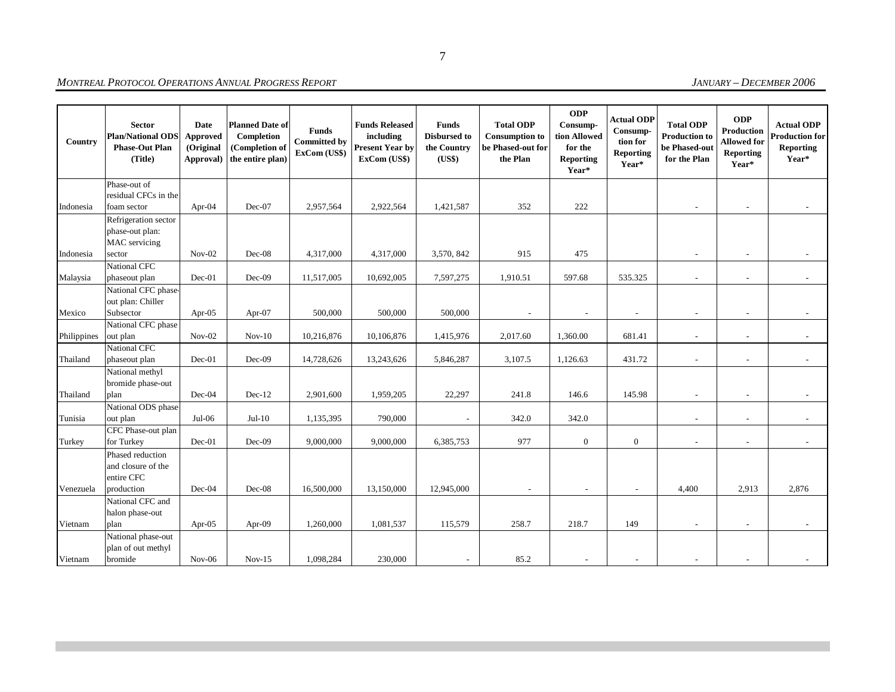| Country | Sector Plan/National ODS Phase-Out Plan (Title) | Date Approved (Original Approval) | Planned Date of Completion (Completion of the entire plan) | Funds Committed by ExCom (US$) | Funds Released including Present Year by ExCom (US$) | Funds Disbursed to the Country (US$) | Total ODP Consumption to be Phased-out for the Plan | ODP Consump-tion Allowed for the Reporting Year* | Actual ODP Consump-tion for Reporting Year* | Total ODP Production to be Phased-out for the Plan | ODP Production Allowed for Reporting Year* | Actual ODP Production for Reporting Year* |
|---|---|---|---|---|---|---|---|---|---|---|---|---|
| Indonesia | Phase-out of residual CFCs in the foam sector | Apr-04 | Dec-07 | 2,957,564 | 2,922,564 | 1,421,587 | 352 | 222 | | - | - | - |
| Indonesia | Refrigeration sector phase-out plan: MAC servicing sector | Nov-02 | Dec-08 | 4,317,000 | 4,317,000 | 3,570, 842 | 915 | 475 | | - | - | - |
| Malaysia | National CFC phaseout plan | Dec-01 | Dec-09 | 11,517,005 | 10,692,005 | 7,597,275 | 1,910.51 | 597.68 | 535.325 | - | - | - |
| Mexico | National CFC phase-out plan: Chiller Subsector | Apr-05 | Apr-07 | 500,000 | 500,000 | 500,000 | - | - | - | - | - | - |
| Philippines | National CFC phase out plan | Nov-02 | Nov-10 | 10,216,876 | 10,106,876 | 1,415,976 | 2,017.60 | 1,360.00 | 681.41 | - | - | - |
| Thailand | National CFC phaseout plan | Dec-01 | Dec-09 | 14,728,626 | 13,243,626 | 5,846,287 | 3,107.5 | 1,126.63 | 431.72 | - | - | - |
| Thailand | National methyl bromide phase-out plan | Dec-04 | Dec-12 | 2,901,600 | 1,959,205 | 22,297 | 241.8 | 146.6 | 145.98 | - | - | - |
| Tunisia | National ODS phase-out plan | Jul-06 | Jul-10 | 1,135,395 | 790,000 | - | 342.0 | 342.0 | | - | - | - |
| Turkey | CFC Phase-out plan for Turkey | Dec-01 | Dec-09 | 9,000,000 | 9,000,000 | 6,385,753 | 977 | 0 | 0 | - | - | - |
| Venezuela | Phased reduction and closure of the entire CFC production | Dec-04 | Dec-08 | 16,500,000 | 13,150,000 | 12,945,000 | - | - | - | 4,400 | 2,913 | 2,876 |
| Vietnam | National CFC and halon phase-out plan | Apr-05 | Apr-09 | 1,260,000 | 1,081,537 | 115,579 | 258.7 | 218.7 | 149 | - | - | - |
| Vietnam | National phase-out plan of out methyl bromide | Nov-06 | Nov-15 | 1,098,284 | 230,000 | - | 85.2 | - | - | - | - | - |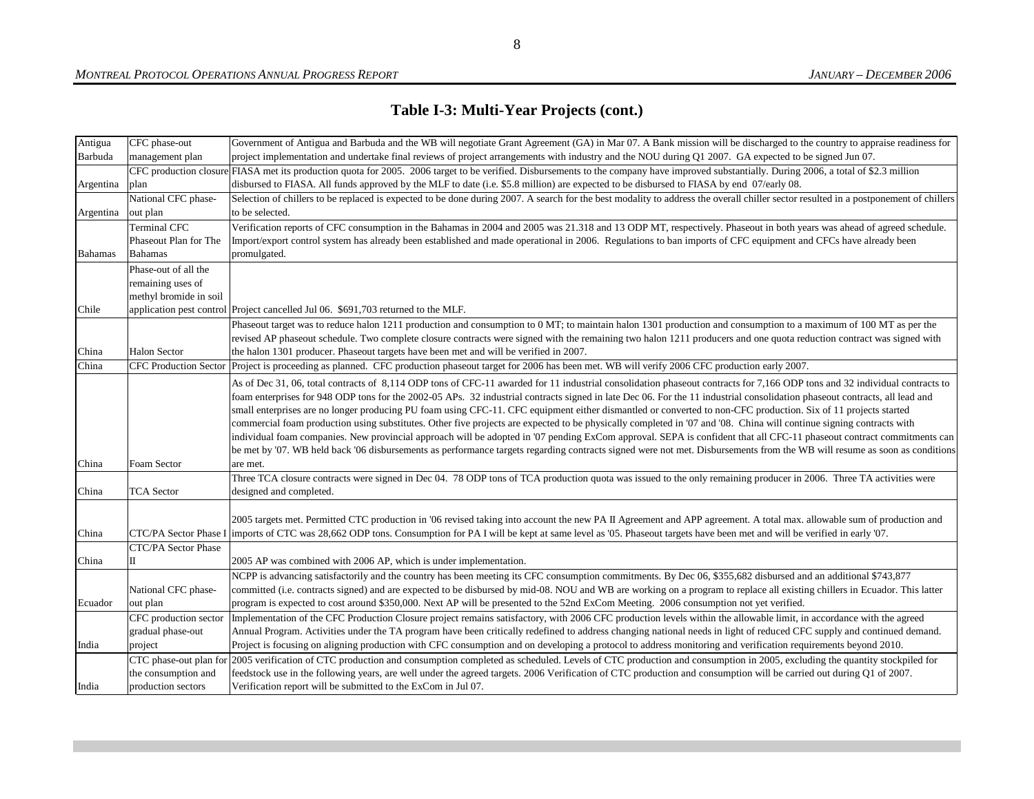# Table I-3: Multi-Year Projects (cont.)

| | | |
|---|---|---|
| Antigua Barbuda | CFC phase-out management plan | Government of Antigua and Barbuda and the WB will negotiate Grant Agreement (GA) in Mar 07. A Bank mission will be discharged to the country to appraise readiness for project implementation and undertake final reviews of project arrangements with industry and the NOU during Q1 2007. GA expected to be signed Jun 07. |
| Argentina | CFC production closure plan | FIASA met its production quota for 2005. 2006 target to be verified. Disbursements to the company have improved substantially. During 2006, a total of $2.3 million disbursed to FIASA. All funds approved by the MLF to date (i.e. $5.8 million) are expected to be disbursed to FIASA by end 07/early 08. |
| Argentina | National CFC phase-out plan | Selection of chillers to be replaced is expected to be done during 2007. A search for the best modality to address the overall chiller sector resulted in a postponement of chillers to be selected. |
| Bahamas | Terminal CFC Phaseout Plan for The Bahamas | Verification reports of CFC consumption in the Bahamas in 2004 and 2005 was 21.318 and 13 ODP MT, respectively. Phaseout in both years was ahead of agreed schedule. Import/export control system has already been established and made operational in 2006. Regulations to ban imports of CFC equipment and CFCs have already been promulgated. |
| Chile | Phase-out of all the remaining uses of methyl bromide in soil application pest control | Project cancelled Jul 06. $691,703 returned to the MLF. |
| China | Halon Sector | Phaseout target was to reduce halon 1211 production and consumption to 0 MT; to maintain halon 1301 production and consumption to a maximum of 100 MT as per the revised AP phaseout schedule. Two complete closure contracts were signed with the remaining two halon 1211 producers and one quota reduction contract was signed with the halon 1301 producer. Phaseout targets have been met and will be verified in 2007. |
| China | CFC Production Sector | Project is proceeding as planned. CFC production phaseout target for 2006 has been met. WB will verify 2006 CFC production early 2007. |
| China | Foam Sector | As of Dec 31, 06, total contracts of 8,114 ODP tons of CFC-11 awarded for 11 industrial consolidation phaseout contracts for 7,166 ODP tons and 32 individual contracts to foam enterprises for 948 ODP tons for the 2002-05 APs. 32 industrial contracts signed in late Dec 06. For the 11 industrial consolidation phaseout contracts, all lead and small enterprises are no longer producing PU foam using CFC-11. CFC equipment either dismantled or converted to non-CFC production. Six of 11 projects started commercial foam production using substitutes. Other five projects are expected to be physically completed in '07 and '08. China will continue signing contracts with individual foam companies. New provincial approach will be adopted in '07 pending ExCom approval. SEPA is confident that all CFC-11 phaseout contract commitments can be met by '07. WB held back '06 disbursements as performance targets regarding contracts signed were not met. Disbursements from the WB will resume as soon as conditions are met. |
| China | TCA Sector | Three TCA closure contracts were signed in Dec 04. 78 ODP tons of TCA production quota was issued to the only remaining producer in 2006. Three TA activities were designed and completed. |
| China | CTC/PA Sector Phase I | 2005 targets met. Permitted CTC production in '06 revised taking into account the new PA II Agreement and APP agreement. A total max. allowable sum of production and imports of CTC was 28,662 ODP tons. Consumption for PA I will be kept at same level as '05. Phaseout targets have been met and will be verified in early '07. |
| China | CTC/PA Sector Phase II | 2005 AP was combined with 2006 AP, which is under implementation. |
| Ecuador | National CFC phase-out plan | NCPP is advancing satisfactorily and the country has been meeting its CFC consumption commitments. By Dec 06, $355,682 disbursed and an additional $743,877 committed (i.e. contracts signed) and are expected to be disbursed by mid-08. NOU and WB are working on a program to replace all existing chillers in Ecuador. This latter program is expected to cost around $350,000. Next AP will be presented to the 52nd ExCom Meeting. 2006 consumption not yet verified. |
| India | CFC production sector gradual phase-out project | Implementation of the CFC Production Closure project remains satisfactory, with 2006 CFC production levels within the allowable limit, in accordance with the agreed Annual Program. Activities under the TA program have been critically redefined to address changing national needs in light of reduced CFC supply and continued demand. Project is focusing on aligning production with CFC consumption and on developing a protocol to address monitoring and verification requirements beyond 2010. |
| India | CTC phase-out plan for the consumption and production sectors | 2005 verification of CTC production and consumption completed as scheduled. Levels of CTC production and consumption in 2005, excluding the quantity stockpiled for feedstock use in the following years, are well under the agreed targets. 2006 Verification of CTC production and consumption will be carried out during Q1 of 2007. Verification report will be submitted to the ExCom in Jul 07. |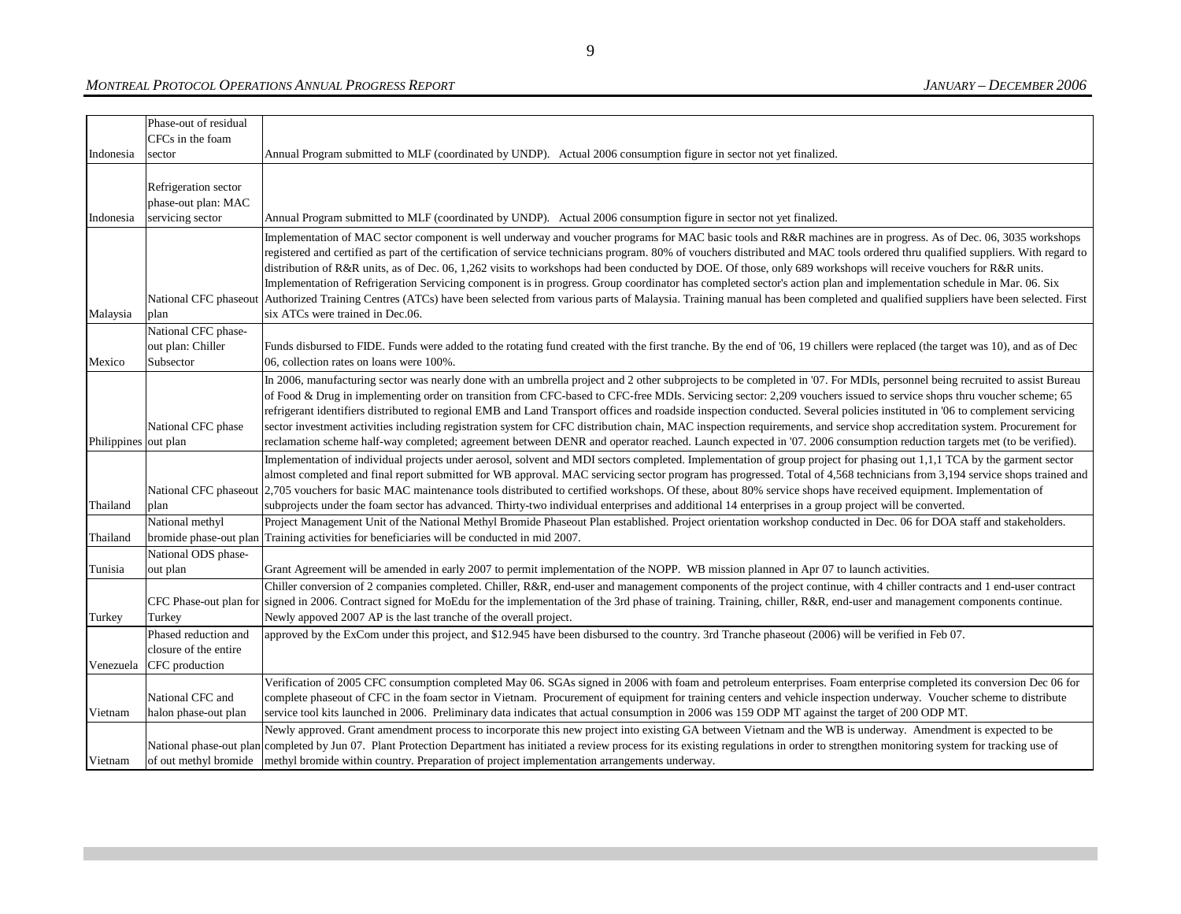| | | |
|---|---|---|
| Indonesia | Phase-out of residual CFCs in the foam sector | Annual Program submitted to MLF (coordinated by UNDP). Actual 2006 consumption figure in sector not yet finalized. |
| Indonesia | Refrigeration sector phase-out plan: MAC servicing sector | Annual Program submitted to MLF (coordinated by UNDP). Actual 2006 consumption figure in sector not yet finalized. |
| Malaysia | National CFC phaseout plan | Implementation of MAC sector component is well underway and voucher programs for MAC basic tools and R&R machines are in progress. As of Dec. 06, 3035 workshops registered and certified as part of the certification of service technicians program. 80% of vouchers distributed and MAC tools ordered thru qualified suppliers. With regard to distribution of R&R units, as of Dec. 06, 1,262 visits to workshops had been conducted by DOE. Of those, only 689 workshops will receive vouchers for R&R units. Implementation of Refrigeration Servicing component is in progress. Group coordinator has completed sector's action plan and implementation schedule in Mar. 06. Six Authorized Training Centres (ATCs) have been selected from various parts of Malaysia. Training manual has been completed and qualified suppliers have been selected. First six ATCs were trained in Dec.06. |
| Mexico | National CFC phase-out plan: Chiller Subsector | Funds disbursed to FIDE. Funds were added to the rotating fund created with the first tranche. By the end of '06, 19 chillers were replaced (the target was 10), and as of Dec 06, collection rates on loans were 100%. |
| Philippines | National CFC phase out plan | In 2006, manufacturing sector was nearly done with an umbrella project and 2 other subprojects to be completed in '07. For MDIs, personnel being recruited to assist Bureau of Food & Drug in implementing order on transition from CFC-based to CFC-free MDIs. Servicing sector: 2,209 vouchers issued to service shops thru voucher scheme; 65 refrigerant identifiers distributed to regional EMB and Land Transport offices and roadside inspection conducted. Several policies instituted in '06 to complement servicing sector investment activities including registration system for CFC distribution chain, MAC inspection requirements, and service shop accreditation system. Procurement for reclamation scheme half-way completed; agreement between DENR and operator reached. Launch expected in '07. 2006 consumption reduction targets met (to be verified). |
| Thailand | National CFC phaseout plan | Implementation of individual projects under aerosol, solvent and MDI sectors completed. Implementation of group project for phasing out 1,1,1 TCA by the garment sector almost completed and final report submitted for WB approval. MAC servicing sector program has progressed. Total of 4,568 technicians from 3,194 service shops trained and 2,705 vouchers for basic MAC maintenance tools distributed to certified workshops. Of these, about 80% service shops have received equipment. Implementation of subprojects under the foam sector has advanced. Thirty-two individual enterprises and additional 14 enterprises in a group project will be converted. |
| Thailand | National methyl bromide phase-out plan | Project Management Unit of the National Methyl Bromide Phaseout Plan established. Project orientation workshop conducted in Dec. 06 for DOA staff and stakeholders. Training activities for beneficiaries will be conducted in mid 2007. |
| Tunisia | National ODS phase-out plan | Grant Agreement will be amended in early 2007 to permit implementation of the NOPP. WB mission planned in Apr 07 to launch activities. |
| Turkey | CFC Phase-out plan for Turkey | Chiller conversion of 2 companies completed. Chiller, R&R, end-user and management components of the project continue, with 4 chiller contracts and 1 end-user contract signed in 2006. Contract signed for MoEdu for the implementation of the 3rd phase of training. Training, chiller, R&R, end-user and management components continue. Newly appoved 2007 AP is the last tranche of the overall project. |
| Venezuela | Phased reduction and closure of the entire CFC production | approved by the ExCom under this project, and $12.945 have been disbursed to the country. 3rd Tranche phaseout (2006) will be verified in Feb 07. |
| Vietnam | National CFC and halon phase-out plan | Verification of 2005 CFC consumption completed May 06. SGAs signed in 2006 with foam and petroleum enterprises. Foam enterprise completed its conversion Dec 06 for complete phaseout of CFC in the foam sector in Vietnam. Procurement of equipment for training centers and vehicle inspection underway. Voucher scheme to distribute service tool kits launched in 2006. Preliminary data indicates that actual consumption in 2006 was 159 ODP MT against the target of 200 ODP MT. |
| Vietnam | National phase-out plan of out methyl bromide | Newly approved. Grant amendment process to incorporate this new project into existing GA between Vietnam and the WB is underway. Amendment is expected to be completed by Jun 07. Plant Protection Department has initiated a review process for its existing regulations in order to strengthen monitoring system for tracking use of methyl bromide within country. Preparation of project implementation arrangements underway. |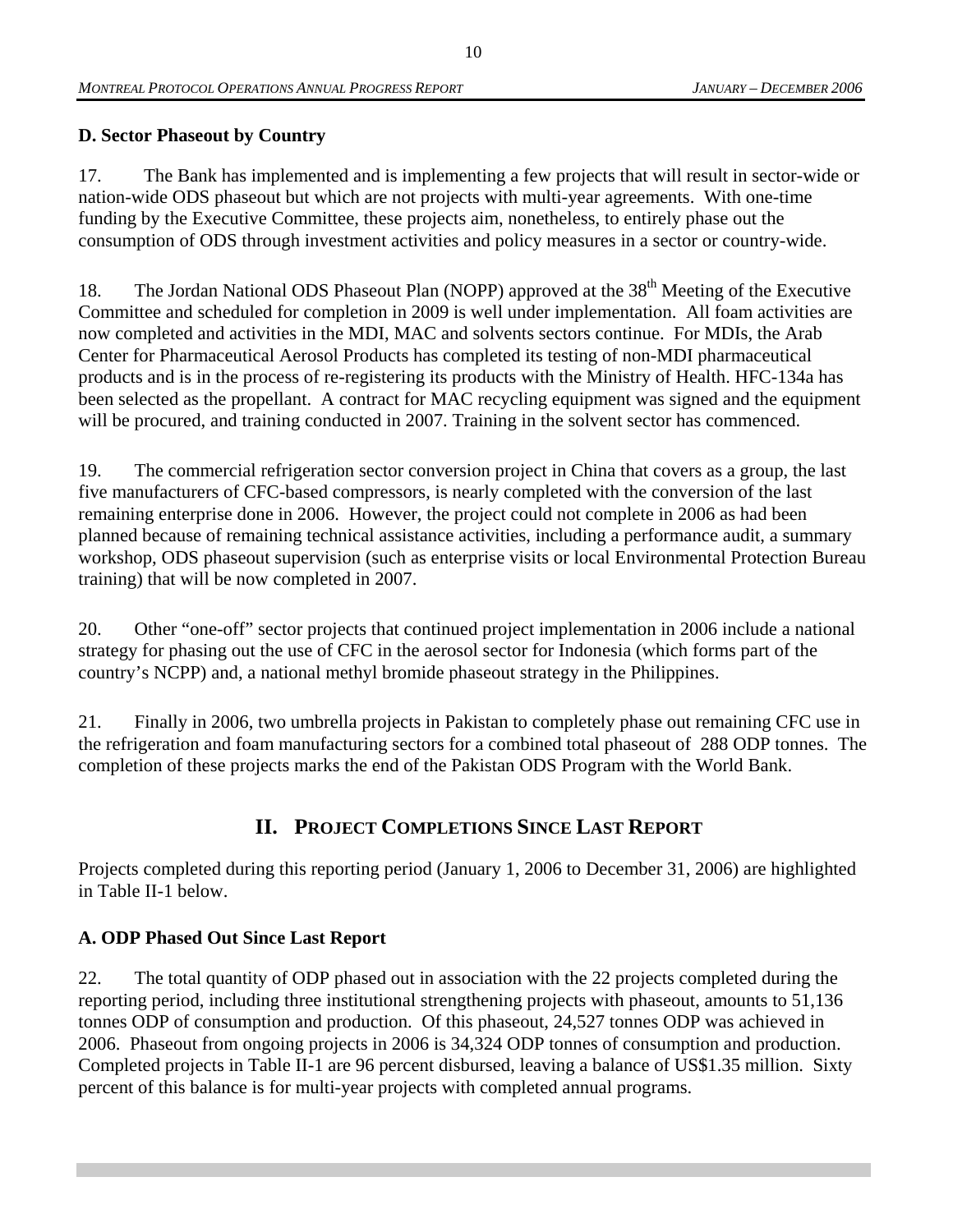### D. Sector Phaseout by Country

17. The Bank has implemented and is implementing a few projects that will result in sector-wide or nation-wide ODS phaseout but which are not projects with multi-year agreements. With one-time funding by the Executive Committee, these projects aim, nonetheless, to entirely phase out the consumption of ODS through investment activities and policy measures in a sector or country-wide.

18. The Jordan National ODS Phaseout Plan (NOPP) approved at the 38th Meeting of the Executive Committee and scheduled for completion in 2009 is well under implementation. All foam activities are now completed and activities in the MDI, MAC and solvents sectors continue. For MDIs, the Arab Center for Pharmaceutical Aerosol Products has completed its testing of non-MDI pharmaceutical products and is in the process of re-registering its products with the Ministry of Health. HFC-134a has been selected as the propellant. A contract for MAC recycling equipment was signed and the equipment will be procured, and training conducted in 2007. Training in the solvent sector has commenced.

19. The commercial refrigeration sector conversion project in China that covers as a group, the last five manufacturers of CFC-based compressors, is nearly completed with the conversion of the last remaining enterprise done in 2006. However, the project could not complete in 2006 as had been planned because of remaining technical assistance activities, including a performance audit, a summary workshop, ODS phaseout supervision (such as enterprise visits or local Environmental Protection Bureau training) that will be now completed in 2007.

20. Other "one-off" sector projects that continued project implementation in 2006 include a national strategy for phasing out the use of CFC in the aerosol sector for Indonesia (which forms part of the country's NCPP) and, a national methyl bromide phaseout strategy in the Philippines.

21. Finally in 2006, two umbrella projects in Pakistan to completely phase out remaining CFC use in the refrigeration and foam manufacturing sectors for a combined total phaseout of 288 ODP tonnes. The completion of these projects marks the end of the Pakistan ODS Program with the World Bank.

## II. Project Completions Since Last Report

Projects completed during this reporting period (January 1, 2006 to December 31, 2006) are highlighted in Table II-1 below.

### A. ODP Phased Out Since Last Report

22. The total quantity of ODP phased out in association with the 22 projects completed during the reporting period, including three institutional strengthening projects with phaseout, amounts to 51,136 tonnes ODP of consumption and production. Of this phaseout, 24,527 tonnes ODP was achieved in 2006. Phaseout from ongoing projects in 2006 is 34,324 ODP tonnes of consumption and production. Completed projects in Table II-1 are 96 percent disbursed, leaving a balance of US$1.35 million. Sixty percent of this balance is for multi-year projects with completed annual programs.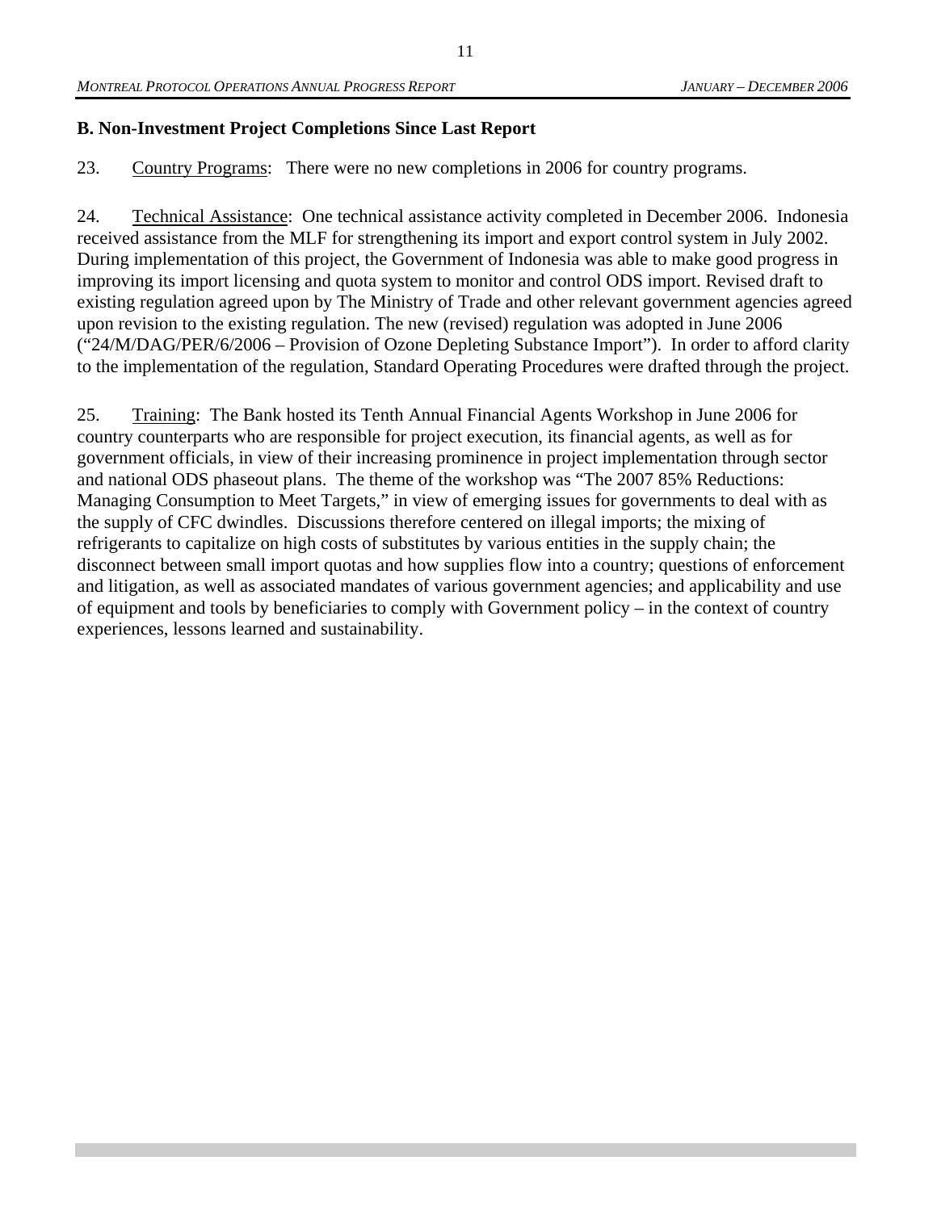## B. Non-Investment Project Completions Since Last Report

23. Country Programs: There were no new completions in 2006 for country programs.

24. Technical Assistance: One technical assistance activity completed in December 2006. Indonesia received assistance from the MLF for strengthening its import and export control system in July 2002. During implementation of this project, the Government of Indonesia was able to make good progress in improving its import licensing and quota system to monitor and control ODS import. Revised draft to existing regulation agreed upon by The Ministry of Trade and other relevant government agencies agreed upon revision to the existing regulation. The new (revised) regulation was adopted in June 2006 ("24/M/DAG/PER/6/2006 – Provision of Ozone Depleting Substance Import"). In order to afford clarity to the implementation of the regulation, Standard Operating Procedures were drafted through the project.

25. Training: The Bank hosted its Tenth Annual Financial Agents Workshop in June 2006 for country counterparts who are responsible for project execution, its financial agents, as well as for government officials, in view of their increasing prominence in project implementation through sector and national ODS phaseout plans. The theme of the workshop was "The 2007 85% Reductions: Managing Consumption to Meet Targets," in view of emerging issues for governments to deal with as the supply of CFC dwindles. Discussions therefore centered on illegal imports; the mixing of refrigerants to capitalize on high costs of substitutes by various entities in the supply chain; the disconnect between small import quotas and how supplies flow into a country; questions of enforcement and litigation, as well as associated mandates of various government agencies; and applicability and use of equipment and tools by beneficiaries to comply with Government policy – in the context of country experiences, lessons learned and sustainability.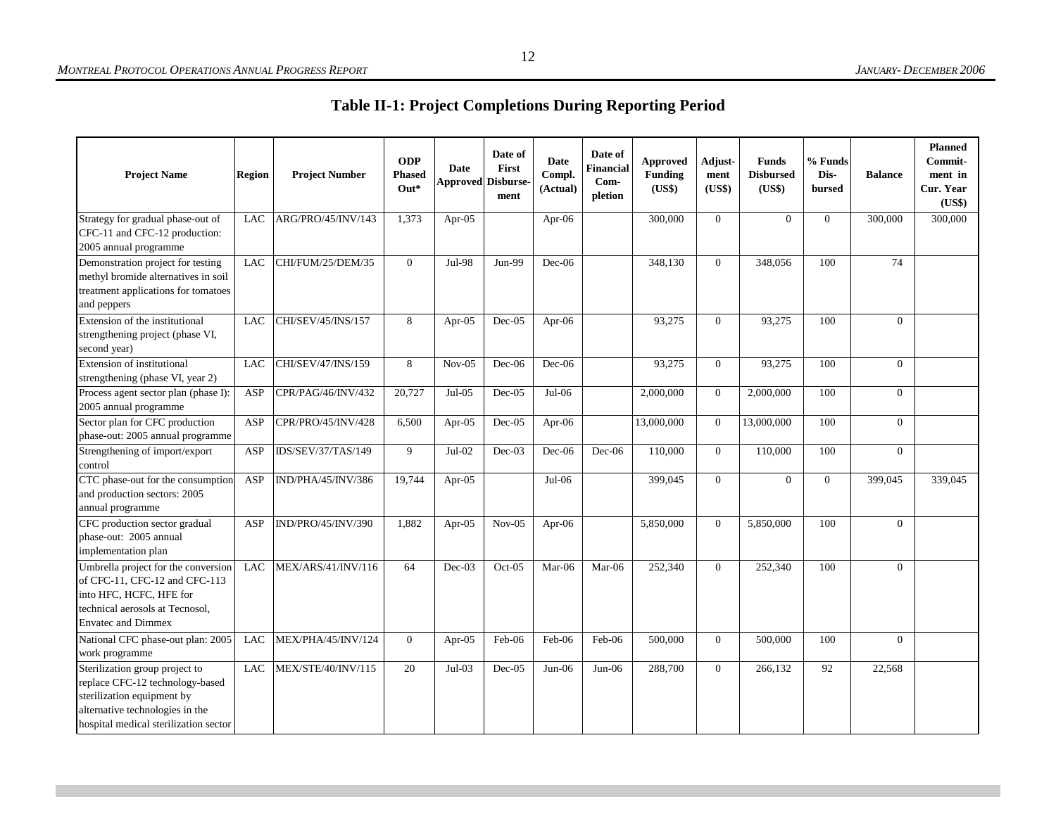# Table II-1: Project Completions During Reporting Period

| Project Name | Region | Project Number | ODP Phased Out* | Date Approved | Date of First Disbursement | Date Compl. (Actual) | Date of Financial Completion | Approved Funding (US$) | Adjustment (US$) | Funds Disbursed (US$) | % Funds Disbursed | Balance | Planned Commitment in Cur. Year (US$) |
|---|---|---|---|---|---|---|---|---|---|---|---|---|---|
| Strategy for gradual phase-out of CFC-11 and CFC-12 production: 2005 annual programme | LAC | ARG/PRO/45/INV/143 | 1,373 | Apr-05 | | Apr-06 | | 300,000 | 0 | 0 | 0 | 300,000 | 300,000 |
| Demonstration project for testing methyl bromide alternatives in soil treatment applications for tomatoes and peppers | LAC | CHI/FUM/25/DEM/35 | 0 | Jul-98 | Jun-99 | Dec-06 | | 348,130 | 0 | 348,056 | 100 | 74 | |
| Extension of the institutional strengthening project (phase VI, second year) | LAC | CHI/SEV/45/INS/157 | 8 | Apr-05 | Dec-05 | Apr-06 | | 93,275 | 0 | 93,275 | 100 | 0 | |
| Extension of institutional strengthening (phase VI, year 2) | LAC | CHI/SEV/47/INS/159 | 8 | Nov-05 | Dec-06 | Dec-06 | | 93,275 | 0 | 93,275 | 100 | 0 | |
| Process agent sector plan (phase I): 2005 annual programme | ASP | CPR/PAG/46/INV/432 | 20,727 | Jul-05 | Dec-05 | Jul-06 | | 2,000,000 | 0 | 2,000,000 | 100 | 0 | |
| Sector plan for CFC production phase-out: 2005 annual programme | ASP | CPR/PRO/45/INV/428 | 6,500 | Apr-05 | Dec-05 | Apr-06 | | 13,000,000 | 0 | 13,000,000 | 100 | 0 | |
| Strengthening of import/export control | ASP | IDS/SEV/37/TAS/149 | 9 | Jul-02 | Dec-03 | Dec-06 | Dec-06 | 110,000 | 0 | 110,000 | 100 | 0 | |
| CTC phase-out for the consumption and production sectors: 2005 annual programme | ASP | IND/PHA/45/INV/386 | 19,744 | Apr-05 | | Jul-06 | | 399,045 | 0 | 0 | 0 | 399,045 | 339,045 |
| CFC production sector gradual phase-out: 2005 annual implementation plan | ASP | IND/PRO/45/INV/390 | 1,882 | Apr-05 | Nov-05 | Apr-06 | | 5,850,000 | 0 | 5,850,000 | 100 | 0 | |
| Umbrella project for the conversion of CFC-11, CFC-12 and CFC-113 into HFC, HCFC, HFE for technical aerosols at Tecnosol, Envatec and Dimmex | LAC | MEX/ARS/41/INV/116 | 64 | Dec-03 | Oct-05 | Mar-06 | Mar-06 | 252,340 | 0 | 252,340 | 100 | 0 | |
| National CFC phase-out plan: 2005 work programme | LAC | MEX/PHA/45/INV/124 | 0 | Apr-05 | Feb-06 | Feb-06 | Feb-06 | 500,000 | 0 | 500,000 | 100 | 0 | |
| Sterilization group project to replace CFC-12 technology-based sterilization equipment by alternative technologies in the hospital medical sterilization sector | LAC | MEX/STE/40/INV/115 | 20 | Jul-03 | Dec-05 | Jun-06 | Jun-06 | 288,700 | 0 | 266,132 | 92 | 22,568 | |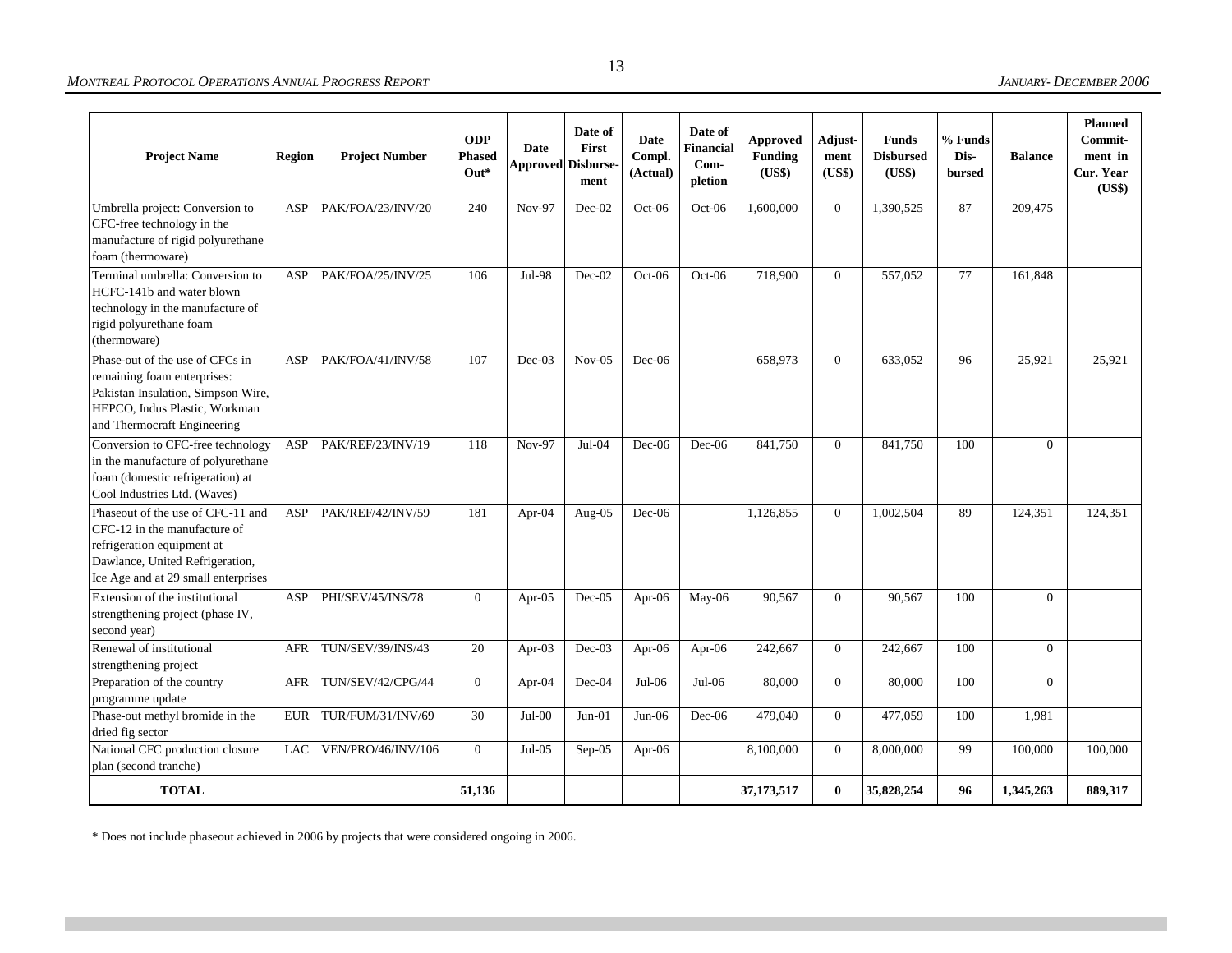| Project Name | Region | Project Number | ODP Phased Out* | Date Approved | Date of First Disburse-ment | Date Compl. (Actual) | Date of Financial Com-pletion | Approved Funding (US$) | Adjust-ment (US$) | Funds Disbursed (US$) | % Funds Dis-bursed | Balance | Planned Commit-ment in Cur. Year (US$) |
|---|---|---|---|---|---|---|---|---|---|---|---|---|---|
| Umbrella project: Conversion to CFC-free technology in the manufacture of rigid polyurethane foam (thermoware) | ASP | PAK/FOA/23/INV/20 | 240 | Nov-97 | Dec-02 | Oct-06 | Oct-06 | 1,600,000 | 0 | 1,390,525 | 87 | 209,475 | |
| Terminal umbrella: Conversion to HCFC-141b and water blown technology in the manufacture of rigid polyurethane foam (thermoware) | ASP | PAK/FOA/25/INV/25 | 106 | Jul-98 | Dec-02 | Oct-06 | Oct-06 | 718,900 | 0 | 557,052 | 77 | 161,848 | |
| Phase-out of the use of CFCs in remaining foam enterprises: Pakistan Insulation, Simpson Wire, HEPCO, Indus Plastic, Workman and Thermocraft Engineering | ASP | PAK/FOA/41/INV/58 | 107 | Dec-03 | Nov-05 | Dec-06 | | 658,973 | 0 | 633,052 | 96 | 25,921 | 25,921 |
| Conversion to CFC-free technology in the manufacture of polyurethane foam (domestic refrigeration) at Cool Industries Ltd. (Waves) | ASP | PAK/REF/23/INV/19 | 118 | Nov-97 | Jul-04 | Dec-06 | Dec-06 | 841,750 | 0 | 841,750 | 100 | 0 | |
| Phaseout of the use of CFC-11 and CFC-12 in the manufacture of refrigeration equipment at Dawlance, United Refrigeration, Ice Age and at 29 small enterprises | ASP | PAK/REF/42/INV/59 | 181 | Apr-04 | Aug-05 | Dec-06 | | 1,126,855 | 0 | 1,002,504 | 89 | 124,351 | 124,351 |
| Extension of the institutional strengthening project (phase IV, second year) | ASP | PHI/SEV/45/INS/78 | 0 | Apr-05 | Dec-05 | Apr-06 | May-06 | 90,567 | 0 | 90,567 | 100 | 0 | |
| Renewal of institutional strengthening project | AFR | TUN/SEV/39/INS/43 | 20 | Apr-03 | Dec-03 | Apr-06 | Apr-06 | 242,667 | 0 | 242,667 | 100 | 0 | |
| Preparation of the country programme update | AFR | TUN/SEV/42/CPG/44 | 0 | Apr-04 | Dec-04 | Jul-06 | Jul-06 | 80,000 | 0 | 80,000 | 100 | 0 | |
| Phase-out methyl bromide in the dried fig sector | EUR | TUR/FUM/31/INV/69 | 30 | Jul-00 | Jun-01 | Jun-06 | Dec-06 | 479,040 | 0 | 477,059 | 100 | 1,981 | |
| National CFC production closure plan (second tranche) | LAC | VEN/PRO/46/INV/106 | 0 | Jul-05 | Sep-05 | Apr-06 | | 8,100,000 | 0 | 8,000,000 | 99 | 100,000 | 100,000 |
| **TOTAL** | | | **51,136** | | | | | **37,173,517** | **0** | **35,828,254** | **96** | **1,345,263** | **889,317** |

\* Does not include phaseout achieved in 2006 by projects that were considered ongoing in 2006.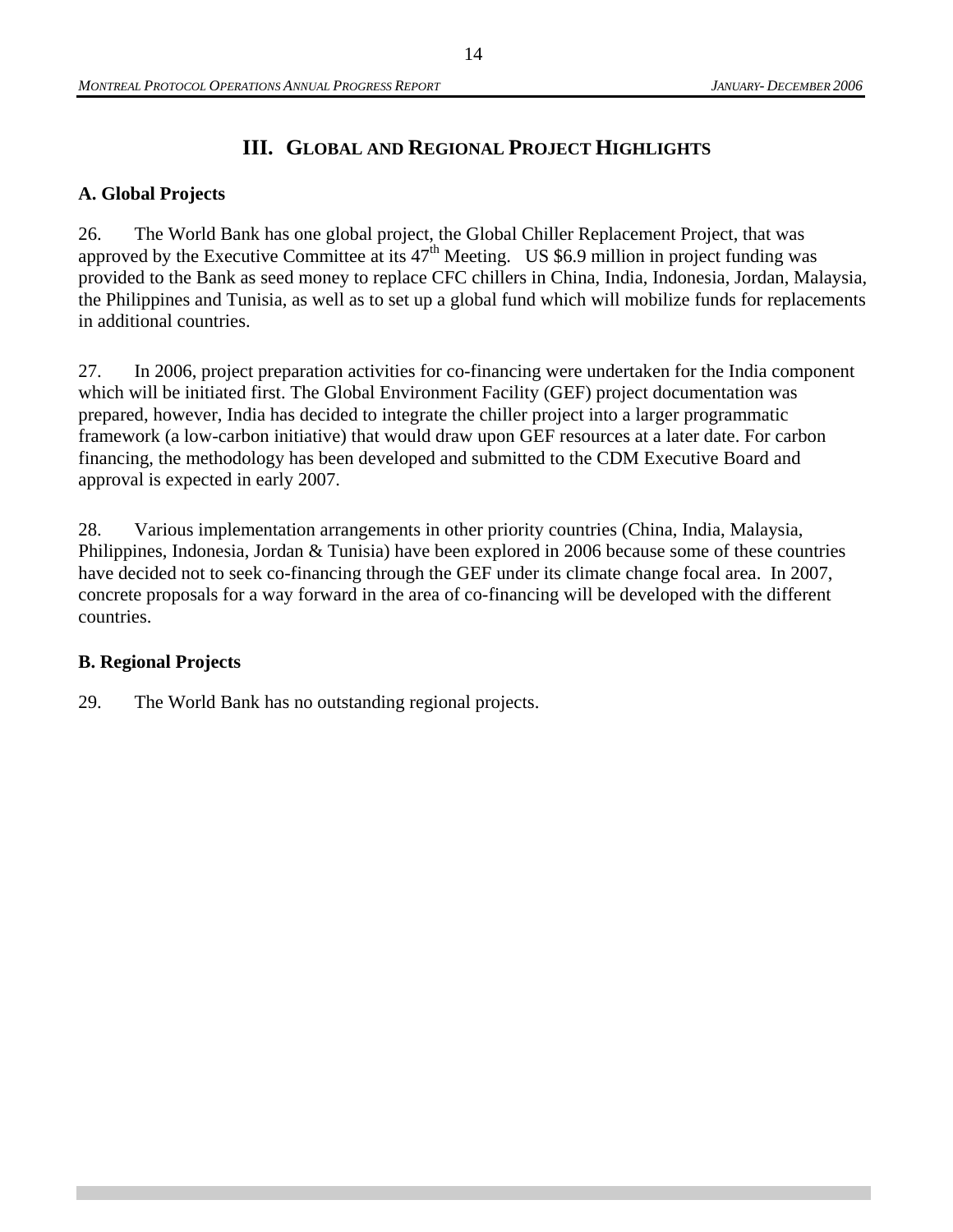# III. GLOBAL AND REGIONAL PROJECT HIGHLIGHTS

### A. Global Projects

26. The World Bank has one global project, the Global Chiller Replacement Project, that was approved by the Executive Committee at its 47th Meeting. US $6.9 million in project funding was provided to the Bank as seed money to replace CFC chillers in China, India, Indonesia, Jordan, Malaysia, the Philippines and Tunisia, as well as to set up a global fund which will mobilize funds for replacements in additional countries.

27. In 2006, project preparation activities for co-financing were undertaken for the India component which will be initiated first. The Global Environment Facility (GEF) project documentation was prepared, however, India has decided to integrate the chiller project into a larger programmatic framework (a low-carbon initiative) that would draw upon GEF resources at a later date. For carbon financing, the methodology has been developed and submitted to the CDM Executive Board and approval is expected in early 2007.

28. Various implementation arrangements in other priority countries (China, India, Malaysia, Philippines, Indonesia, Jordan & Tunisia) have been explored in 2006 because some of these countries have decided not to seek co-financing through the GEF under its climate change focal area. In 2007, concrete proposals for a way forward in the area of co-financing will be developed with the different countries.

### B. Regional Projects

29. The World Bank has no outstanding regional projects.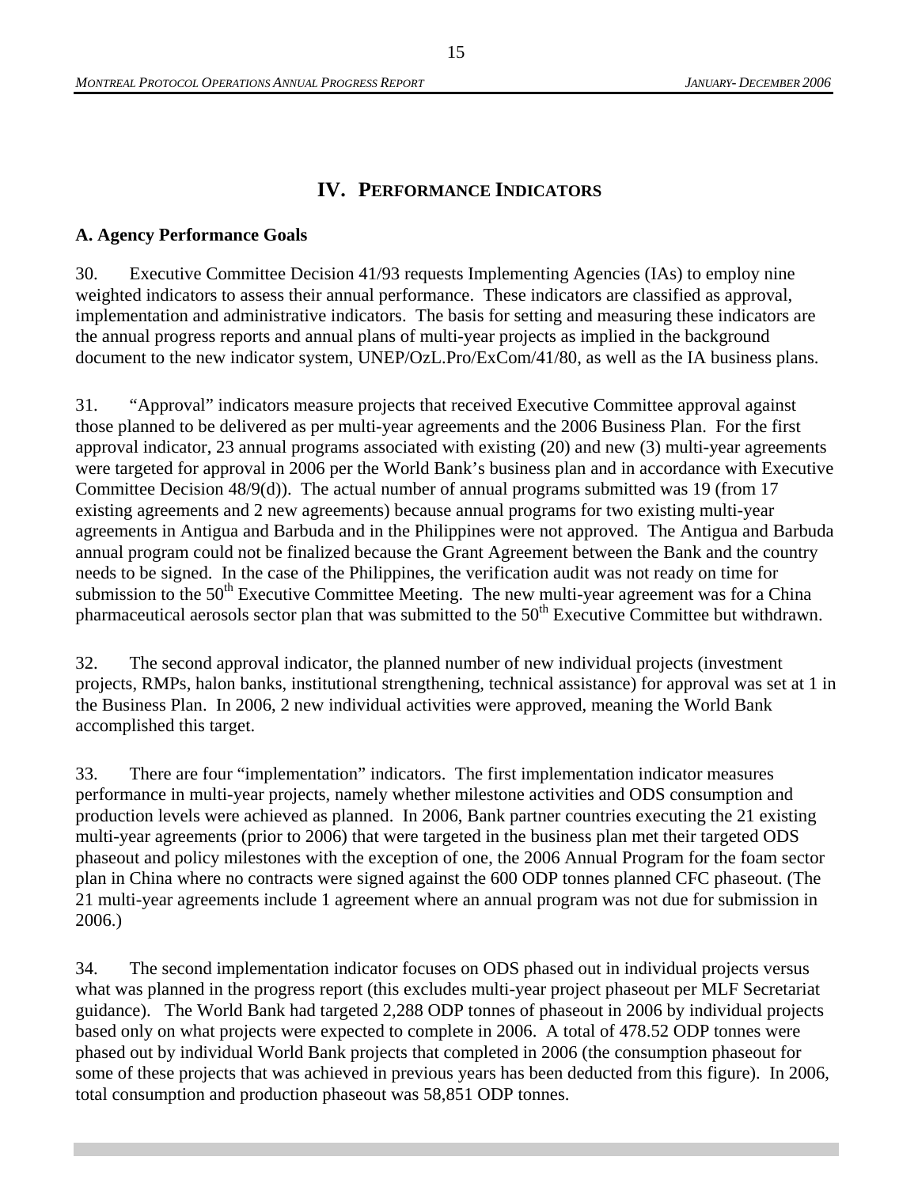## IV. PERFORMANCE INDICATORS

### A. Agency Performance Goals

30. Executive Committee Decision 41/93 requests Implementing Agencies (IAs) to employ nine weighted indicators to assess their annual performance. These indicators are classified as approval, implementation and administrative indicators. The basis for setting and measuring these indicators are the annual progress reports and annual plans of multi-year projects as implied in the background document to the new indicator system, UNEP/OzL.Pro/ExCom/41/80, as well as the IA business plans.

31. "Approval" indicators measure projects that received Executive Committee approval against those planned to be delivered as per multi-year agreements and the 2006 Business Plan. For the first approval indicator, 23 annual programs associated with existing (20) and new (3) multi-year agreements were targeted for approval in 2006 per the World Bank's business plan and in accordance with Executive Committee Decision 48/9(d)). The actual number of annual programs submitted was 19 (from 17 existing agreements and 2 new agreements) because annual programs for two existing multi-year agreements in Antigua and Barbuda and in the Philippines were not approved. The Antigua and Barbuda annual program could not be finalized because the Grant Agreement between the Bank and the country needs to be signed. In the case of the Philippines, the verification audit was not ready on time for submission to the 50th Executive Committee Meeting. The new multi-year agreement was for a China pharmaceutical aerosols sector plan that was submitted to the 50th Executive Committee but withdrawn.

32. The second approval indicator, the planned number of new individual projects (investment projects, RMPs, halon banks, institutional strengthening, technical assistance) for approval was set at 1 in the Business Plan. In 2006, 2 new individual activities were approved, meaning the World Bank accomplished this target.

33. There are four "implementation" indicators. The first implementation indicator measures performance in multi-year projects, namely whether milestone activities and ODS consumption and production levels were achieved as planned. In 2006, Bank partner countries executing the 21 existing multi-year agreements (prior to 2006) that were targeted in the business plan met their targeted ODS phaseout and policy milestones with the exception of one, the 2006 Annual Program for the foam sector plan in China where no contracts were signed against the 600 ODP tonnes planned CFC phaseout. (The 21 multi-year agreements include 1 agreement where an annual program was not due for submission in 2006.)

34. The second implementation indicator focuses on ODS phased out in individual projects versus what was planned in the progress report (this excludes multi-year project phaseout per MLF Secretariat guidance). The World Bank had targeted 2,288 ODP tonnes of phaseout in 2006 by individual projects based only on what projects were expected to complete in 2006. A total of 478.52 ODP tonnes were phased out by individual World Bank projects that completed in 2006 (the consumption phaseout for some of these projects that was achieved in previous years has been deducted from this figure). In 2006, total consumption and production phaseout was 58,851 ODP tonnes.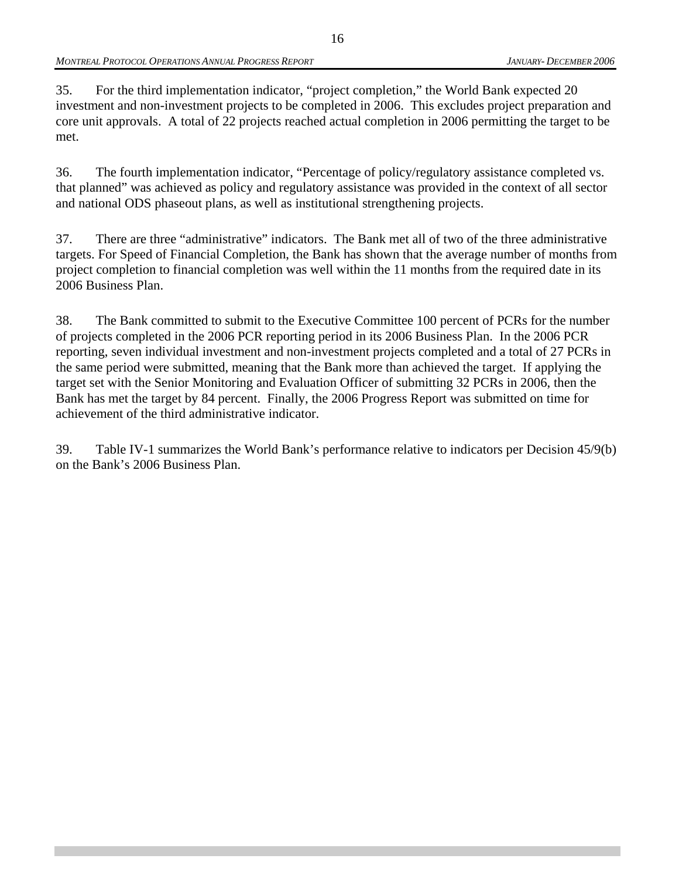35. For the third implementation indicator, "project completion," the World Bank expected 20 investment and non-investment projects to be completed in 2006. This excludes project preparation and core unit approvals. A total of 22 projects reached actual completion in 2006 permitting the target to be met.

36. The fourth implementation indicator, "Percentage of policy/regulatory assistance completed vs. that planned" was achieved as policy and regulatory assistance was provided in the context of all sector and national ODS phaseout plans, as well as institutional strengthening projects.

37. There are three "administrative" indicators. The Bank met all of two of the three administrative targets. For Speed of Financial Completion, the Bank has shown that the average number of months from project completion to financial completion was well within the 11 months from the required date in its 2006 Business Plan.

38. The Bank committed to submit to the Executive Committee 100 percent of PCRs for the number of projects completed in the 2006 PCR reporting period in its 2006 Business Plan. In the 2006 PCR reporting, seven individual investment and non-investment projects completed and a total of 27 PCRs in the same period were submitted, meaning that the Bank more than achieved the target. If applying the target set with the Senior Monitoring and Evaluation Officer of submitting 32 PCRs in 2006, then the Bank has met the target by 84 percent. Finally, the 2006 Progress Report was submitted on time for achievement of the third administrative indicator.

39. Table IV-1 summarizes the World Bank's performance relative to indicators per Decision 45/9(b) on the Bank's 2006 Business Plan.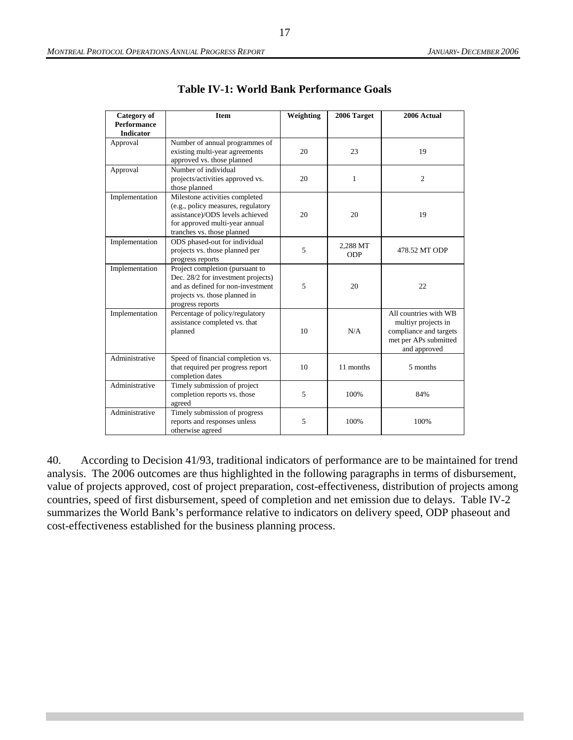### Table IV-1: World Bank Performance Goals

| Category of Performance Indicator | Item | Weighting | 2006 Target | 2006 Actual |
|---|---|---|---|---|
| Approval | Number of annual programmes of existing multi-year agreements approved vs. those planned | 20 | 23 | 19 |
| Approval | Number of individual projects/activities approved vs. those planned | 20 | 1 | 2 |
| Implementation | Milestone activities completed (e.g., policy measures, regulatory assistance)/ODS levels achieved for approved multi-year annual tranches vs. those planned | 20 | 20 | 19 |
| Implementation | ODS phased-out for individual projects vs. those planned per progress reports | 5 | 2,288 MT ODP | 478.52 MT ODP |
| Implementation | Project completion (pursuant to Dec. 28/2 for investment projects) and as defined for non-investment projects vs. those planned in progress reports | 5 | 20 | 22 |
| Implementation | Percentage of policy/regulatory assistance completed vs. that planned | 10 | N/A | All countries with WB multiyr projects in compliance and targets met per APs submitted and approved |
| Administrative | Speed of financial completion vs. that required per progress report completion dates | 10 | 11 months | 5 months |
| Administrative | Timely submission of project completion reports vs. those agreed | 5 | 100% | 84% |
| Administrative | Timely submission of progress reports and responses unless otherwise agreed | 5 | 100% | 100% |

40. According to Decision 41/93, traditional indicators of performance are to be maintained for trend analysis. The 2006 outcomes are thus highlighted in the following paragraphs in terms of disbursement, value of projects approved, cost of project preparation, cost-effectiveness, distribution of projects among countries, speed of first disbursement, speed of completion and net emission due to delays. Table IV-2 summarizes the World Bank's performance relative to indicators on delivery speed, ODP phaseout and cost-effectiveness established for the business planning process.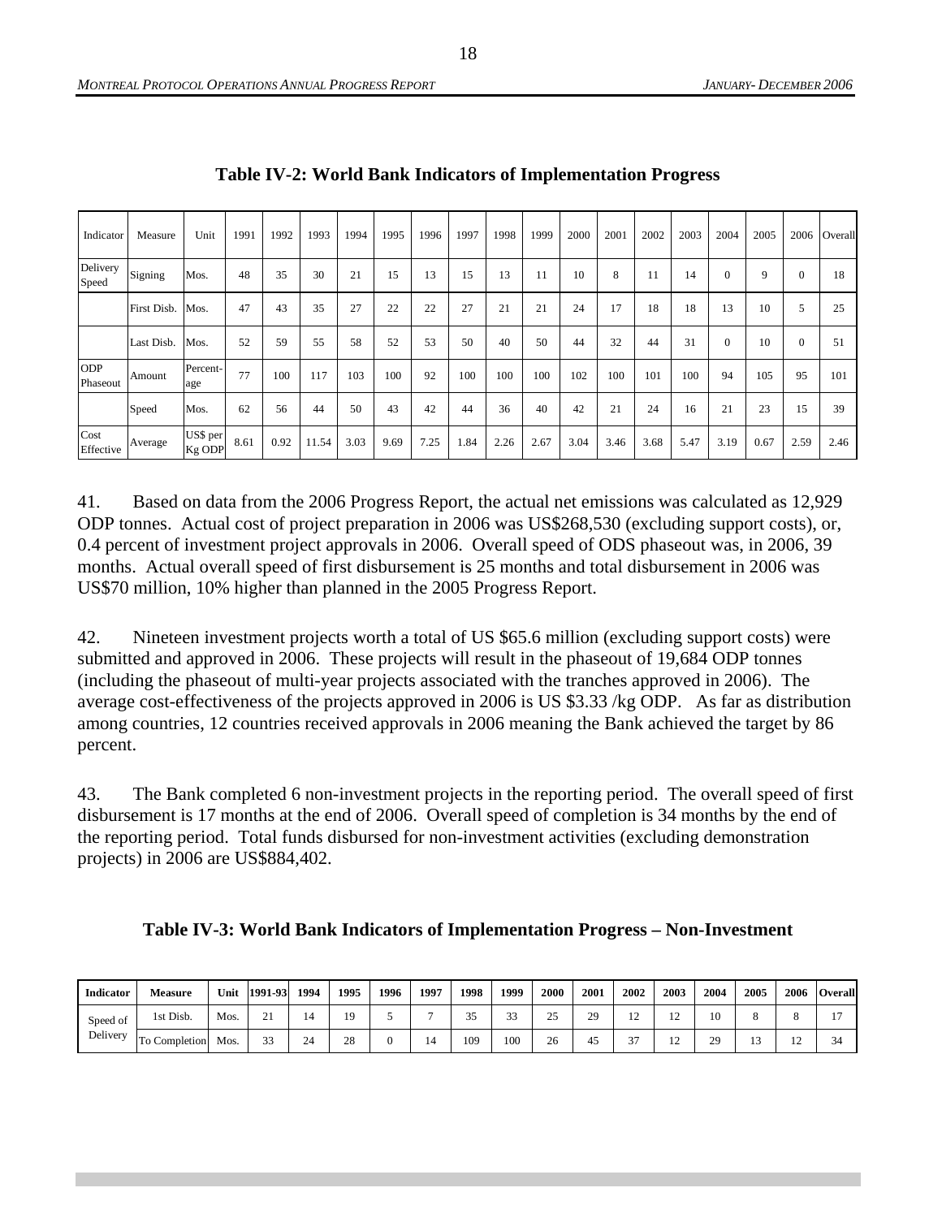**Table IV-2: World Bank Indicators of Implementation Progress**

| Indicator | Measure | Unit | 1991 | 1992 | 1993 | 1994 | 1995 | 1996 | 1997 | 1998 | 1999 | 2000 | 2001 | 2002 | 2003 | 2004 | 2005 | 2006 | Overall |
|---|---|---|---|---|---|---|---|---|---|---|---|---|---|---|---|---|---|---|---|
| Delivery Speed | Signing | Mos. | 48 | 35 | 30 | 21 | 15 | 13 | 15 | 13 | 11 | 10 | 8 | 11 | 14 | 0 | 9 | 0 | 18 |
| | First Disb. | Mos. | 47 | 43 | 35 | 27 | 22 | 22 | 27 | 21 | 21 | 24 | 17 | 18 | 18 | 13 | 10 | 5 | 25 |
| | Last Disb. | Mos. | 52 | 59 | 55 | 58 | 52 | 53 | 50 | 40 | 50 | 44 | 32 | 44 | 31 | 0 | 10 | 0 | 51 |
| ODP Phaseout | Amount | Percent-age | 77 | 100 | 117 | 103 | 100 | 92 | 100 | 100 | 100 | 102 | 100 | 101 | 100 | 94 | 105 | 95 | 101 |
| | Speed | Mos. | 62 | 56 | 44 | 50 | 43 | 42 | 44 | 36 | 40 | 42 | 21 | 24 | 16 | 21 | 23 | 15 | 39 |
| Cost Effective | Average | US$ per Kg ODP | 8.61 | 0.92 | 11.54 | 3.03 | 9.69 | 7.25 | 1.84 | 2.26 | 2.67 | 3.04 | 3.46 | 3.68 | 5.47 | 3.19 | 0.67 | 2.59 | 2.46 |

41. Based on data from the 2006 Progress Report, the actual net emissions was calculated as 12,929 ODP tonnes. Actual cost of project preparation in 2006 was US$268,530 (excluding support costs), or, 0.4 percent of investment project approvals in 2006. Overall speed of ODS phaseout was, in 2006, 39 months. Actual overall speed of first disbursement is 25 months and total disbursement in 2006 was US$70 million, 10% higher than planned in the 2005 Progress Report.

42. Nineteen investment projects worth a total of US $65.6 million (excluding support costs) were submitted and approved in 2006. These projects will result in the phaseout of 19,684 ODP tonnes (including the phaseout of multi-year projects associated with the tranches approved in 2006). The average cost-effectiveness of the projects approved in 2006 is US $3.33 /kg ODP. As far as distribution among countries, 12 countries received approvals in 2006 meaning the Bank achieved the target by 86 percent.

43. The Bank completed 6 non-investment projects in the reporting period. The overall speed of first disbursement is 17 months at the end of 2006. Overall speed of completion is 34 months by the end of the reporting period. Total funds disbursed for non-investment activities (excluding demonstration projects) in 2006 are US$884,402.

**Table IV-3: World Bank Indicators of Implementation Progress – Non-Investment**

| Indicator | Measure | Unit | 1991-93 | 1994 | 1995 | 1996 | 1997 | 1998 | 1999 | 2000 | 2001 | 2002 | 2003 | 2004 | 2005 | 2006 | Overall |
|---|---|---|---|---|---|---|---|---|---|---|---|---|---|---|---|---|---|
| Speed of Delivery | 1st Disb. | Mos. | 21 | 14 | 19 | 5 | 7 | 35 | 33 | 25 | 29 | 12 | 12 | 10 | 8 | 8 | 17 |
| | To Completion | Mos. | 33 | 24 | 28 | 0 | 14 | 109 | 100 | 26 | 45 | 37 | 12 | 29 | 13 | 12 | 34 |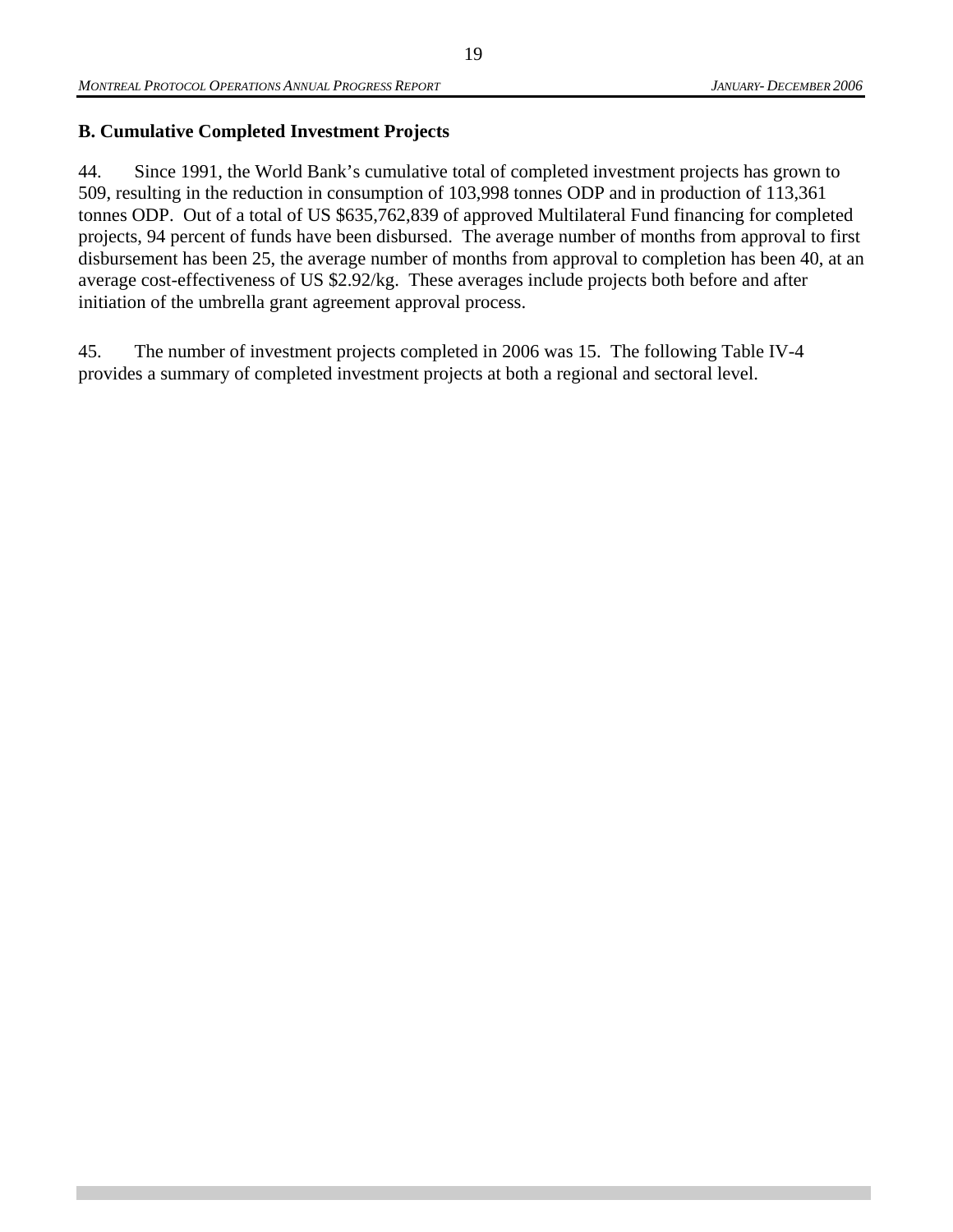## B. Cumulative Completed Investment Projects

44. Since 1991, the World Bank's cumulative total of completed investment projects has grown to 509, resulting in the reduction in consumption of 103,998 tonnes ODP and in production of 113,361 tonnes ODP. Out of a total of US $635,762,839 of approved Multilateral Fund financing for completed projects, 94 percent of funds have been disbursed. The average number of months from approval to first disbursement has been 25, the average number of months from approval to completion has been 40, at an average cost-effectiveness of US $2.92/kg. These averages include projects both before and after initiation of the umbrella grant agreement approval process.

45. The number of investment projects completed in 2006 was 15. The following Table IV-4 provides a summary of completed investment projects at both a regional and sectoral level.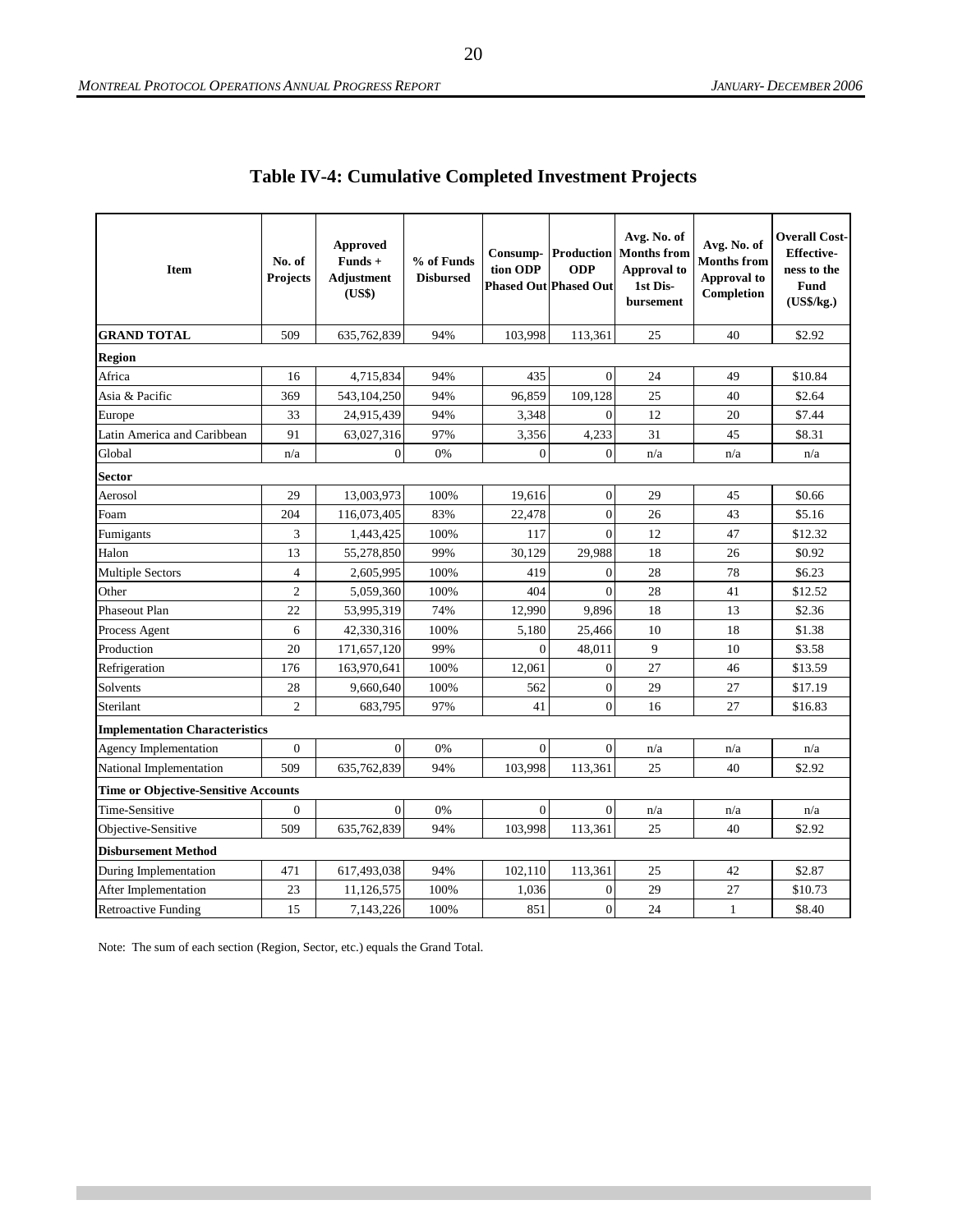## Table IV-4: Cumulative Completed Investment Projects

| Item | No. of Projects | Approved Funds + Adjustment (US$) | % of Funds Disbursed | Consump-tion ODP Phased Out | Production ODP Phased Out | Avg. No. of Months from Approval to 1st Dis-bursement | Avg. No. of Months from Approval to Completion | Overall Cost-Effective-ness to the Fund (US$/kg.) |
|---|---|---|---|---|---|---|---|---|
| **GRAND TOTAL** | 509 | 635,762,839 | 94% | 103,998 | 113,361 | 25 | 40 | $2.92 |
| **Region** | | | | | | | | |
| Africa | 16 | 4,715,834 | 94% | 435 | 0 | 24 | 49 | $10.84 |
| Asia & Pacific | 369 | 543,104,250 | 94% | 96,859 | 109,128 | 25 | 40 | $2.64 |
| Europe | 33 | 24,915,439 | 94% | 3,348 | 0 | 12 | 20 | $7.44 |
| Latin America and Caribbean | 91 | 63,027,316 | 97% | 3,356 | 4,233 | 31 | 45 | $8.31 |
| Global | n/a | 0 | 0% | 0 | 0 | n/a | n/a | n/a |
| **Sector** | | | | | | | | |
| Aerosol | 29 | 13,003,973 | 100% | 19,616 | 0 | 29 | 45 | $0.66 |
| Foam | 204 | 116,073,405 | 83% | 22,478 | 0 | 26 | 43 | $5.16 |
| Fumigants | 3 | 1,443,425 | 100% | 117 | 0 | 12 | 47 | $12.32 |
| Halon | 13 | 55,278,850 | 99% | 30,129 | 29,988 | 18 | 26 | $0.92 |
| Multiple Sectors | 4 | 2,605,995 | 100% | 419 | 0 | 28 | 78 | $6.23 |
| Other | 2 | 5,059,360 | 100% | 404 | 0 | 28 | 41 | $12.52 |
| Phaseout Plan | 22 | 53,995,319 | 74% | 12,990 | 9,896 | 18 | 13 | $2.36 |
| Process Agent | 6 | 42,330,316 | 100% | 5,180 | 25,466 | 10 | 18 | $1.38 |
| Production | 20 | 171,657,120 | 99% | 0 | 48,011 | 9 | 10 | $3.58 |
| Refrigeration | 176 | 163,970,641 | 100% | 12,061 | 0 | 27 | 46 | $13.59 |
| Solvents | 28 | 9,660,640 | 100% | 562 | 0 | 29 | 27 | $17.19 |
| Sterilant | 2 | 683,795 | 97% | 41 | 0 | 16 | 27 | $16.83 |
| **Implementation Characteristics** | | | | | | | | |
| Agency Implementation | 0 | 0 | 0% | 0 | 0 | n/a | n/a | n/a |
| National Implementation | 509 | 635,762,839 | 94% | 103,998 | 113,361 | 25 | 40 | $2.92 |
| **Time or Objective-Sensitive Accounts** | | | | | | | | |
| Time-Sensitive | 0 | 0 | 0% | 0 | 0 | n/a | n/a | n/a |
| Objective-Sensitive | 509 | 635,762,839 | 94% | 103,998 | 113,361 | 25 | 40 | $2.92 |
| **Disbursement Method** | | | | | | | | |
| During Implementation | 471 | 617,493,038 | 94% | 102,110 | 113,361 | 25 | 42 | $2.87 |
| After Implementation | 23 | 11,126,575 | 100% | 1,036 | 0 | 29 | 27 | $10.73 |
| Retroactive Funding | 15 | 7,143,226 | 100% | 851 | 0 | 24 | 1 | $8.40 |

Note: The sum of each section (Region, Sector, etc.) equals the Grand Total.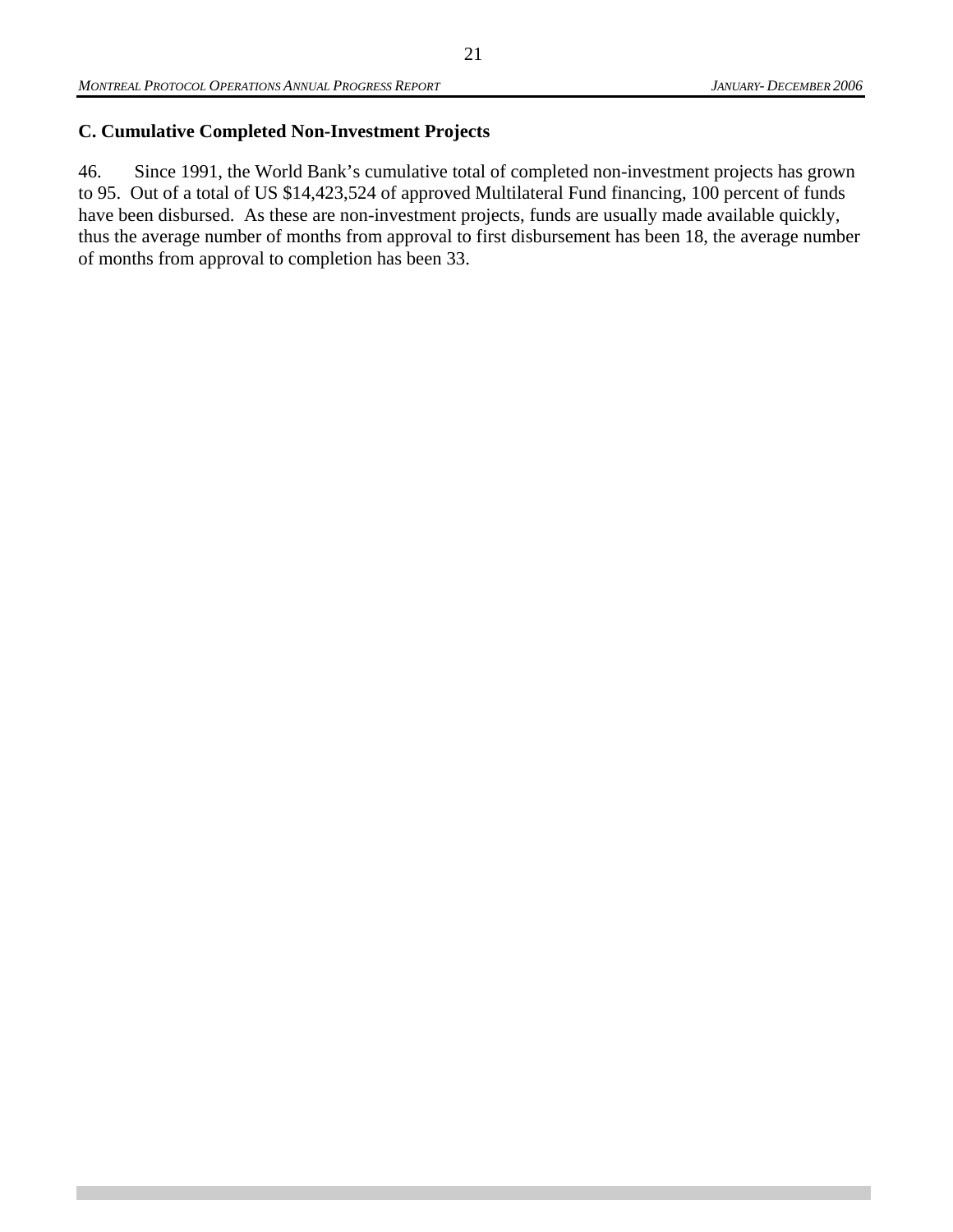## C. Cumulative Completed Non-Investment Projects

46. Since 1991, the World Bank's cumulative total of completed non-investment projects has grown to 95. Out of a total of US $14,423,524 of approved Multilateral Fund financing, 100 percent of funds have been disbursed. As these are non-investment projects, funds are usually made available quickly, thus the average number of months from approval to first disbursement has been 18, the average number of months from approval to completion has been 33.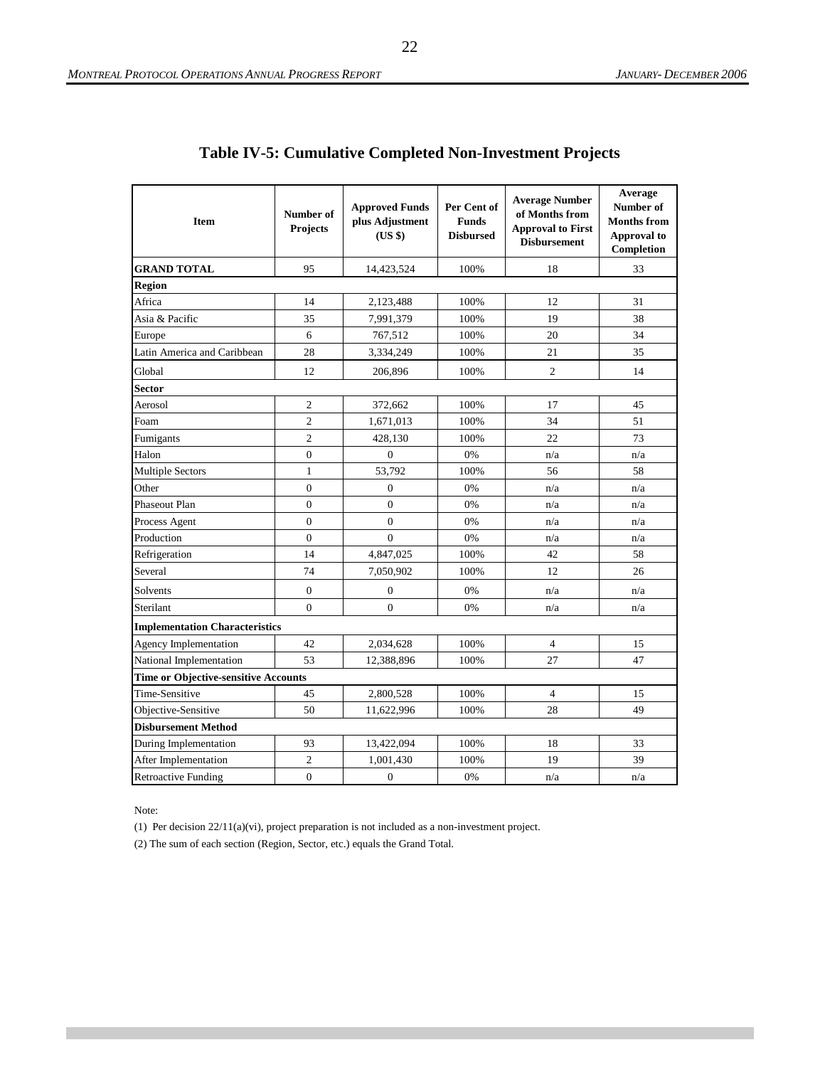# Table IV-5: Cumulative Completed Non-Investment Projects

| Item | Number of Projects | Approved Funds plus Adjustment (US $) | Per Cent of Funds Disbursed | Average Number of Months from Approval to First Disbursement | Average Number of Months from Approval to Completion |
|---|---|---|---|---|---|
| **GRAND TOTAL** | 95 | 14,423,524 | 100% | 18 | 33 |
| **Region** | | | | | |
| Africa | 14 | 2,123,488 | 100% | 12 | 31 |
| Asia & Pacific | 35 | 7,991,379 | 100% | 19 | 38 |
| Europe | 6 | 767,512 | 100% | 20 | 34 |
| Latin America and Caribbean | 28 | 3,334,249 | 100% | 21 | 35 |
| Global | 12 | 206,896 | 100% | 2 | 14 |
| **Sector** | | | | | |
| Aerosol | 2 | 372,662 | 100% | 17 | 45 |
| Foam | 2 | 1,671,013 | 100% | 34 | 51 |
| Fumigants | 2 | 428,130 | 100% | 22 | 73 |
| Halon | 0 | 0 | 0% | n/a | n/a |
| Multiple Sectors | 1 | 53,792 | 100% | 56 | 58 |
| Other | 0 | 0 | 0% | n/a | n/a |
| Phaseout Plan | 0 | 0 | 0% | n/a | n/a |
| Process Agent | 0 | 0 | 0% | n/a | n/a |
| Production | 0 | 0 | 0% | n/a | n/a |
| Refrigeration | 14 | 4,847,025 | 100% | 42 | 58 |
| Several | 74 | 7,050,902 | 100% | 12 | 26 |
| Solvents | 0 | 0 | 0% | n/a | n/a |
| Sterilant | 0 | 0 | 0% | n/a | n/a |
| **Implementation Characteristics** | | | | | |
| Agency Implementation | 42 | 2,034,628 | 100% | 4 | 15 |
| National Implementation | 53 | 12,388,896 | 100% | 27 | 47 |
| **Time or Objective-sensitive Accounts** | | | | | |
| Time-Sensitive | 45 | 2,800,528 | 100% | 4 | 15 |
| Objective-Sensitive | 50 | 11,622,996 | 100% | 28 | 49 |
| **Disbursement Method** | | | | | |
| During Implementation | 93 | 13,422,094 | 100% | 18 | 33 |
| After Implementation | 2 | 1,001,430 | 100% | 19 | 39 |
| Retroactive Funding | 0 | 0 | 0% | n/a | n/a |

Note:

(1) Per decision 22/11(a)(vi), project preparation is not included as a non-investment project.

(2) The sum of each section (Region, Sector, etc.) equals the Grand Total.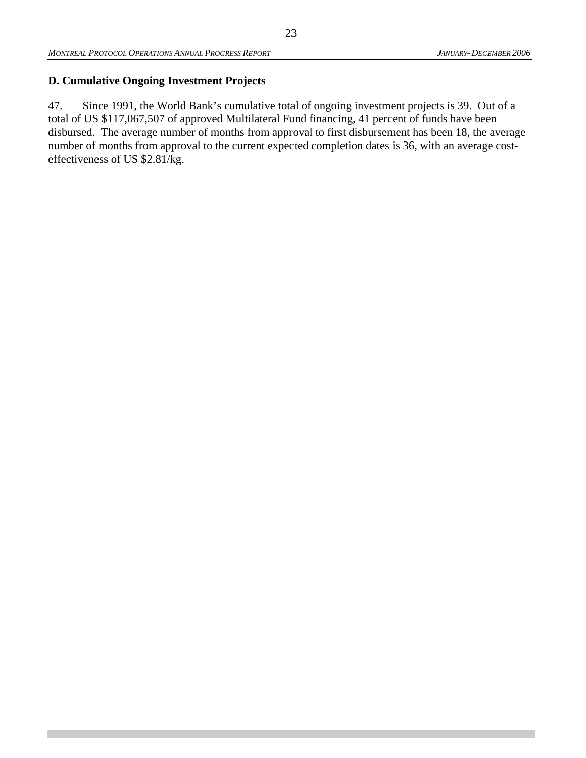### D. Cumulative Ongoing Investment Projects

47. Since 1991, the World Bank's cumulative total of ongoing investment projects is 39. Out of a total of US $117,067,507 of approved Multilateral Fund financing, 41 percent of funds have been disbursed. The average number of months from approval to first disbursement has been 18, the average number of months from approval to the current expected completion dates is 36, with an average cost-effectiveness of US $2.81/kg.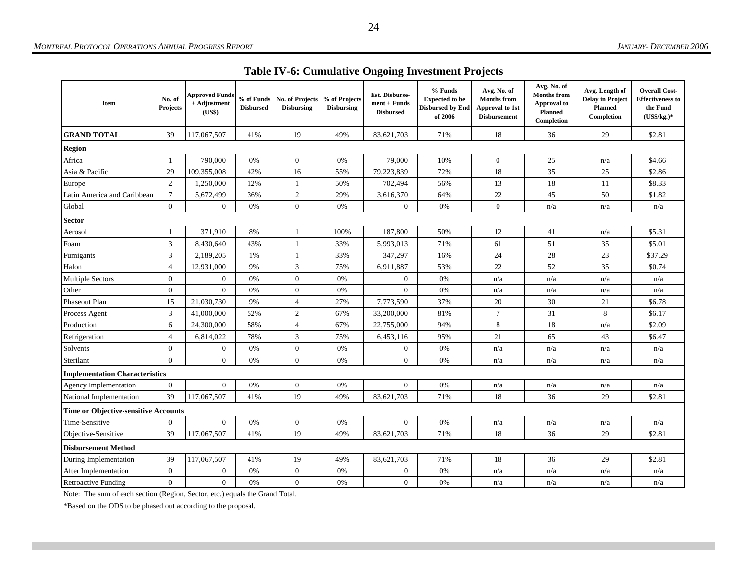# Table IV-6: Cumulative Ongoing Investment Projects

| Item | No. of Projects | Approved Funds + Adjustment (US$) | % of Funds Disbursed | No. of Projects Disbursing | % of Projects Disbursing | Est. Disbursement + Funds Disbursed | % Funds Expected to be Disbursed by End of 2006 | Avg. No. of Months from Approval to 1st Disbursement | Avg. No. of Months from Approval to Planned Completion | Avg. Length of Delay in Project Planned Completion | Overall Cost-Effectiveness to the Fund (US$/kg.)* |
|---|---|---|---|---|---|---|---|---|---|---|---|
| **GRAND TOTAL** | 39 | 117,067,507 | 41% | 19 | 49% | 83,621,703 | 71% | 18 | 36 | 29 | $2.81 |
| **Region** | | | | | | | | | | | |
| Africa | 1 | 790,000 | 0% | 0 | 0% | 79,000 | 10% | 0 | 25 | n/a | $4.66 |
| Asia & Pacific | 29 | 109,355,008 | 42% | 16 | 55% | 79,223,839 | 72% | 18 | 35 | 25 | $2.86 |
| Europe | 2 | 1,250,000 | 12% | 1 | 50% | 702,494 | 56% | 13 | 18 | 11 | $8.33 |
| Latin America and Caribbean | 7 | 5,672,499 | 36% | 2 | 29% | 3,616,370 | 64% | 22 | 45 | 50 | $1.82 |
| Global | 0 | 0 | 0% | 0 | 0% | 0 | 0% | 0 | n/a | n/a | n/a |
| **Sector** | | | | | | | | | | | |
| Aerosol | 1 | 371,910 | 8% | 1 | 100% | 187,800 | 50% | 12 | 41 | n/a | $5.31 |
| Foam | 3 | 8,430,640 | 43% | 1 | 33% | 5,993,013 | 71% | 61 | 51 | 35 | $5.01 |
| Fumigants | 3 | 2,189,205 | 1% | 1 | 33% | 347,297 | 16% | 24 | 28 | 23 | $37.29 |
| Halon | 4 | 12,931,000 | 9% | 3 | 75% | 6,911,887 | 53% | 22 | 52 | 35 | $0.74 |
| Multiple Sectors | 0 | 0 | 0% | 0 | 0% | 0 | 0% | n/a | n/a | n/a | n/a |
| Other | 0 | 0 | 0% | 0 | 0% | 0 | 0% | n/a | n/a | n/a | n/a |
| Phaseout Plan | 15 | 21,030,730 | 9% | 4 | 27% | 7,773,590 | 37% | 20 | 30 | 21 | $6.78 |
| Process Agent | 3 | 41,000,000 | 52% | 2 | 67% | 33,200,000 | 81% | 7 | 31 | 8 | $6.17 |
| Production | 6 | 24,300,000 | 58% | 4 | 67% | 22,755,000 | 94% | 8 | 18 | n/a | $2.09 |
| Refrigeration | 4 | 6,814,022 | 78% | 3 | 75% | 6,453,116 | 95% | 21 | 65 | 43 | $6.47 |
| Solvents | 0 | 0 | 0% | 0 | 0% | 0 | 0% | n/a | n/a | n/a | n/a |
| Sterilant | 0 | 0 | 0% | 0 | 0% | 0 | 0% | n/a | n/a | n/a | n/a |
| **Implementation Characteristics** | | | | | | | | | | | |
| Agency Implementation | 0 | 0 | 0% | 0 | 0% | 0 | 0% | n/a | n/a | n/a | n/a |
| National Implementation | 39 | 117,067,507 | 41% | 19 | 49% | 83,621,703 | 71% | 18 | 36 | 29 | $2.81 |
| **Time or Objective-sensitive Accounts** | | | | | | | | | | | |
| Time-Sensitive | 0 | 0 | 0% | 0 | 0% | 0 | 0% | n/a | n/a | n/a | n/a |
| Objective-Sensitive | 39 | 117,067,507 | 41% | 19 | 49% | 83,621,703 | 71% | 18 | 36 | 29 | $2.81 |
| **Disbursement Method** | | | | | | | | | | | |
| During Implementation | 39 | 117,067,507 | 41% | 19 | 49% | 83,621,703 | 71% | 18 | 36 | 29 | $2.81 |
| After Implementation | 0 | 0 | 0% | 0 | 0% | 0 | 0% | n/a | n/a | n/a | n/a |
| Retroactive Funding | 0 | 0 | 0% | 0 | 0% | 0 | 0% | n/a | n/a | n/a | n/a |

Note: The sum of each section (Region, Sector, etc.) equals the Grand Total.

*Based on the ODS to be phased out according to the proposal.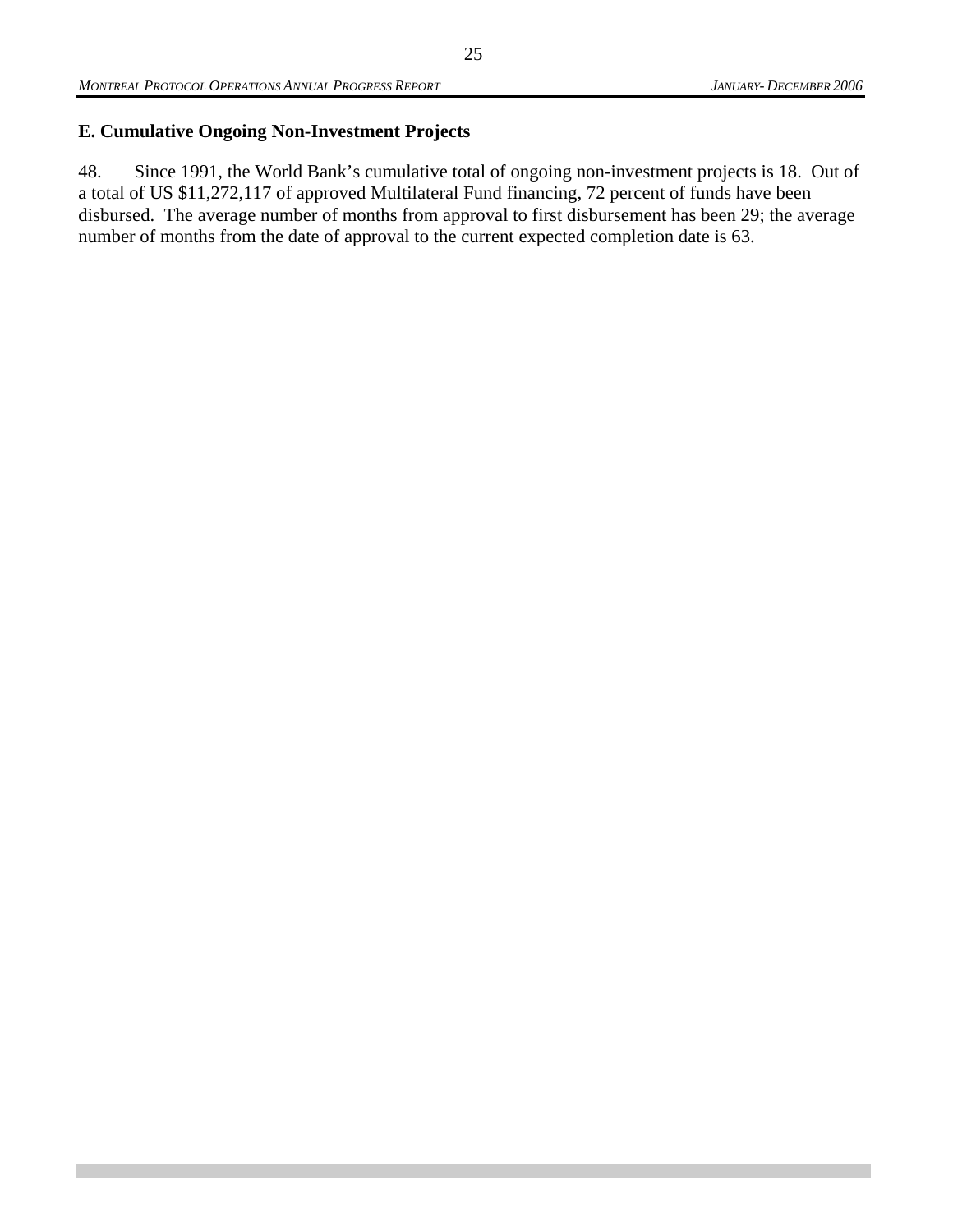## E. Cumulative Ongoing Non-Investment Projects

48. Since 1991, the World Bank's cumulative total of ongoing non-investment projects is 18. Out of a total of US $11,272,117 of approved Multilateral Fund financing, 72 percent of funds have been disbursed. The average number of months from approval to first disbursement has been 29; the average number of months from the date of approval to the current expected completion date is 63.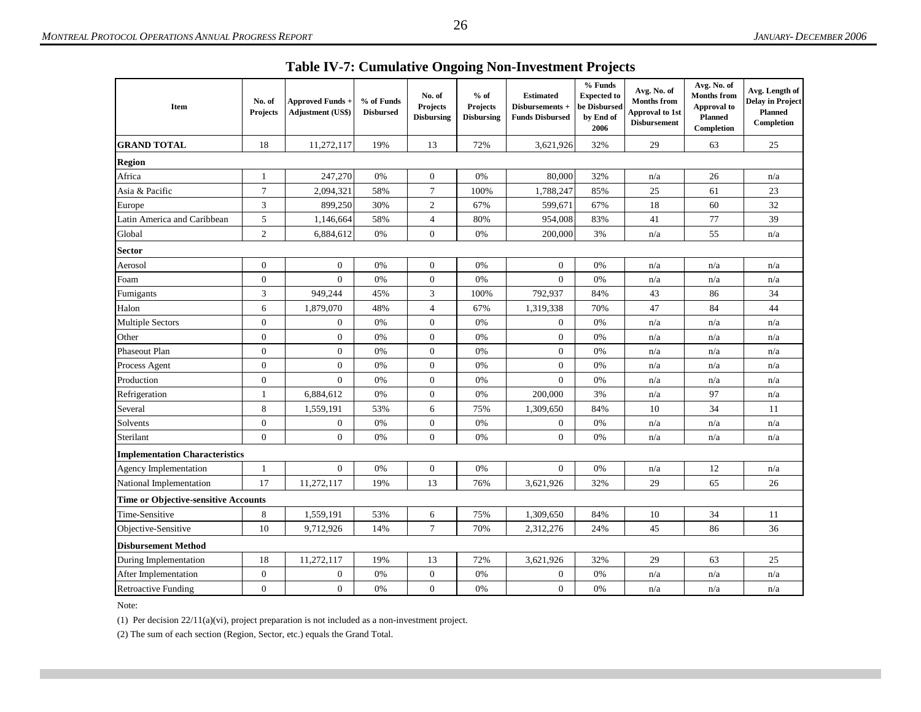## Table IV-7: Cumulative Ongoing Non-Investment Projects

| Item | No. of Projects | Approved Funds + Adjustment (US$) | % of Funds Disbursed | No. of Projects Disbursing | % of Projects Disbursing | Estimated Disbursements + Funds Disbursed | % Funds Expected to be Disbursed by End of 2006 | Avg. No. of Months from Approval to 1st Disbursement | Avg. No. of Months from Approval to Planned Completion | Avg. Length of Delay in Project Planned Completion |
|---|---|---|---|---|---|---|---|---|---|---|
| **GRAND TOTAL** | 18 | 11,272,117 | 19% | 13 | 72% | 3,621,926 | 32% | 29 | 63 | 25 |
| **Region** | | | | | | | | | | |
| Africa | 1 | 247,270 | 0% | 0 | 0% | 80,000 | 32% | n/a | 26 | n/a |
| Asia & Pacific | 7 | 2,094,321 | 58% | 7 | 100% | 1,788,247 | 85% | 25 | 61 | 23 |
| Europe | 3 | 899,250 | 30% | 2 | 67% | 599,671 | 67% | 18 | 60 | 32 |
| Latin America and Caribbean | 5 | 1,146,664 | 58% | 4 | 80% | 954,008 | 83% | 41 | 77 | 39 |
| Global | 2 | 6,884,612 | 0% | 0 | 0% | 200,000 | 3% | n/a | 55 | n/a |
| **Sector** | | | | | | | | | | |
| Aerosol | 0 | 0 | 0% | 0 | 0% | 0 | 0% | n/a | n/a | n/a |
| Foam | 0 | 0 | 0% | 0 | 0% | 0 | 0% | n/a | n/a | n/a |
| Fumigants | 3 | 949,244 | 45% | 3 | 100% | 792,937 | 84% | 43 | 86 | 34 |
| Halon | 6 | 1,879,070 | 48% | 4 | 67% | 1,319,338 | 70% | 47 | 84 | 44 |
| Multiple Sectors | 0 | 0 | 0% | 0 | 0% | 0 | 0% | n/a | n/a | n/a |
| Other | 0 | 0 | 0% | 0 | 0% | 0 | 0% | n/a | n/a | n/a |
| Phaseout Plan | 0 | 0 | 0% | 0 | 0% | 0 | 0% | n/a | n/a | n/a |
| Process Agent | 0 | 0 | 0% | 0 | 0% | 0 | 0% | n/a | n/a | n/a |
| Production | 0 | 0 | 0% | 0 | 0% | 0 | 0% | n/a | n/a | n/a |
| Refrigeration | 1 | 6,884,612 | 0% | 0 | 0% | 200,000 | 3% | n/a | 97 | n/a |
| Several | 8 | 1,559,191 | 53% | 6 | 75% | 1,309,650 | 84% | 10 | 34 | 11 |
| Solvents | 0 | 0 | 0% | 0 | 0% | 0 | 0% | n/a | n/a | n/a |
| Sterilant | 0 | 0 | 0% | 0 | 0% | 0 | 0% | n/a | n/a | n/a |
| **Implementation Characteristics** | | | | | | | | | | |
| Agency Implementation | 1 | 0 | 0% | 0 | 0% | 0 | 0% | n/a | 12 | n/a |
| National Implementation | 17 | 11,272,117 | 19% | 13 | 76% | 3,621,926 | 32% | 29 | 65 | 26 |
| **Time or Objective-sensitive Accounts** | | | | | | | | | | |
| Time-Sensitive | 8 | 1,559,191 | 53% | 6 | 75% | 1,309,650 | 84% | 10 | 34 | 11 |
| Objective-Sensitive | 10 | 9,712,926 | 14% | 7 | 70% | 2,312,276 | 24% | 45 | 86 | 36 |
| **Disbursement Method** | | | | | | | | | | |
| During Implementation | 18 | 11,272,117 | 19% | 13 | 72% | 3,621,926 | 32% | 29 | 63 | 25 |
| After Implementation | 0 | 0 | 0% | 0 | 0% | 0 | 0% | n/a | n/a | n/a |
| Retroactive Funding | 0 | 0 | 0% | 0 | 0% | 0 | 0% | n/a | n/a | n/a |

Note:

(1) Per decision 22/11(a)(vi), project preparation is not included as a non-investment project.

(2) The sum of each section (Region, Sector, etc.) equals the Grand Total.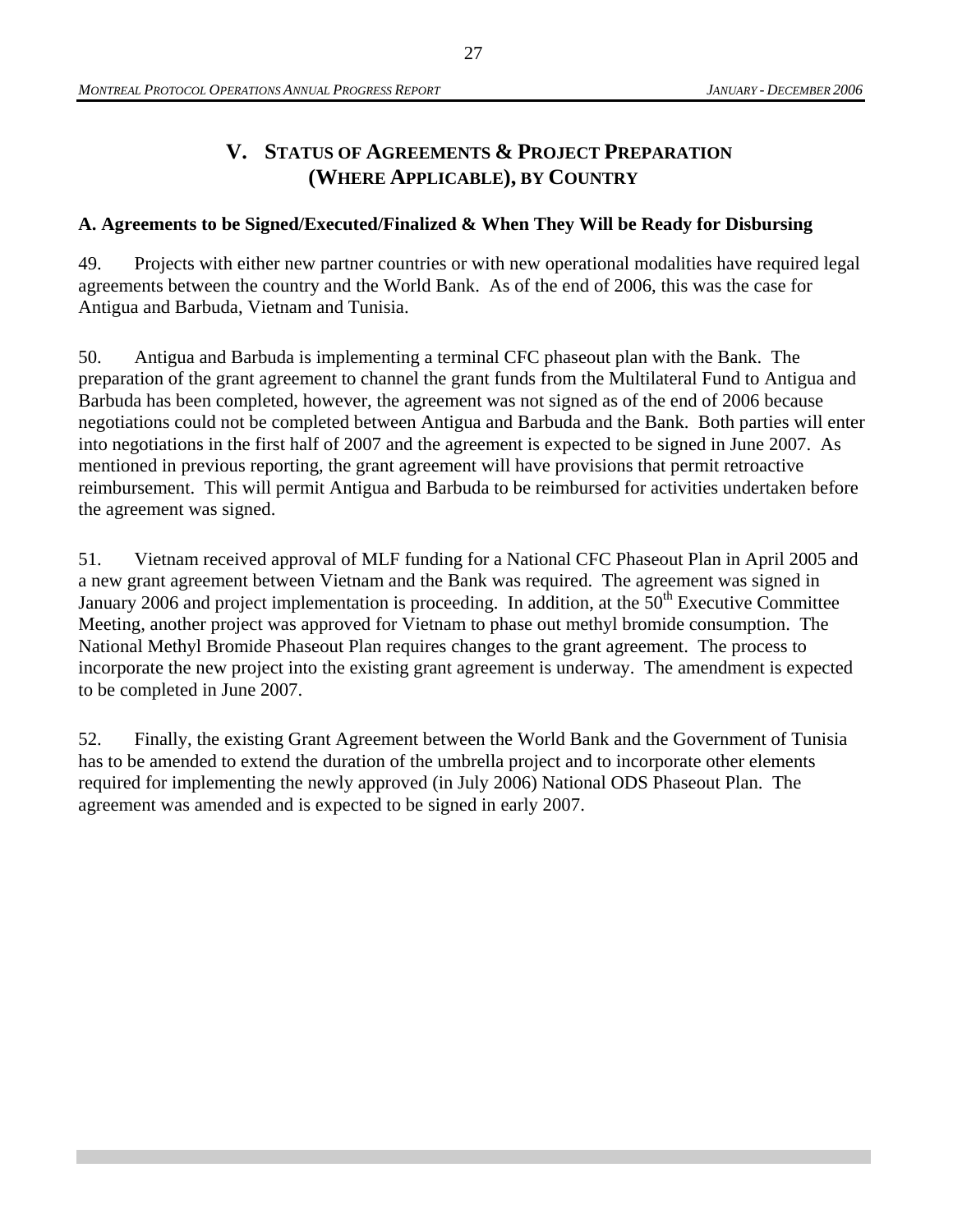# V. STATUS OF AGREEMENTS & PROJECT PREPARATION (WHERE APPLICABLE), BY COUNTRY

## A. Agreements to be Signed/Executed/Finalized & When They Will be Ready for Disbursing

49. Projects with either new partner countries or with new operational modalities have required legal agreements between the country and the World Bank. As of the end of 2006, this was the case for Antigua and Barbuda, Vietnam and Tunisia.

50. Antigua and Barbuda is implementing a terminal CFC phaseout plan with the Bank. The preparation of the grant agreement to channel the grant funds from the Multilateral Fund to Antigua and Barbuda has been completed, however, the agreement was not signed as of the end of 2006 because negotiations could not be completed between Antigua and Barbuda and the Bank. Both parties will enter into negotiations in the first half of 2007 and the agreement is expected to be signed in June 2007. As mentioned in previous reporting, the grant agreement will have provisions that permit retroactive reimbursement. This will permit Antigua and Barbuda to be reimbursed for activities undertaken before the agreement was signed.

51. Vietnam received approval of MLF funding for a National CFC Phaseout Plan in April 2005 and a new grant agreement between Vietnam and the Bank was required. The agreement was signed in January 2006 and project implementation is proceeding. In addition, at the 50th Executive Committee Meeting, another project was approved for Vietnam to phase out methyl bromide consumption. The National Methyl Bromide Phaseout Plan requires changes to the grant agreement. The process to incorporate the new project into the existing grant agreement is underway. The amendment is expected to be completed in June 2007.

52. Finally, the existing Grant Agreement between the World Bank and the Government of Tunisia has to be amended to extend the duration of the umbrella project and to incorporate other elements required for implementing the newly approved (in July 2006) National ODS Phaseout Plan. The agreement was amended and is expected to be signed in early 2007.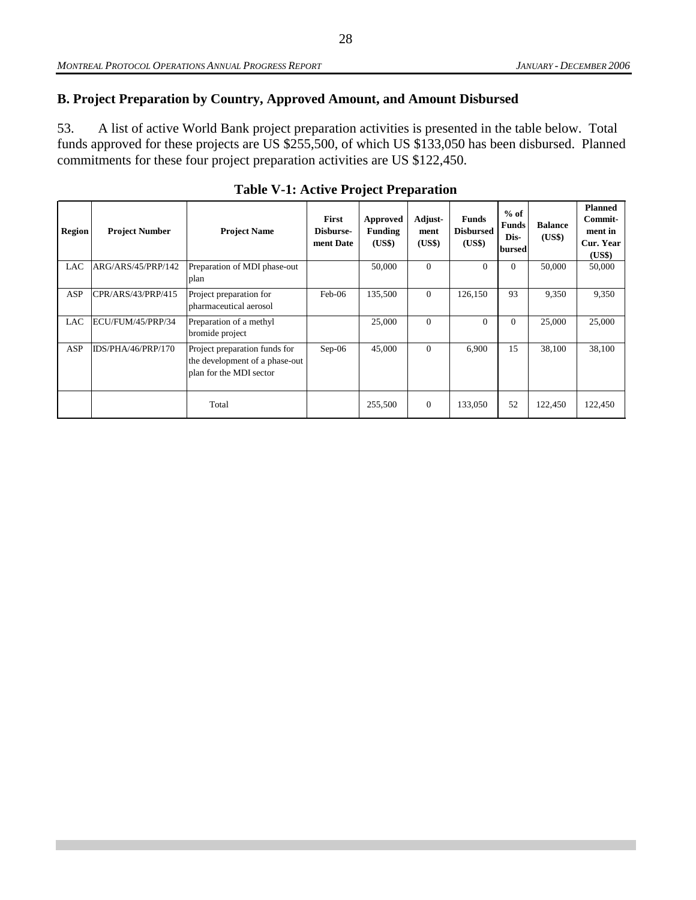## B. Project Preparation by Country, Approved Amount, and Amount Disbursed

53. A list of active World Bank project preparation activities is presented in the table below. Total funds approved for these projects are US $255,500, of which US $133,050 has been disbursed. Planned commitments for these four project preparation activities are US $122,450.

**Table V-1: Active Project Preparation**

| Region | Project Number | Project Name | First Disburse-ment Date | Approved Funding (US$) | Adjust-ment (US$) | Funds Disbursed (US$) | % of Funds Dis-bursed | Balance (US$) | Planned Commit-ment in Cur. Year (US$) |
|---|---|---|---|---|---|---|---|---|---|
| LAC | ARG/ARS/45/PRP/142 | Preparation of MDI phase-out plan | | 50,000 | 0 | 0 | 0 | 50,000 | 50,000 |
| ASP | CPR/ARS/43/PRP/415 | Project preparation for pharmaceutical aerosol | Feb-06 | 135,500 | 0 | 126,150 | 93 | 9,350 | 9,350 |
| LAC | ECU/FUM/45/PRP/34 | Preparation of a methyl bromide project | | 25,000 | 0 | 0 | 0 | 25,000 | 25,000 |
| ASP | IDS/PHA/46/PRP/170 | Project preparation funds for the development of a phase-out plan for the MDI sector | Sep-06 | 45,000 | 0 | 6,900 | 15 | 38,100 | 38,100 |
| | | Total | | 255,500 | 0 | 133,050 | 52 | 122,450 | 122,450 |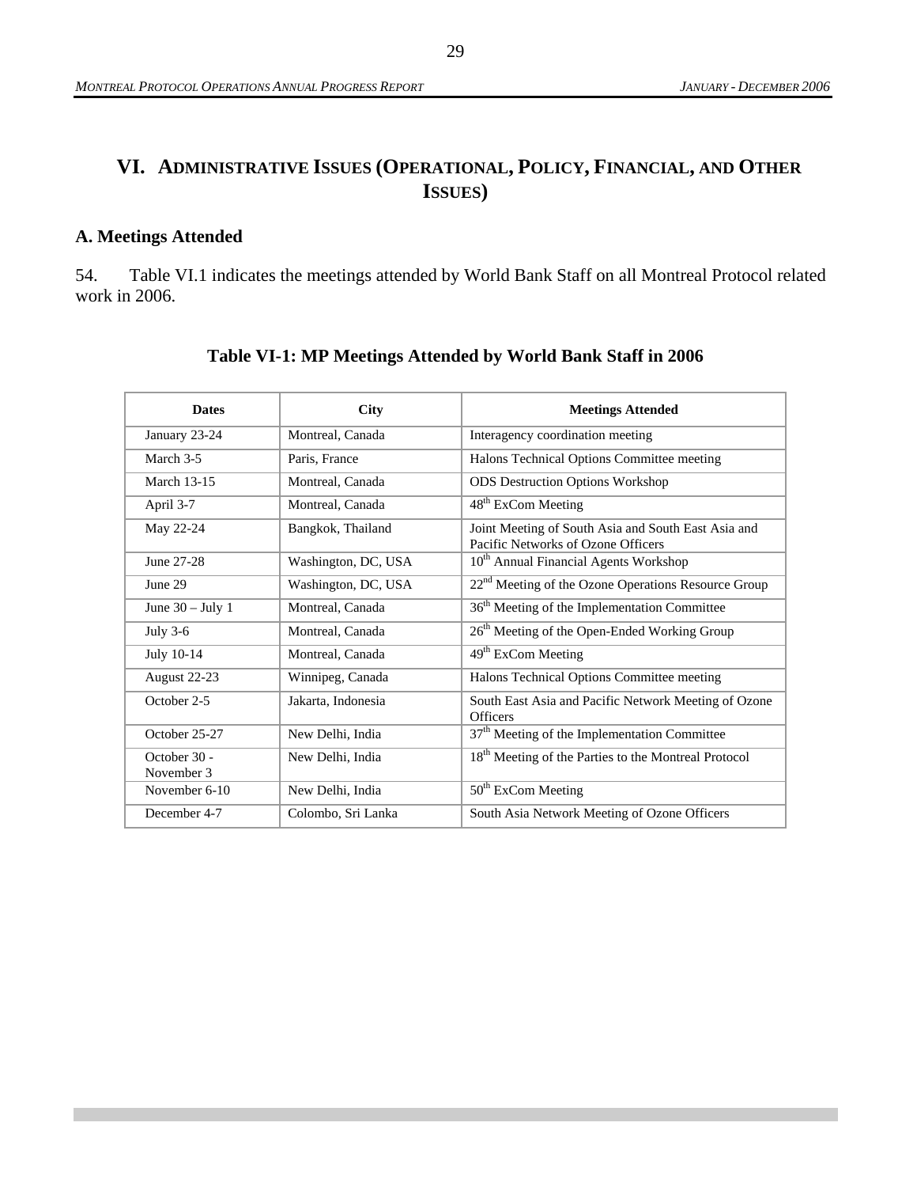# VI. ADMINISTRATIVE ISSUES (OPERATIONAL, POLICY, FINANCIAL, AND OTHER ISSUES)

## A. Meetings Attended

54. Table VI.1 indicates the meetings attended by World Bank Staff on all Montreal Protocol related work in 2006.

**Table VI-1: MP Meetings Attended by World Bank Staff in 2006**

| Dates | City | Meetings Attended |
|---|---|---|
| January 23-24 | Montreal, Canada | Interagency coordination meeting |
| March 3-5 | Paris, France | Halons Technical Options Committee meeting |
| March 13-15 | Montreal, Canada | ODS Destruction Options Workshop |
| April 3-7 | Montreal, Canada | 48th ExCom Meeting |
| May 22-24 | Bangkok, Thailand | Joint Meeting of South Asia and South East Asia and Pacific Networks of Ozone Officers |
| June 27-28 | Washington, DC, USA | 10th Annual Financial Agents Workshop |
| June 29 | Washington, DC, USA | 22nd Meeting of the Ozone Operations Resource Group |
| June 30 – July 1 | Montreal, Canada | 36th Meeting of the Implementation Committee |
| July 3-6 | Montreal, Canada | 26th Meeting of the Open-Ended Working Group |
| July 10-14 | Montreal, Canada | 49th ExCom Meeting |
| August 22-23 | Winnipeg, Canada | Halons Technical Options Committee meeting |
| October 2-5 | Jakarta, Indonesia | South East Asia and Pacific Network Meeting of Ozone Officers |
| October 25-27 | New Delhi, India | 37th Meeting of the Implementation Committee |
| October 30 - November 3 | New Delhi, India | 18th Meeting of the Parties to the Montreal Protocol |
| November 6-10 | New Delhi, India | 50th ExCom Meeting |
| December 4-7 | Colombo, Sri Lanka | South Asia Network Meeting of Ozone Officers |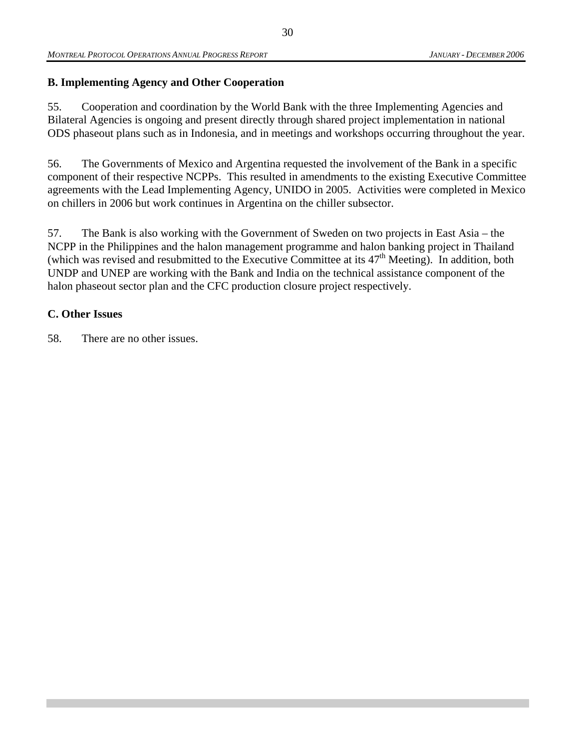## B. Implementing Agency and Other Cooperation

55. Cooperation and coordination by the World Bank with the three Implementing Agencies and Bilateral Agencies is ongoing and present directly through shared project implementation in national ODS phaseout plans such as in Indonesia, and in meetings and workshops occurring throughout the year.

56. The Governments of Mexico and Argentina requested the involvement of the Bank in a specific component of their respective NCPPs. This resulted in amendments to the existing Executive Committee agreements with the Lead Implementing Agency, UNIDO in 2005. Activities were completed in Mexico on chillers in 2006 but work continues in Argentina on the chiller subsector.

57. The Bank is also working with the Government of Sweden on two projects in East Asia – the NCPP in the Philippines and the halon management programme and halon banking project in Thailand (which was revised and resubmitted to the Executive Committee at its 47th Meeting). In addition, both UNDP and UNEP are working with the Bank and India on the technical assistance component of the halon phaseout sector plan and the CFC production closure project respectively.

## C. Other Issues

58. There are no other issues.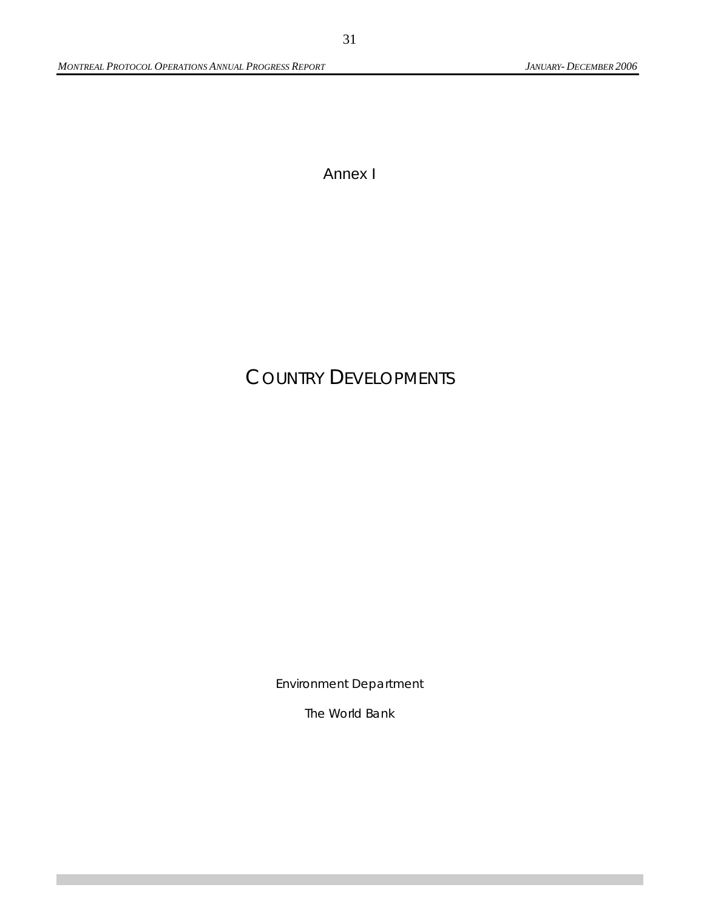Annex I

# COUNTRY DEVELOPMENTS

Environment Department

The World Bank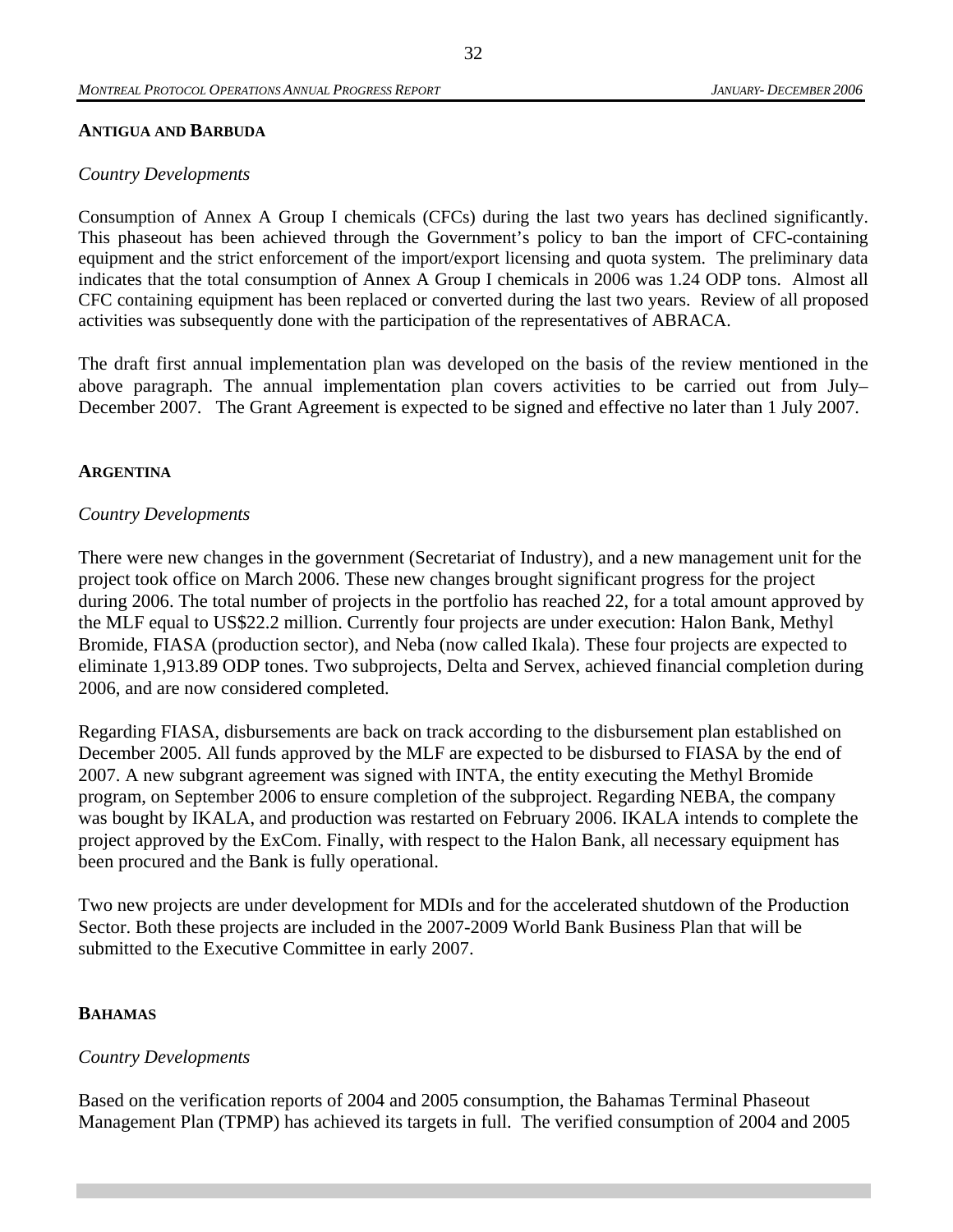## ANTIGUA AND BARBUDA

*Country Developments*

Consumption of Annex A Group I chemicals (CFCs) during the last two years has declined significantly. This phaseout has been achieved through the Government's policy to ban the import of CFC-containing equipment and the strict enforcement of the import/export licensing and quota system. The preliminary data indicates that the total consumption of Annex A Group I chemicals in 2006 was 1.24 ODP tons. Almost all CFC containing equipment has been replaced or converted during the last two years. Review of all proposed activities was subsequently done with the participation of the representatives of ABRACA.

The draft first annual implementation plan was developed on the basis of the review mentioned in the above paragraph. The annual implementation plan covers activities to be carried out from July–December 2007. The Grant Agreement is expected to be signed and effective no later than 1 July 2007.

## ARGENTINA

*Country Developments*

There were new changes in the government (Secretariat of Industry), and a new management unit for the project took office on March 2006. These new changes brought significant progress for the project during 2006. The total number of projects in the portfolio has reached 22, for a total amount approved by the MLF equal to US$22.2 million. Currently four projects are under execution: Halon Bank, Methyl Bromide, FIASA (production sector), and Neba (now called Ikala). These four projects are expected to eliminate 1,913.89 ODP tones. Two subprojects, Delta and Servex, achieved financial completion during 2006, and are now considered completed.

Regarding FIASA, disbursements are back on track according to the disbursement plan established on December 2005. All funds approved by the MLF are expected to be disbursed to FIASA by the end of 2007. A new subgrant agreement was signed with INTA, the entity executing the Methyl Bromide program, on September 2006 to ensure completion of the subproject. Regarding NEBA, the company was bought by IKALA, and production was restarted on February 2006. IKALA intends to complete the project approved by the ExCom. Finally, with respect to the Halon Bank, all necessary equipment has been procured and the Bank is fully operational.

Two new projects are under development for MDIs and for the accelerated shutdown of the Production Sector. Both these projects are included in the 2007-2009 World Bank Business Plan that will be submitted to the Executive Committee in early 2007.

## BAHAMAS

*Country Developments*

Based on the verification reports of 2004 and 2005 consumption, the Bahamas Terminal Phaseout Management Plan (TPMP) has achieved its targets in full. The verified consumption of 2004 and 2005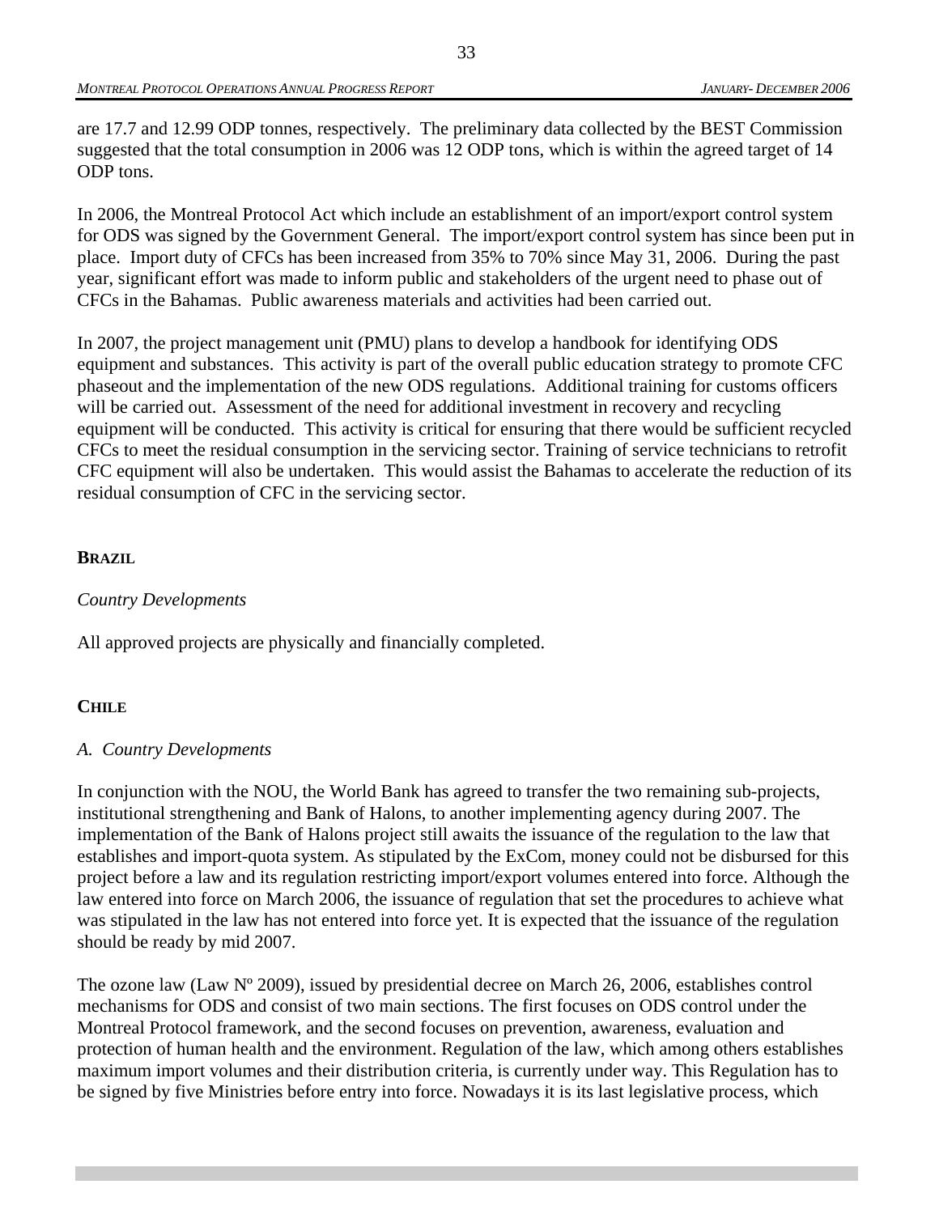are 17.7 and 12.99 ODP tonnes, respectively. The preliminary data collected by the BEST Commission suggested that the total consumption in 2006 was 12 ODP tons, which is within the agreed target of 14 ODP tons.

In 2006, the Montreal Protocol Act which include an establishment of an import/export control system for ODS was signed by the Government General. The import/export control system has since been put in place. Import duty of CFCs has been increased from 35% to 70% since May 31, 2006. During the past year, significant effort was made to inform public and stakeholders of the urgent need to phase out of CFCs in the Bahamas. Public awareness materials and activities had been carried out.

In 2007, the project management unit (PMU) plans to develop a handbook for identifying ODS equipment and substances. This activity is part of the overall public education strategy to promote CFC phaseout and the implementation of the new ODS regulations. Additional training for customs officers will be carried out. Assessment of the need for additional investment in recovery and recycling equipment will be conducted. This activity is critical for ensuring that there would be sufficient recycled CFCs to meet the residual consumption in the servicing sector. Training of service technicians to retrofit CFC equipment will also be undertaken. This would assist the Bahamas to accelerate the reduction of its residual consumption of CFC in the servicing sector.

**BRAZIL**

*Country Developments*

All approved projects are physically and financially completed.

**CHILE**

*A. Country Developments*

In conjunction with the NOU, the World Bank has agreed to transfer the two remaining sub-projects, institutional strengthening and Bank of Halons, to another implementing agency during 2007. The implementation of the Bank of Halons project still awaits the issuance of the regulation to the law that establishes and import-quota system. As stipulated by the ExCom, money could not be disbursed for this project before a law and its regulation restricting import/export volumes entered into force. Although the law entered into force on March 2006, the issuance of regulation that set the procedures to achieve what was stipulated in the law has not entered into force yet. It is expected that the issuance of the regulation should be ready by mid 2007.

The ozone law (Law Nº 2009), issued by presidential decree on March 26, 2006, establishes control mechanisms for ODS and consist of two main sections. The first focuses on ODS control under the Montreal Protocol framework, and the second focuses on prevention, awareness, evaluation and protection of human health and the environment. Regulation of the law, which among others establishes maximum import volumes and their distribution criteria, is currently under way. This Regulation has to be signed by five Ministries before entry into force. Nowadays it is its last legislative process, which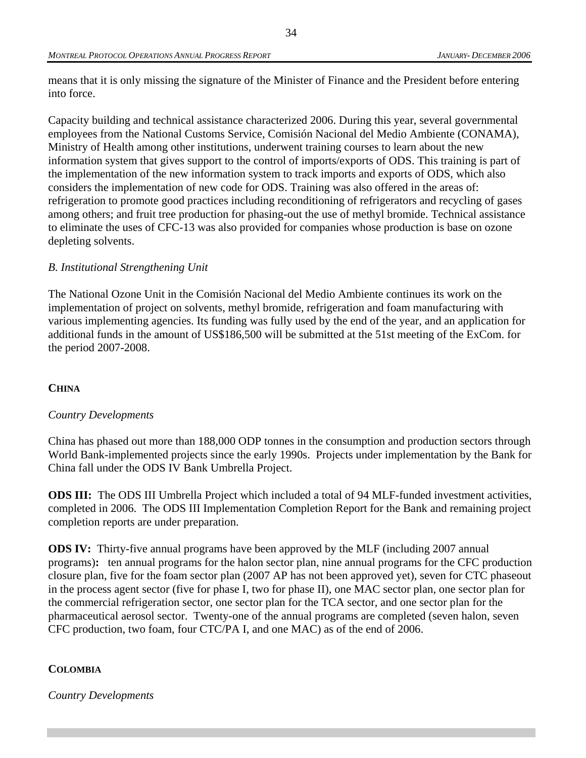means that it is only missing the signature of the Minister of Finance and the President before entering into force.

Capacity building and technical assistance characterized 2006. During this year, several governmental employees from the National Customs Service, Comisión Nacional del Medio Ambiente (CONAMA), Ministry of Health among other institutions, underwent training courses to learn about the new information system that gives support to the control of imports/exports of ODS. This training is part of the implementation of the new information system to track imports and exports of ODS, which also considers the implementation of new code for ODS. Training was also offered in the areas of: refrigeration to promote good practices including reconditioning of refrigerators and recycling of gases among others; and fruit tree production for phasing-out the use of methyl bromide. Technical assistance to eliminate the uses of CFC-13 was also provided for companies whose production is base on ozone depleting solvents.

*B. Institutional Strengthening Unit*

The National Ozone Unit in the Comisión Nacional del Medio Ambiente continues its work on the implementation of project on solvents, methyl bromide, refrigeration and foam manufacturing with various implementing agencies. Its funding was fully used by the end of the year, and an application for additional funds in the amount of US$186,500 will be submitted at the 51st meeting of the ExCom. for the period 2007-2008.

## CHINA

*Country Developments*

China has phased out more than 188,000 ODP tonnes in the consumption and production sectors through World Bank-implemented projects since the early 1990s. Projects under implementation by the Bank for China fall under the ODS IV Bank Umbrella Project.

**ODS III:** The ODS III Umbrella Project which included a total of 94 MLF-funded investment activities, completed in 2006. The ODS III Implementation Completion Report for the Bank and remaining project completion reports are under preparation.

**ODS IV:** Thirty-five annual programs have been approved by the MLF (including 2007 annual programs)**:** ten annual programs for the halon sector plan, nine annual programs for the CFC production closure plan, five for the foam sector plan (2007 AP has not been approved yet), seven for CTC phaseout in the process agent sector (five for phase I, two for phase II), one MAC sector plan, one sector plan for the commercial refrigeration sector, one sector plan for the TCA sector, and one sector plan for the pharmaceutical aerosol sector. Twenty-one of the annual programs are completed (seven halon, seven CFC production, two foam, four CTC/PA I, and one MAC) as of the end of 2006.

## COLOMBIA

*Country Developments*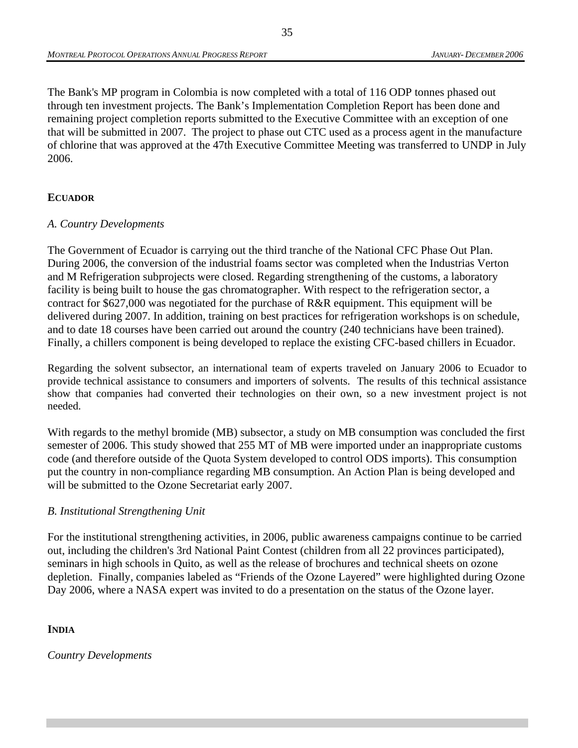The Bank's MP program in Colombia is now completed with a total of 116 ODP tonnes phased out through ten investment projects. The Bank's Implementation Completion Report has been done and remaining project completion reports submitted to the Executive Committee with an exception of one that will be submitted in 2007. The project to phase out CTC used as a process agent in the manufacture of chlorine that was approved at the 47th Executive Committee Meeting was transferred to UNDP in July 2006.

## ECUADOR

*A. Country Developments*

The Government of Ecuador is carrying out the third tranche of the National CFC Phase Out Plan. During 2006, the conversion of the industrial foams sector was completed when the Industrias Verton and M Refrigeration subprojects were closed. Regarding strengthening of the customs, a laboratory facility is being built to house the gas chromatographer. With respect to the refrigeration sector, a contract for $627,000 was negotiated for the purchase of R&R equipment. This equipment will be delivered during 2007. In addition, training on best practices for refrigeration workshops is on schedule, and to date 18 courses have been carried out around the country (240 technicians have been trained). Finally, a chillers component is being developed to replace the existing CFC-based chillers in Ecuador.

Regarding the solvent subsector, an international team of experts traveled on January 2006 to Ecuador to provide technical assistance to consumers and importers of solvents. The results of this technical assistance show that companies had converted their technologies on their own, so a new investment project is not needed.

With regards to the methyl bromide (MB) subsector, a study on MB consumption was concluded the first semester of 2006. This study showed that 255 MT of MB were imported under an inappropriate customs code (and therefore outside of the Quota System developed to control ODS imports). This consumption put the country in non-compliance regarding MB consumption. An Action Plan is being developed and will be submitted to the Ozone Secretariat early 2007.

*B. Institutional Strengthening Unit*

For the institutional strengthening activities, in 2006, public awareness campaigns continue to be carried out, including the children's 3rd National Paint Contest (children from all 22 provinces participated), seminars in high schools in Quito, as well as the release of brochures and technical sheets on ozone depletion. Finally, companies labeled as "Friends of the Ozone Layered" were highlighted during Ozone Day 2006, where a NASA expert was invited to do a presentation on the status of the Ozone layer.

## INDIA

*Country Developments*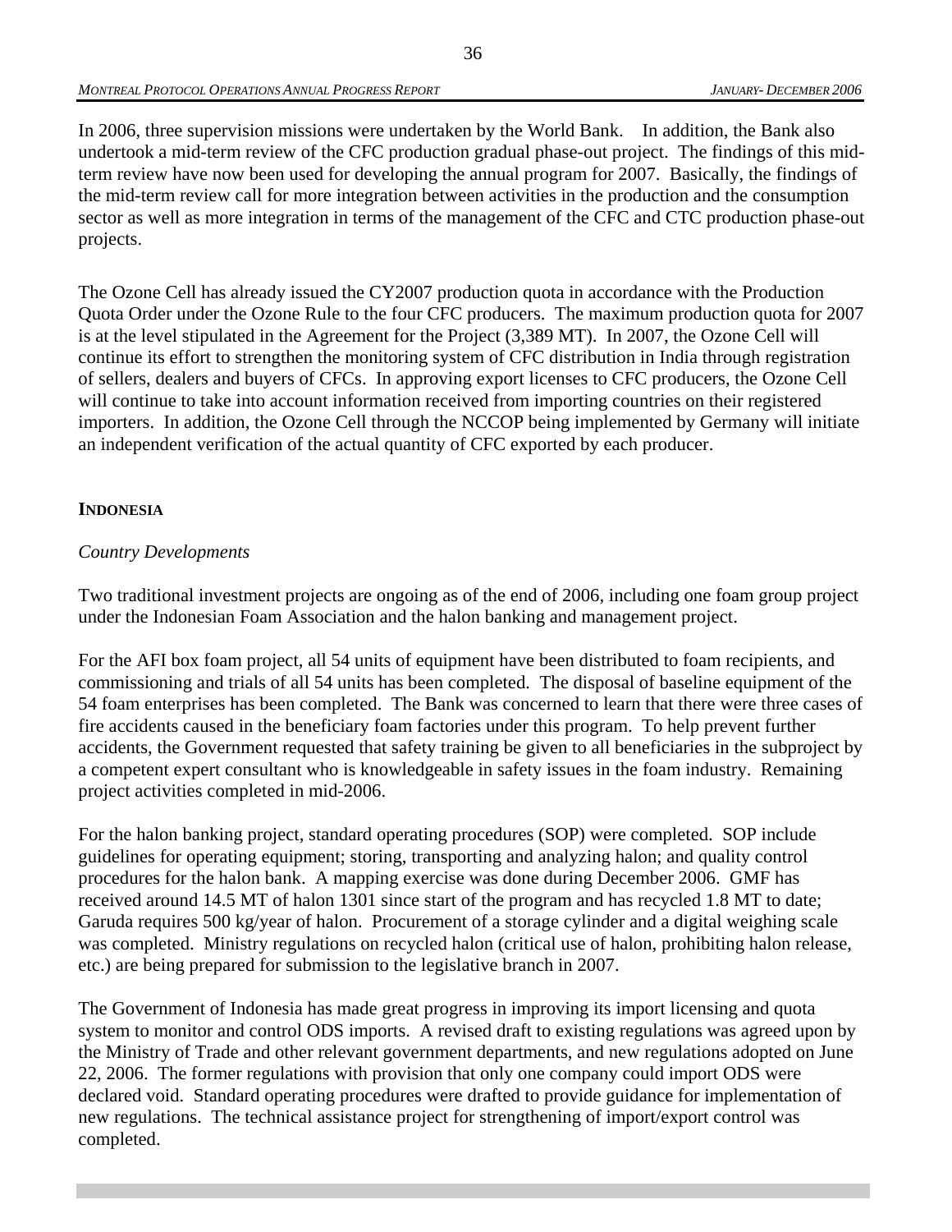In 2006, three supervision missions were undertaken by the World Bank. In addition, the Bank also undertook a mid-term review of the CFC production gradual phase-out project. The findings of this mid-term review have now been used for developing the annual program for 2007. Basically, the findings of the mid-term review call for more integration between activities in the production and the consumption sector as well as more integration in terms of the management of the CFC and CTC production phase-out projects.

The Ozone Cell has already issued the CY2007 production quota in accordance with the Production Quota Order under the Ozone Rule to the four CFC producers. The maximum production quota for 2007 is at the level stipulated in the Agreement for the Project (3,389 MT). In 2007, the Ozone Cell will continue its effort to strengthen the monitoring system of CFC distribution in India through registration of sellers, dealers and buyers of CFCs. In approving export licenses to CFC producers, the Ozone Cell will continue to take into account information received from importing countries on their registered importers. In addition, the Ozone Cell through the NCCOP being implemented by Germany will initiate an independent verification of the actual quantity of CFC exported by each producer.

## INDONESIA

*Country Developments*

Two traditional investment projects are ongoing as of the end of 2006, including one foam group project under the Indonesian Foam Association and the halon banking and management project.

For the AFI box foam project, all 54 units of equipment have been distributed to foam recipients, and commissioning and trials of all 54 units has been completed. The disposal of baseline equipment of the 54 foam enterprises has been completed. The Bank was concerned to learn that there were three cases of fire accidents caused in the beneficiary foam factories under this program. To help prevent further accidents, the Government requested that safety training be given to all beneficiaries in the subproject by a competent expert consultant who is knowledgeable in safety issues in the foam industry. Remaining project activities completed in mid-2006.

For the halon banking project, standard operating procedures (SOP) were completed. SOP include guidelines for operating equipment; storing, transporting and analyzing halon; and quality control procedures for the halon bank. A mapping exercise was done during December 2006. GMF has received around 14.5 MT of halon 1301 since start of the program and has recycled 1.8 MT to date; Garuda requires 500 kg/year of halon. Procurement of a storage cylinder and a digital weighing scale was completed. Ministry regulations on recycled halon (critical use of halon, prohibiting halon release, etc.) are being prepared for submission to the legislative branch in 2007.

The Government of Indonesia has made great progress in improving its import licensing and quota system to monitor and control ODS imports. A revised draft to existing regulations was agreed upon by the Ministry of Trade and other relevant government departments, and new regulations adopted on June 22, 2006. The former regulations with provision that only one company could import ODS were declared void. Standard operating procedures were drafted to provide guidance for implementation of new regulations. The technical assistance project for strengthening of import/export control was completed.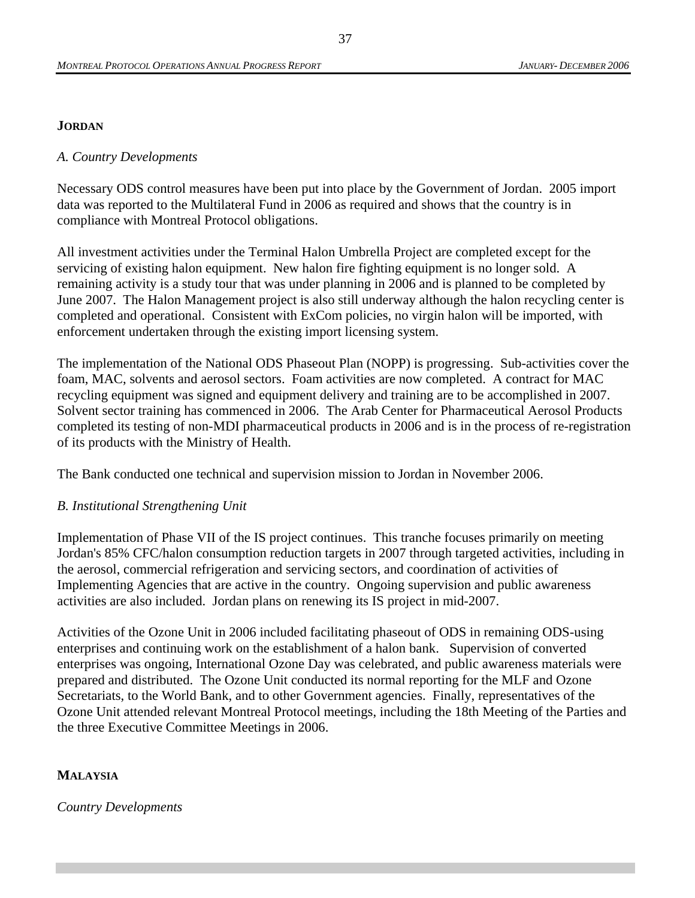## JORDAN

*A. Country Developments*

Necessary ODS control measures have been put into place by the Government of Jordan. 2005 import data was reported to the Multilateral Fund in 2006 as required and shows that the country is in compliance with Montreal Protocol obligations.

All investment activities under the Terminal Halon Umbrella Project are completed except for the servicing of existing halon equipment. New halon fire fighting equipment is no longer sold. A remaining activity is a study tour that was under planning in 2006 and is planned to be completed by June 2007. The Halon Management project is also still underway although the halon recycling center is completed and operational. Consistent with ExCom policies, no virgin halon will be imported, with enforcement undertaken through the existing import licensing system.

The implementation of the National ODS Phaseout Plan (NOPP) is progressing. Sub-activities cover the foam, MAC, solvents and aerosol sectors. Foam activities are now completed. A contract for MAC recycling equipment was signed and equipment delivery and training are to be accomplished in 2007. Solvent sector training has commenced in 2006. The Arab Center for Pharmaceutical Aerosol Products completed its testing of non-MDI pharmaceutical products in 2006 and is in the process of re-registration of its products with the Ministry of Health.

The Bank conducted one technical and supervision mission to Jordan in November 2006.

*B. Institutional Strengthening Unit*

Implementation of Phase VII of the IS project continues. This tranche focuses primarily on meeting Jordan's 85% CFC/halon consumption reduction targets in 2007 through targeted activities, including in the aerosol, commercial refrigeration and servicing sectors, and coordination of activities of Implementing Agencies that are active in the country. Ongoing supervision and public awareness activities are also included. Jordan plans on renewing its IS project in mid-2007.

Activities of the Ozone Unit in 2006 included facilitating phaseout of ODS in remaining ODS-using enterprises and continuing work on the establishment of a halon bank. Supervision of converted enterprises was ongoing, International Ozone Day was celebrated, and public awareness materials were prepared and distributed. The Ozone Unit conducted its normal reporting for the MLF and Ozone Secretariats, to the World Bank, and to other Government agencies. Finally, representatives of the Ozone Unit attended relevant Montreal Protocol meetings, including the 18th Meeting of the Parties and the three Executive Committee Meetings in 2006.

## MALAYSIA

*Country Developments*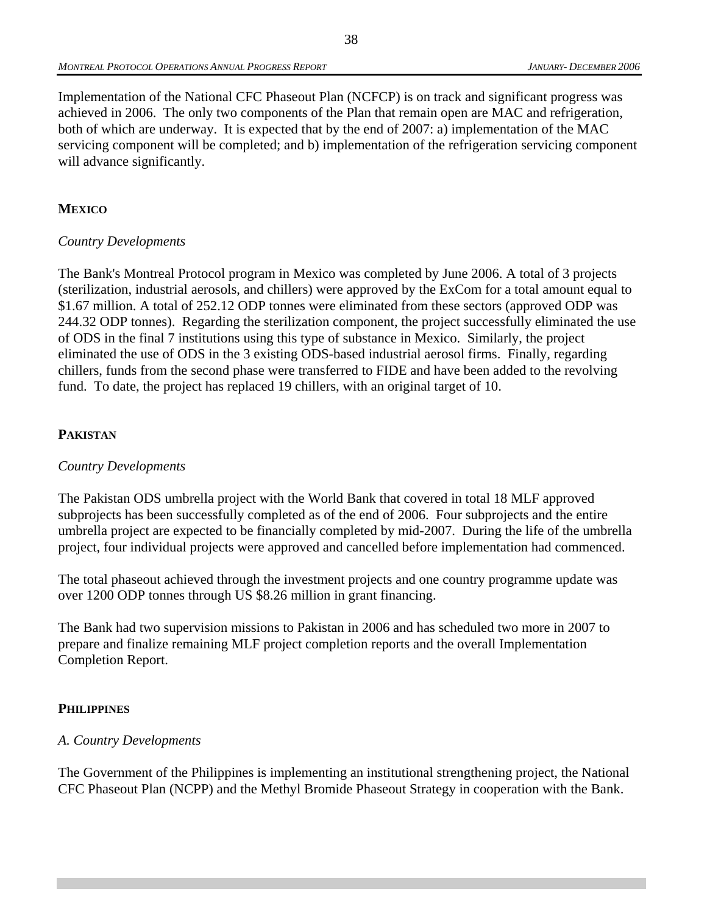Implementation of the National CFC Phaseout Plan (NCFCP) is on track and significant progress was achieved in 2006. The only two components of the Plan that remain open are MAC and refrigeration, both of which are underway. It is expected that by the end of 2007: a) implementation of the MAC servicing component will be completed; and b) implementation of the refrigeration servicing component will advance significantly.

## MEXICO

*Country Developments*

The Bank's Montreal Protocol program in Mexico was completed by June 2006. A total of 3 projects (sterilization, industrial aerosols, and chillers) were approved by the ExCom for a total amount equal to $1.67 million. A total of 252.12 ODP tonnes were eliminated from these sectors (approved ODP was 244.32 ODP tonnes). Regarding the sterilization component, the project successfully eliminated the use of ODS in the final 7 institutions using this type of substance in Mexico. Similarly, the project eliminated the use of ODS in the 3 existing ODS-based industrial aerosol firms. Finally, regarding chillers, funds from the second phase were transferred to FIDE and have been added to the revolving fund. To date, the project has replaced 19 chillers, with an original target of 10.

## PAKISTAN

*Country Developments*

The Pakistan ODS umbrella project with the World Bank that covered in total 18 MLF approved subprojects has been successfully completed as of the end of 2006. Four subprojects and the entire umbrella project are expected to be financially completed by mid-2007. During the life of the umbrella project, four individual projects were approved and cancelled before implementation had commenced.

The total phaseout achieved through the investment projects and one country programme update was over 1200 ODP tonnes through US $8.26 million in grant financing.

The Bank had two supervision missions to Pakistan in 2006 and has scheduled two more in 2007 to prepare and finalize remaining MLF project completion reports and the overall Implementation Completion Report.

## PHILIPPINES

*A. Country Developments*

The Government of the Philippines is implementing an institutional strengthening project, the National CFC Phaseout Plan (NCPP) and the Methyl Bromide Phaseout Strategy in cooperation with the Bank.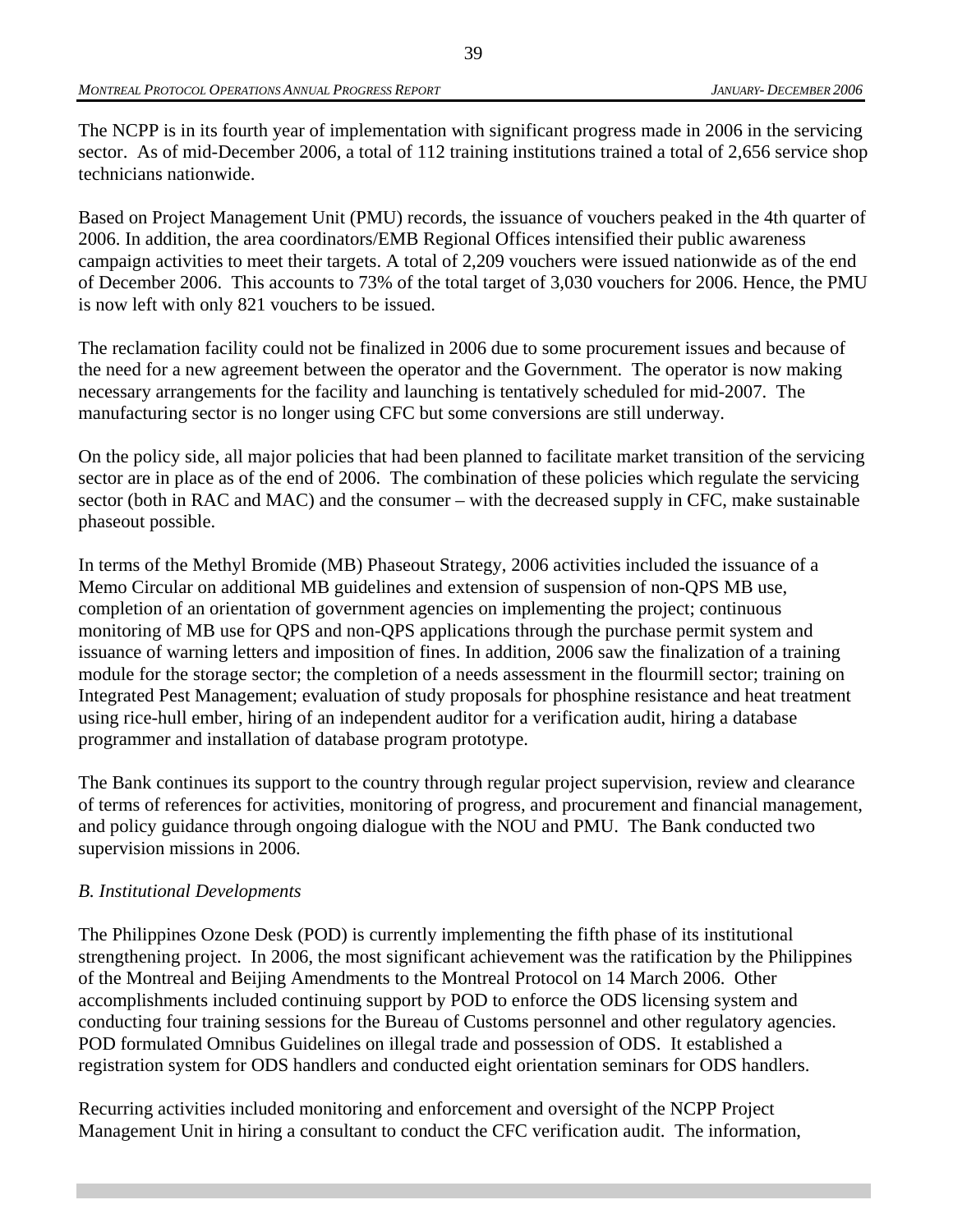The NCPP is in its fourth year of implementation with significant progress made in 2006 in the servicing sector. As of mid-December 2006, a total of 112 training institutions trained a total of 2,656 service shop technicians nationwide.

Based on Project Management Unit (PMU) records, the issuance of vouchers peaked in the 4th quarter of 2006. In addition, the area coordinators/EMB Regional Offices intensified their public awareness campaign activities to meet their targets. A total of 2,209 vouchers were issued nationwide as of the end of December 2006. This accounts to 73% of the total target of 3,030 vouchers for 2006. Hence, the PMU is now left with only 821 vouchers to be issued.

The reclamation facility could not be finalized in 2006 due to some procurement issues and because of the need for a new agreement between the operator and the Government. The operator is now making necessary arrangements for the facility and launching is tentatively scheduled for mid-2007. The manufacturing sector is no longer using CFC but some conversions are still underway.

On the policy side, all major policies that had been planned to facilitate market transition of the servicing sector are in place as of the end of 2006. The combination of these policies which regulate the servicing sector (both in RAC and MAC) and the consumer – with the decreased supply in CFC, make sustainable phaseout possible.

In terms of the Methyl Bromide (MB) Phaseout Strategy, 2006 activities included the issuance of a Memo Circular on additional MB guidelines and extension of suspension of non-QPS MB use, completion of an orientation of government agencies on implementing the project; continuous monitoring of MB use for QPS and non-QPS applications through the purchase permit system and issuance of warning letters and imposition of fines. In addition, 2006 saw the finalization of a training module for the storage sector; the completion of a needs assessment in the flourmill sector; training on Integrated Pest Management; evaluation of study proposals for phosphine resistance and heat treatment using rice-hull ember, hiring of an independent auditor for a verification audit, hiring a database programmer and installation of database program prototype.

The Bank continues its support to the country through regular project supervision, review and clearance of terms of references for activities, monitoring of progress, and procurement and financial management, and policy guidance through ongoing dialogue with the NOU and PMU. The Bank conducted two supervision missions in 2006.

*B. Institutional Developments*

The Philippines Ozone Desk (POD) is currently implementing the fifth phase of its institutional strengthening project. In 2006, the most significant achievement was the ratification by the Philippines of the Montreal and Beijing Amendments to the Montreal Protocol on 14 March 2006. Other accomplishments included continuing support by POD to enforce the ODS licensing system and conducting four training sessions for the Bureau of Customs personnel and other regulatory agencies. POD formulated Omnibus Guidelines on illegal trade and possession of ODS. It established a registration system for ODS handlers and conducted eight orientation seminars for ODS handlers.

Recurring activities included monitoring and enforcement and oversight of the NCPP Project Management Unit in hiring a consultant to conduct the CFC verification audit. The information,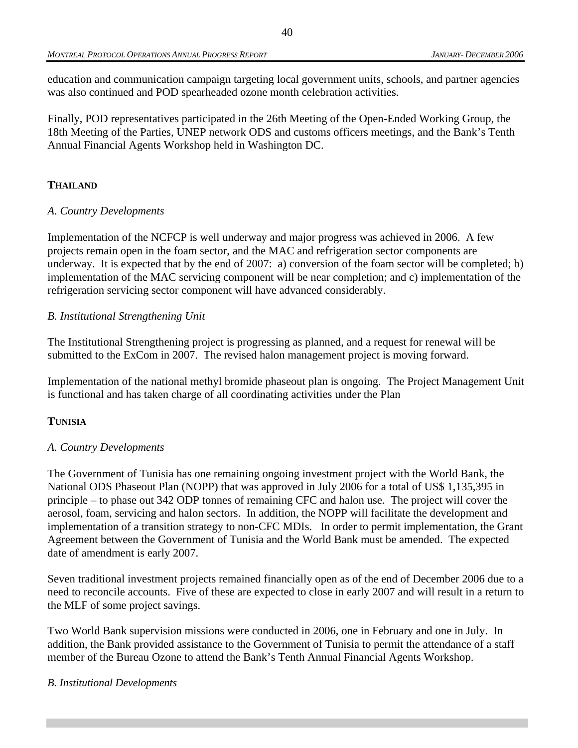education and communication campaign targeting local government units, schools, and partner agencies was also continued and POD spearheaded ozone month celebration activities.

Finally, POD representatives participated in the 26th Meeting of the Open-Ended Working Group, the 18th Meeting of the Parties, UNEP network ODS and customs officers meetings, and the Bank's Tenth Annual Financial Agents Workshop held in Washington DC.

## THAILAND

*A. Country Developments*

Implementation of the NCFCP is well underway and major progress was achieved in 2006. A few projects remain open in the foam sector, and the MAC and refrigeration sector components are underway. It is expected that by the end of 2007: a) conversion of the foam sector will be completed; b) implementation of the MAC servicing component will be near completion; and c) implementation of the refrigeration servicing sector component will have advanced considerably.

*B. Institutional Strengthening Unit*

The Institutional Strengthening project is progressing as planned, and a request for renewal will be submitted to the ExCom in 2007. The revised halon management project is moving forward.

Implementation of the national methyl bromide phaseout plan is ongoing. The Project Management Unit is functional and has taken charge of all coordinating activities under the Plan

## TUNISIA

*A. Country Developments*

The Government of Tunisia has one remaining ongoing investment project with the World Bank, the National ODS Phaseout Plan (NOPP) that was approved in July 2006 for a total of US$ 1,135,395 in principle – to phase out 342 ODP tonnes of remaining CFC and halon use. The project will cover the aerosol, foam, servicing and halon sectors. In addition, the NOPP will facilitate the development and implementation of a transition strategy to non-CFC MDIs. In order to permit implementation, the Grant Agreement between the Government of Tunisia and the World Bank must be amended. The expected date of amendment is early 2007.

Seven traditional investment projects remained financially open as of the end of December 2006 due to a need to reconcile accounts. Five of these are expected to close in early 2007 and will result in a return to the MLF of some project savings.

Two World Bank supervision missions were conducted in 2006, one in February and one in July. In addition, the Bank provided assistance to the Government of Tunisia to permit the attendance of a staff member of the Bureau Ozone to attend the Bank's Tenth Annual Financial Agents Workshop.

*B. Institutional Developments*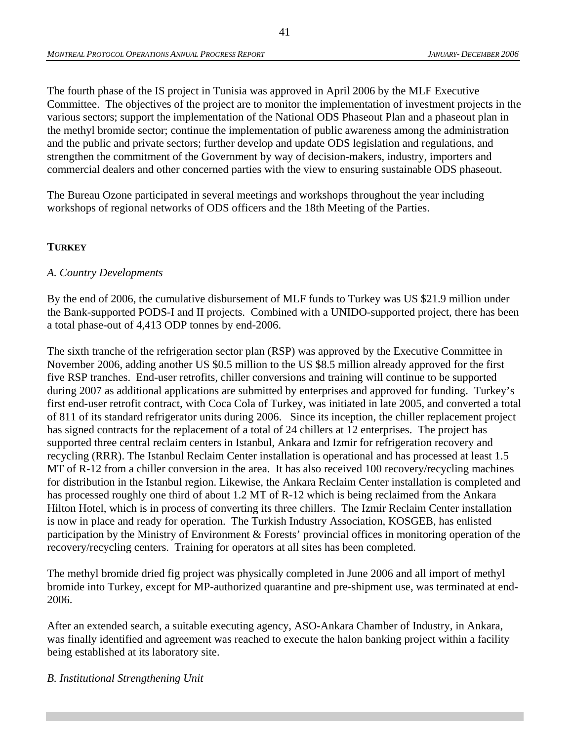The fourth phase of the IS project in Tunisia was approved in April 2006 by the MLF Executive Committee. The objectives of the project are to monitor the implementation of investment projects in the various sectors; support the implementation of the National ODS Phaseout Plan and a phaseout plan in the methyl bromide sector; continue the implementation of public awareness among the administration and the public and private sectors; further develop and update ODS legislation and regulations, and strengthen the commitment of the Government by way of decision-makers, industry, importers and commercial dealers and other concerned parties with the view to ensuring sustainable ODS phaseout.

The Bureau Ozone participated in several meetings and workshops throughout the year including workshops of regional networks of ODS officers and the 18th Meeting of the Parties.

**TURKEY**

*A. Country Developments*

By the end of 2006, the cumulative disbursement of MLF funds to Turkey was US $21.9 million under the Bank-supported PODS-I and II projects. Combined with a UNIDO-supported project, there has been a total phase-out of 4,413 ODP tonnes by end-2006.

The sixth tranche of the refrigeration sector plan (RSP) was approved by the Executive Committee in November 2006, adding another US $0.5 million to the US $8.5 million already approved for the first five RSP tranches. End-user retrofits, chiller conversions and training will continue to be supported during 2007 as additional applications are submitted by enterprises and approved for funding. Turkey's first end-user retrofit contract, with Coca Cola of Turkey, was initiated in late 2005, and converted a total of 811 of its standard refrigerator units during 2006. Since its inception, the chiller replacement project has signed contracts for the replacement of a total of 24 chillers at 12 enterprises. The project has supported three central reclaim centers in Istanbul, Ankara and Izmir for refrigeration recovery and recycling (RRR). The Istanbul Reclaim Center installation is operational and has processed at least 1.5 MT of R-12 from a chiller conversion in the area. It has also received 100 recovery/recycling machines for distribution in the Istanbul region. Likewise, the Ankara Reclaim Center installation is completed and has processed roughly one third of about 1.2 MT of R-12 which is being reclaimed from the Ankara Hilton Hotel, which is in process of converting its three chillers. The Izmir Reclaim Center installation is now in place and ready for operation. The Turkish Industry Association, KOSGEB, has enlisted participation by the Ministry of Environment & Forests' provincial offices in monitoring operation of the recovery/recycling centers. Training for operators at all sites has been completed.

The methyl bromide dried fig project was physically completed in June 2006 and all import of methyl bromide into Turkey, except for MP-authorized quarantine and pre-shipment use, was terminated at end-2006.

After an extended search, a suitable executing agency, ASO-Ankara Chamber of Industry, in Ankara, was finally identified and agreement was reached to execute the halon banking project within a facility being established at its laboratory site.

*B. Institutional Strengthening Unit*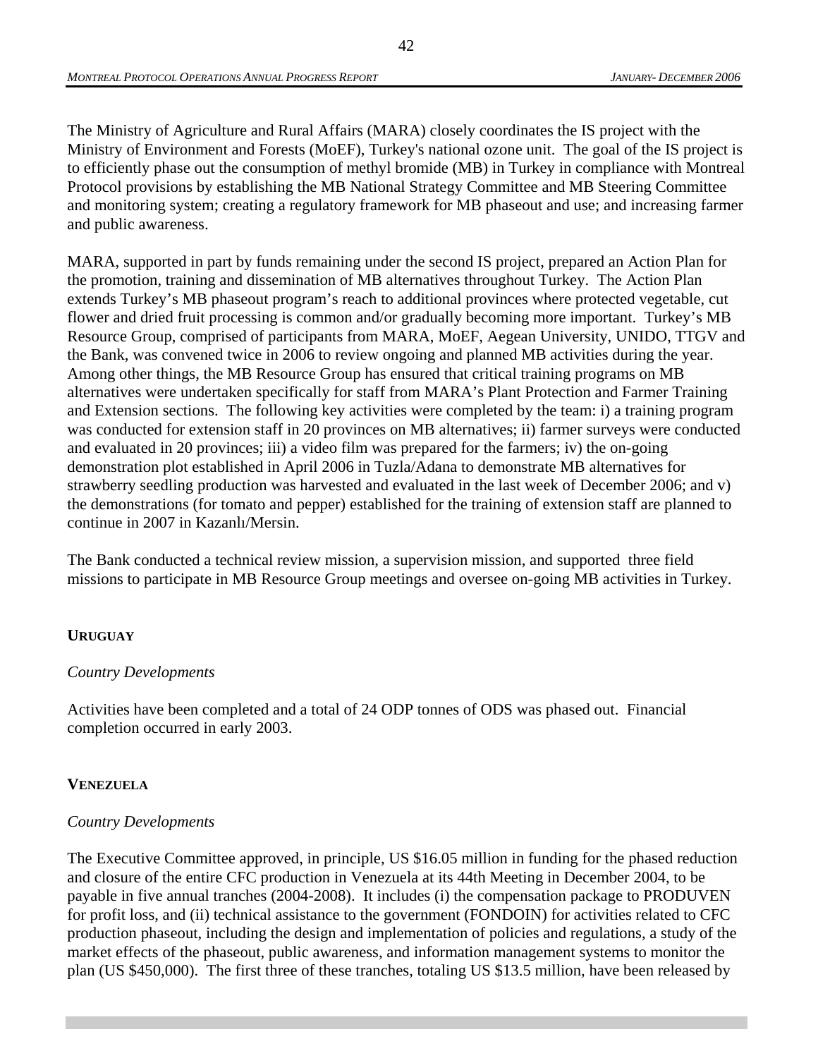The Ministry of Agriculture and Rural Affairs (MARA) closely coordinates the IS project with the Ministry of Environment and Forests (MoEF), Turkey's national ozone unit. The goal of the IS project is to efficiently phase out the consumption of methyl bromide (MB) in Turkey in compliance with Montreal Protocol provisions by establishing the MB National Strategy Committee and MB Steering Committee and monitoring system; creating a regulatory framework for MB phaseout and use; and increasing farmer and public awareness.

MARA, supported in part by funds remaining under the second IS project, prepared an Action Plan for the promotion, training and dissemination of MB alternatives throughout Turkey. The Action Plan extends Turkey's MB phaseout program's reach to additional provinces where protected vegetable, cut flower and dried fruit processing is common and/or gradually becoming more important. Turkey's MB Resource Group, comprised of participants from MARA, MoEF, Aegean University, UNIDO, TTGV and the Bank, was convened twice in 2006 to review ongoing and planned MB activities during the year. Among other things, the MB Resource Group has ensured that critical training programs on MB alternatives were undertaken specifically for staff from MARA's Plant Protection and Farmer Training and Extension sections. The following key activities were completed by the team: i) a training program was conducted for extension staff in 20 provinces on MB alternatives; ii) farmer surveys were conducted and evaluated in 20 provinces; iii) a video film was prepared for the farmers; iv) the on-going demonstration plot established in April 2006 in Tuzla/Adana to demonstrate MB alternatives for strawberry seedling production was harvested and evaluated in the last week of December 2006; and v) the demonstrations (for tomato and pepper) established for the training of extension staff are planned to continue in 2007 in Kazanlı/Mersin.

The Bank conducted a technical review mission, a supervision mission, and supported three field missions to participate in MB Resource Group meetings and oversee on-going MB activities in Turkey.

**URUGUAY**

*Country Developments*

Activities have been completed and a total of 24 ODP tonnes of ODS was phased out. Financial completion occurred in early 2003.

**VENEZUELA**

*Country Developments*

The Executive Committee approved, in principle, US $16.05 million in funding for the phased reduction and closure of the entire CFC production in Venezuela at its 44th Meeting in December 2004, to be payable in five annual tranches (2004-2008). It includes (i) the compensation package to PRODUVEN for profit loss, and (ii) technical assistance to the government (FONDOIN) for activities related to CFC production phaseout, including the design and implementation of policies and regulations, a study of the market effects of the phaseout, public awareness, and information management systems to monitor the plan (US $450,000). The first three of these tranches, totaling US $13.5 million, have been released by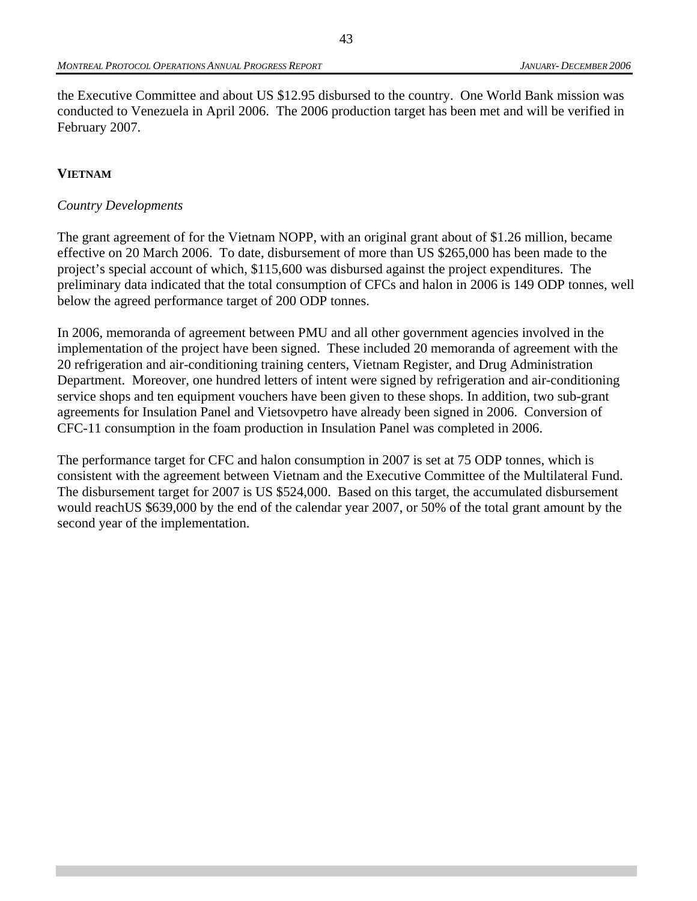the Executive Committee and about US $12.95 disbursed to the country. One World Bank mission was conducted to Venezuela in April 2006. The 2006 production target has been met and will be verified in February 2007.

### VIETNAM

*Country Developments*

The grant agreement of for the Vietnam NOPP, with an original grant about of $1.26 million, became effective on 20 March 2006. To date, disbursement of more than US $265,000 has been made to the project's special account of which, $115,600 was disbursed against the project expenditures. The preliminary data indicated that the total consumption of CFCs and halon in 2006 is 149 ODP tonnes, well below the agreed performance target of 200 ODP tonnes.

In 2006, memoranda of agreement between PMU and all other government agencies involved in the implementation of the project have been signed. These included 20 memoranda of agreement with the 20 refrigeration and air-conditioning training centers, Vietnam Register, and Drug Administration Department. Moreover, one hundred letters of intent were signed by refrigeration and air-conditioning service shops and ten equipment vouchers have been given to these shops. In addition, two sub-grant agreements for Insulation Panel and Vietsovpetro have already been signed in 2006. Conversion of CFC-11 consumption in the foam production in Insulation Panel was completed in 2006.

The performance target for CFC and halon consumption in 2007 is set at 75 ODP tonnes, which is consistent with the agreement between Vietnam and the Executive Committee of the Multilateral Fund. The disbursement target for 2007 is US $524,000. Based on this target, the accumulated disbursement would reachUS $639,000 by the end of the calendar year 2007, or 50% of the total grant amount by the second year of the implementation.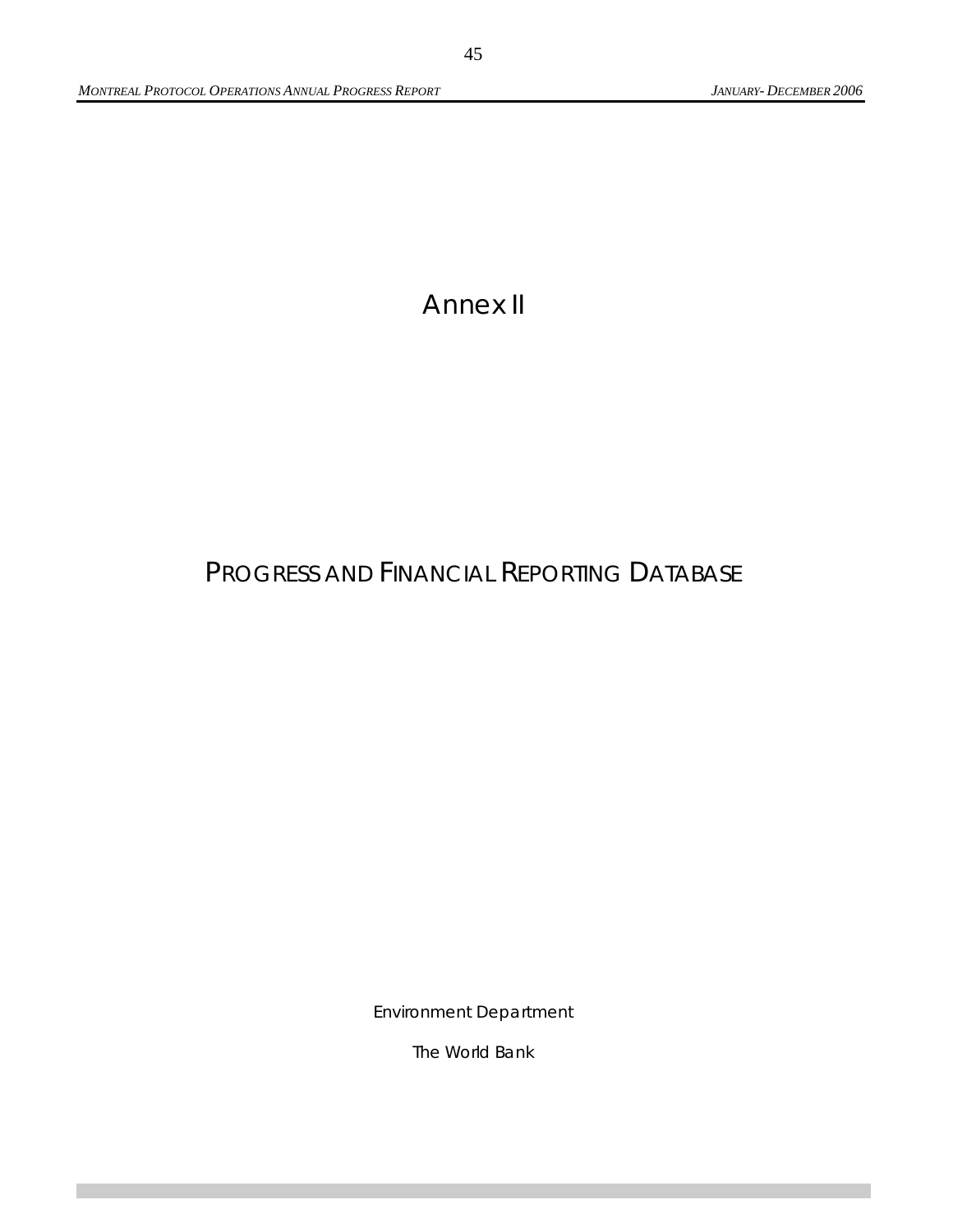# Annex II

## Progress and Financial Reporting Database

Environment Department

The World Bank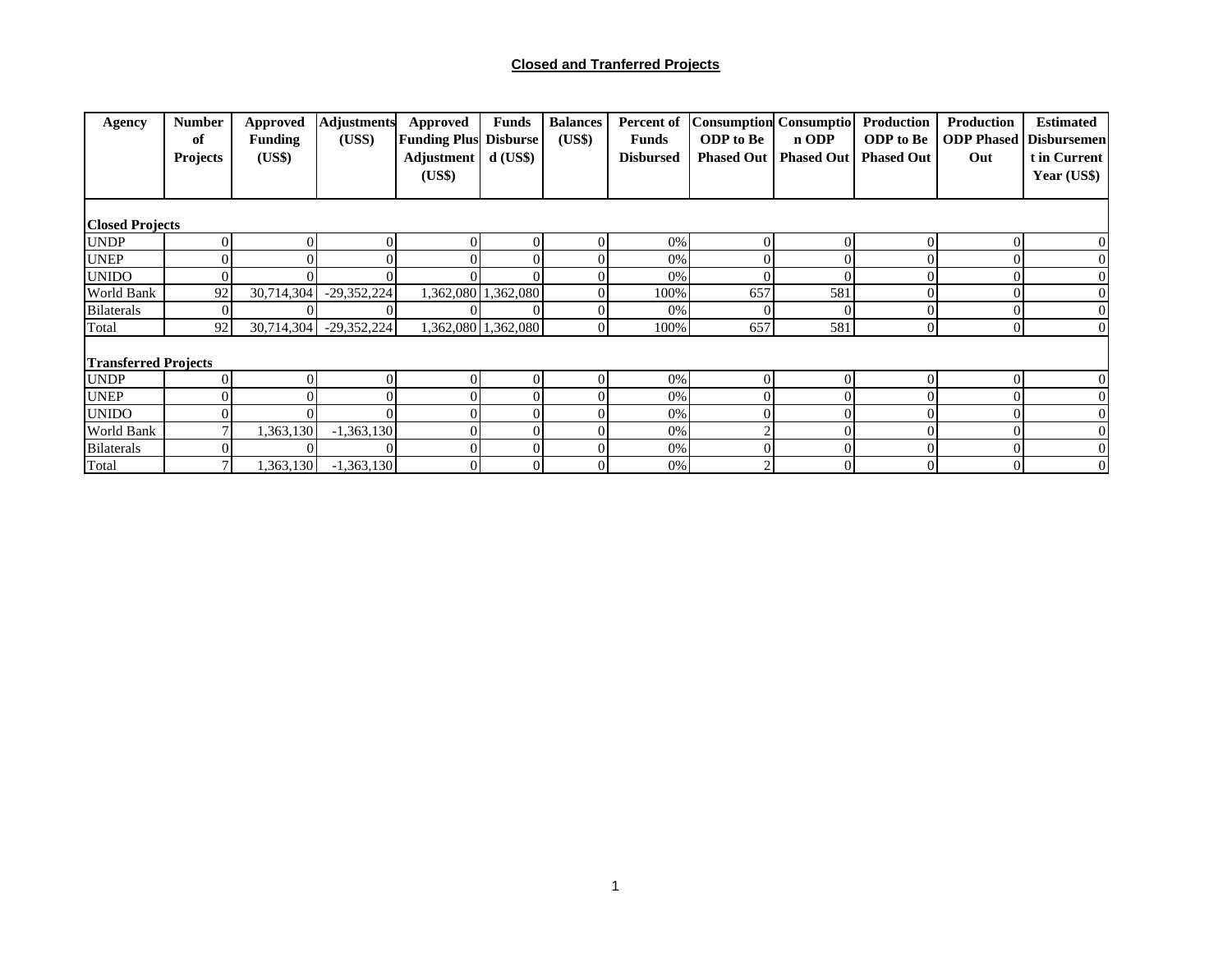## Closed and Tranferred Projects

| Agency | Number of Projects | Approved Funding (US$) | Adjustments (US$) | Approved Funding Plus Adjustment (US$) | Funds Disbursed (US$) | Balances (US$) | Percent of Funds Disbursed | Consumption ODP to Be Phased Out | Consumption ODP Phased Out | Production ODP to Be Phased Out | Production ODP Phased Out | Estimated Disbursement in Current Year (US$) |
|---|---|---|---|---|---|---|---|---|---|---|---|---|
| **Closed Projects** | | | | | | | | | | | | |
| UNDP | 0 | 0 | 0 | 0 | 0 | 0 | 0% | 0 | 0 | 0 | 0 | 0 |
| UNEP | 0 | 0 | 0 | 0 | 0 | 0 | 0% | 0 | 0 | 0 | 0 | 0 |
| UNIDO | 0 | 0 | 0 | 0 | 0 | 0 | 0% | 0 | 0 | 0 | 0 | 0 |
| World Bank | 92 | 30,714,304 | -29,352,224 | 1,362,080 | 1,362,080 | 0 | 100% | 657 | 581 | 0 | 0 | 0 |
| Bilaterals | 0 | 0 | 0 | 0 | 0 | 0 | 0% | 0 | 0 | 0 | 0 | 0 |
| Total | 92 | 30,714,304 | -29,352,224 | 1,362,080 | 1,362,080 | 0 | 100% | 657 | 581 | 0 | 0 | 0 |
| **Transferred Projects** | | | | | | | | | | | | |
| UNDP | 0 | 0 | 0 | 0 | 0 | 0 | 0% | 0 | 0 | 0 | 0 | 0 |
| UNEP | 0 | 0 | 0 | 0 | 0 | 0 | 0% | 0 | 0 | 0 | 0 | 0 |
| UNIDO | 0 | 0 | 0 | 0 | 0 | 0 | 0% | 0 | 0 | 0 | 0 | 0 |
| World Bank | 7 | 1,363,130 | -1,363,130 | 0 | 0 | 0 | 0% | 2 | 0 | 0 | 0 | 0 |
| Bilaterals | 0 | 0 | 0 | 0 | 0 | 0 | 0% | 0 | 0 | 0 | 0 | 0 |
| Total | 7 | 1,363,130 | -1,363,130 | 0 | 0 | 0 | 0% | 2 | 0 | 0 | 0 | 0 |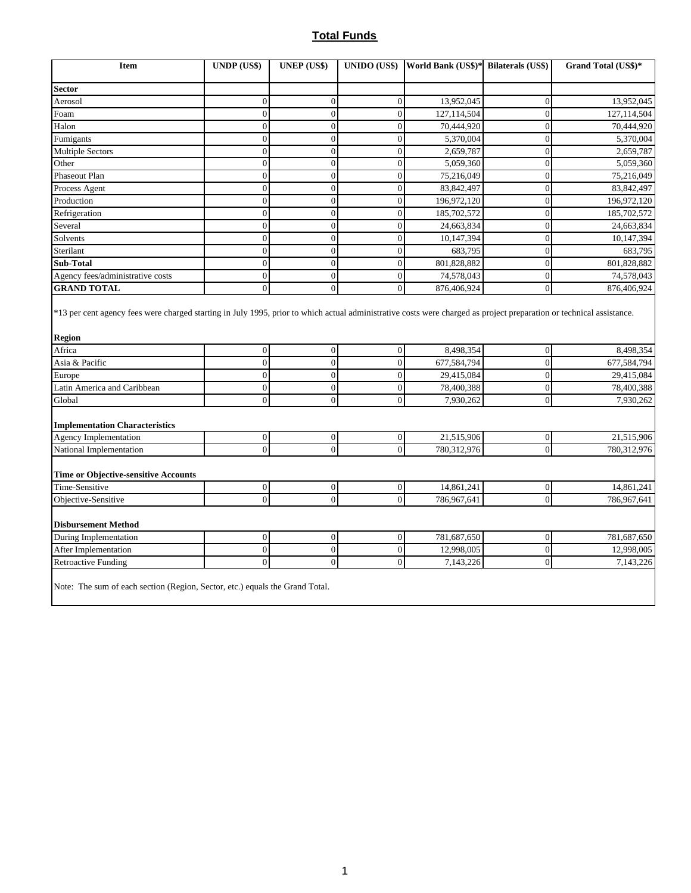## Total Funds

| Item | UNDP (US$) | UNEP (US$) | UNIDO (US$) | World Bank (US$)* | Bilaterals (US$) | Grand Total (US$)* |
|---|---|---|---|---|---|---|
| **Sector** | | | | | | |
| Aerosol | 0 | 0 | 0 | 13,952,045 | 0 | 13,952,045 |
| Foam | 0 | 0 | 0 | 127,114,504 | 0 | 127,114,504 |
| Halon | 0 | 0 | 0 | 70,444,920 | 0 | 70,444,920 |
| Fumigants | 0 | 0 | 0 | 5,370,004 | 0 | 5,370,004 |
| Multiple Sectors | 0 | 0 | 0 | 2,659,787 | 0 | 2,659,787 |
| Other | 0 | 0 | 0 | 5,059,360 | 0 | 5,059,360 |
| Phaseout Plan | 0 | 0 | 0 | 75,216,049 | 0 | 75,216,049 |
| Process Agent | 0 | 0 | 0 | 83,842,497 | 0 | 83,842,497 |
| Production | 0 | 0 | 0 | 196,972,120 | 0 | 196,972,120 |
| Refrigeration | 0 | 0 | 0 | 185,702,572 | 0 | 185,702,572 |
| Several | 0 | 0 | 0 | 24,663,834 | 0 | 24,663,834 |
| Solvents | 0 | 0 | 0 | 10,147,394 | 0 | 10,147,394 |
| Sterilant | 0 | 0 | 0 | 683,795 | 0 | 683,795 |
| **Sub-Total** | 0 | 0 | 0 | 801,828,882 | 0 | 801,828,882 |
| Agency fees/administrative costs | 0 | 0 | 0 | 74,578,043 | 0 | 74,578,043 |
| **GRAND TOTAL** | 0 | 0 | 0 | 876,406,924 | 0 | 876,406,924 |

*13 per cent agency fees were charged starting in July 1995, prior to which actual administrative costs were charged as project preparation or technical assistance.

| Item | UNDP (US$) | UNEP (US$) | UNIDO (US$) | World Bank (US$)* | Bilaterals (US$) | Grand Total (US$)* |
|---|---|---|---|---|---|---|
| **Region** | | | | | | |
| Africa | 0 | 0 | 0 | 8,498,354 | 0 | 8,498,354 |
| Asia & Pacific | 0 | 0 | 0 | 677,584,794 | 0 | 677,584,794 |
| Europe | 0 | 0 | 0 | 29,415,084 | 0 | 29,415,084 |
| Latin America and Caribbean | 0 | 0 | 0 | 78,400,388 | 0 | 78,400,388 |
| Global | 0 | 0 | 0 | 7,930,262 | 0 | 7,930,262 |
| **Implementation Characteristics** | | | | | | |
| Agency Implementation | 0 | 0 | 0 | 21,515,906 | 0 | 21,515,906 |
| National Implementation | 0 | 0 | 0 | 780,312,976 | 0 | 780,312,976 |
| **Time or Objective-sensitive Accounts** | | | | | | |
| Time-Sensitive | 0 | 0 | 0 | 14,861,241 | 0 | 14,861,241 |
| Objective-Sensitive | 0 | 0 | 0 | 786,967,641 | 0 | 786,967,641 |
| **Disbursement Method** | | | | | | |
| During Implementation | 0 | 0 | 0 | 781,687,650 | 0 | 781,687,650 |
| After Implementation | 0 | 0 | 0 | 12,998,005 | 0 | 12,998,005 |
| Retroactive Funding | 0 | 0 | 0 | 7,143,226 | 0 | 7,143,226 |

Note: The sum of each section (Region, Sector, etc.) equals the Grand Total.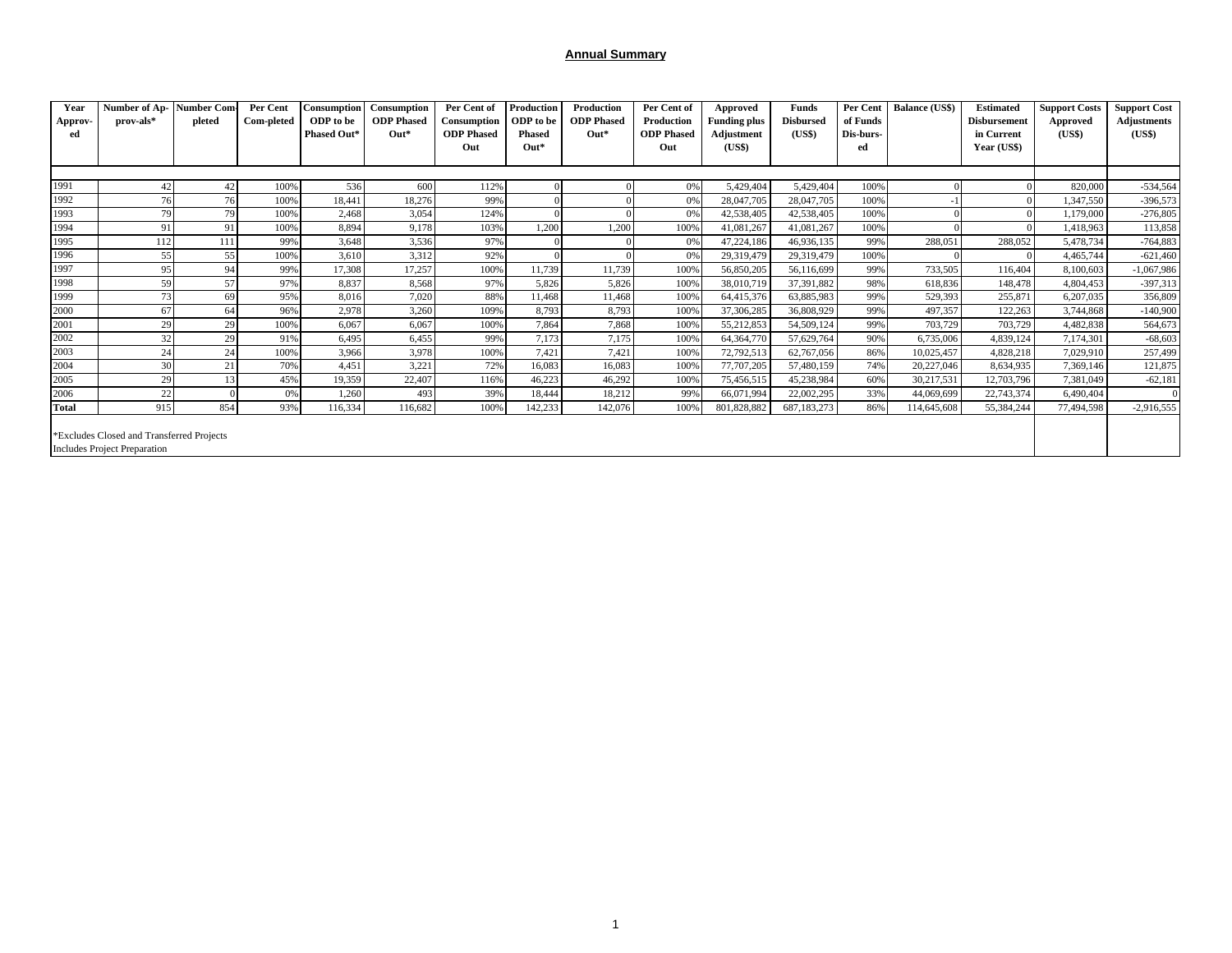## Annual Summary

| Year Approv-ed | Number of Ap-prov-als* | Number Com-pleted | Per Cent Com-pleted | Consumption ODP to be Phased Out* | Consumption ODP Phased Out* | Per Cent of Consumption ODP Phased Out | Production ODP to be Phased Out* | Production ODP Phased Out* | Per Cent of Production ODP Phased Out | Approved Funding plus Adjustment (US$) | Funds Disbursed (US$) | Per Cent of Funds Dis-burs-ed | Balance (US$) | Estimated Disbursement in Current Year (US$) | Support Costs Approved (US$) | Support Cost Adjustments (US$) |
|---|---|---|---|---|---|---|---|---|---|---|---|---|---|---|---|---|
| 1991 | 42 | 42 | 100% | 536 | 600 | 112% | 0 | 0 | 0% | 5,429,404 | 5,429,404 | 100% | 0 | 0 | 820,000 | -534,564 |
| 1992 | 76 | 76 | 100% | 18,441 | 18,276 | 99% | 0 | 0 | 0% | 28,047,705 | 28,047,705 | 100% | -1 | 0 | 1,347,550 | -396,573 |
| 1993 | 79 | 79 | 100% | 2,468 | 3,054 | 124% | 0 | 0 | 0% | 42,538,405 | 42,538,405 | 100% | 0 | 0 | 1,179,000 | -276,805 |
| 1994 | 91 | 91 | 100% | 8,894 | 9,178 | 103% | 1,200 | 1,200 | 100% | 41,081,267 | 41,081,267 | 100% | 0 | 0 | 1,418,963 | 113,858 |
| 1995 | 112 | 111 | 99% | 3,648 | 3,536 | 97% | 0 | 0 | 0% | 47,224,186 | 46,936,135 | 99% | 288,051 | 288,052 | 5,478,734 | -764,883 |
| 1996 | 55 | 55 | 100% | 3,610 | 3,312 | 92% | 0 | 0 | 0% | 29,319,479 | 29,319,479 | 100% | 0 | 0 | 4,465,744 | -621,460 |
| 1997 | 95 | 94 | 99% | 17,308 | 17,257 | 100% | 11,739 | 11,739 | 100% | 56,850,205 | 56,116,699 | 99% | 733,505 | 116,404 | 8,100,603 | -1,067,986 |
| 1998 | 59 | 57 | 97% | 8,837 | 8,568 | 97% | 5,826 | 5,826 | 100% | 38,010,719 | 37,391,882 | 98% | 618,836 | 148,478 | 4,804,453 | -397,313 |
| 1999 | 73 | 69 | 95% | 8,016 | 7,020 | 88% | 11,468 | 11,468 | 100% | 64,415,376 | 63,885,983 | 99% | 529,393 | 255,871 | 6,207,035 | 356,809 |
| 2000 | 67 | 64 | 96% | 2,978 | 3,260 | 109% | 8,793 | 8,793 | 100% | 37,306,285 | 36,808,929 | 99% | 497,357 | 122,263 | 3,744,868 | -140,900 |
| 2001 | 29 | 29 | 100% | 6,067 | 6,067 | 100% | 7,864 | 7,868 | 100% | 55,212,853 | 54,509,124 | 99% | 703,729 | 703,729 | 4,482,838 | 564,673 |
| 2002 | 32 | 29 | 91% | 6,495 | 6,455 | 99% | 7,173 | 7,175 | 100% | 64,364,770 | 57,629,764 | 90% | 6,735,006 | 4,839,124 | 7,174,301 | -68,603 |
| 2003 | 24 | 24 | 100% | 3,966 | 3,978 | 100% | 7,421 | 7,421 | 100% | 72,792,513 | 62,767,056 | 86% | 10,025,457 | 4,828,218 | 7,029,910 | 257,499 |
| 2004 | 30 | 21 | 70% | 4,451 | 3,221 | 72% | 16,083 | 16,083 | 100% | 77,707,205 | 57,480,159 | 74% | 20,227,046 | 8,634,935 | 7,369,146 | 121,875 |
| 2005 | 29 | 13 | 45% | 19,359 | 22,407 | 116% | 46,223 | 46,292 | 100% | 75,456,515 | 45,238,984 | 60% | 30,217,531 | 12,703,796 | 7,381,049 | -62,181 |
| 2006 | 22 | 0 | 0% | 1,260 | 493 | 39% | 18,444 | 18,212 | 99% | 66,071,994 | 22,002,295 | 33% | 44,069,699 | 22,743,374 | 6,490,404 | 0 |
| **Total** | 915 | 854 | 93% | 116,334 | 116,682 | 100% | 142,233 | 142,076 | 100% | 801,828,882 | 687,183,273 | 86% | 114,645,608 | 55,384,244 | 77,494,598 | -2,916,555 |

*Excludes Closed and Transferred Projects
Includes Project Preparation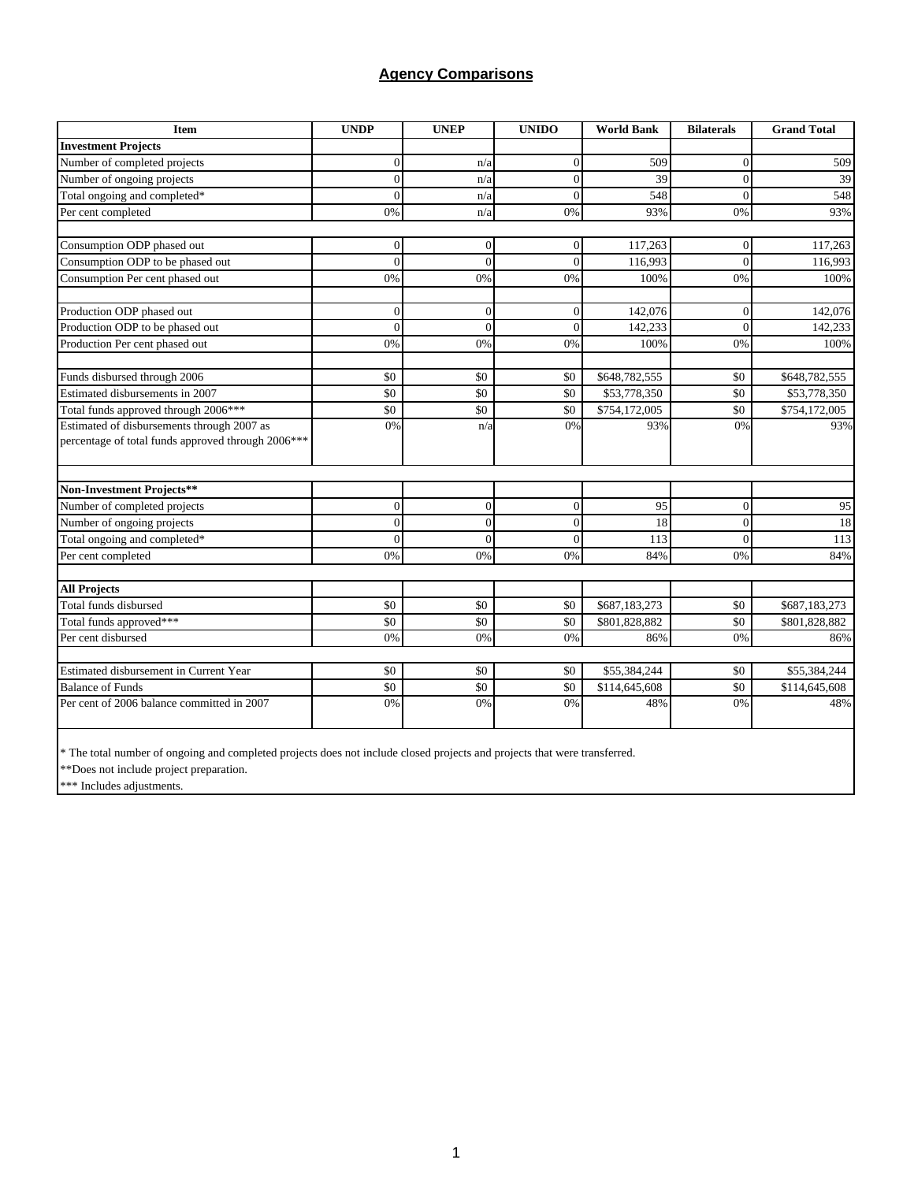## Agency Comparisons

| Item | UNDP | UNEP | UNIDO | World Bank | Bilaterals | Grand Total |
|---|---|---|---|---|---|---|
| **Investment Projects** | | | | | | |
| Number of completed projects | 0 | n/a | 0 | 509 | 0 | 509 |
| Number of ongoing projects | 0 | n/a | 0 | 39 | 0 | 39 |
| Total ongoing and completed* | 0 | n/a | 0 | 548 | 0 | 548 |
| Per cent completed | 0% | n/a | 0% | 93% | 0% | 93% |
| | | | | | | |
| Consumption ODP phased out | 0 | 0 | 0 | 117,263 | 0 | 117,263 |
| Consumption ODP to be phased out | 0 | 0 | 0 | 116,993 | 0 | 116,993 |
| Consumption Per cent phased out | 0% | 0% | 0% | 100% | 0% | 100% |
| | | | | | | |
| Production ODP phased out | 0 | 0 | 0 | 142,076 | 0 | 142,076 |
| Production ODP to be phased out | 0 | 0 | 0 | 142,233 | 0 | 142,233 |
| Production Per cent phased out | 0% | 0% | 0% | 100% | 0% | 100% |
| | | | | | | |
| Funds disbursed through 2006 | $0 | $0 | $0 | $648,782,555 | $0 | $648,782,555 |
| Estimated disbursements in 2007 | $0 | $0 | $0 | $53,778,350 | $0 | $53,778,350 |
| Total funds approved through 2006*** | $0 | $0 | $0 | $754,172,005 | $0 | $754,172,005 |
| Estimated of disbursements through 2007 as percentage of total funds approved through 2006*** | 0% | n/a | 0% | 93% | 0% | 93% |
| | | | | | | |
| **Non-Investment Projects**** | | | | | | |
| Number of completed projects | 0 | 0 | 0 | 95 | 0 | 95 |
| Number of ongoing projects | 0 | 0 | 0 | 18 | 0 | 18 |
| Total ongoing and completed* | 0 | 0 | 0 | 113 | 0 | 113 |
| Per cent completed | 0% | 0% | 0% | 84% | 0% | 84% |
| | | | | | | |
| **All Projects** | | | | | | |
| Total funds disbursed | $0 | $0 | $0 | $687,183,273 | $0 | $687,183,273 |
| Total funds approved*** | $0 | $0 | $0 | $801,828,882 | $0 | $801,828,882 |
| Per cent disbursed | 0% | 0% | 0% | 86% | 0% | 86% |
| | | | | | | |
| Estimated disbursement in Current Year | $0 | $0 | $0 | $55,384,244 | $0 | $55,384,244 |
| Balance of Funds | $0 | $0 | $0 | $114,645,608 | $0 | $114,645,608 |
| Per cent of 2006 balance committed in 2007 | 0% | 0% | 0% | 48% | 0% | 48% |

* The total number of ongoing and completed projects does not include closed projects and projects that were transferred.

**Does not include project preparation.

*** Includes adjustments.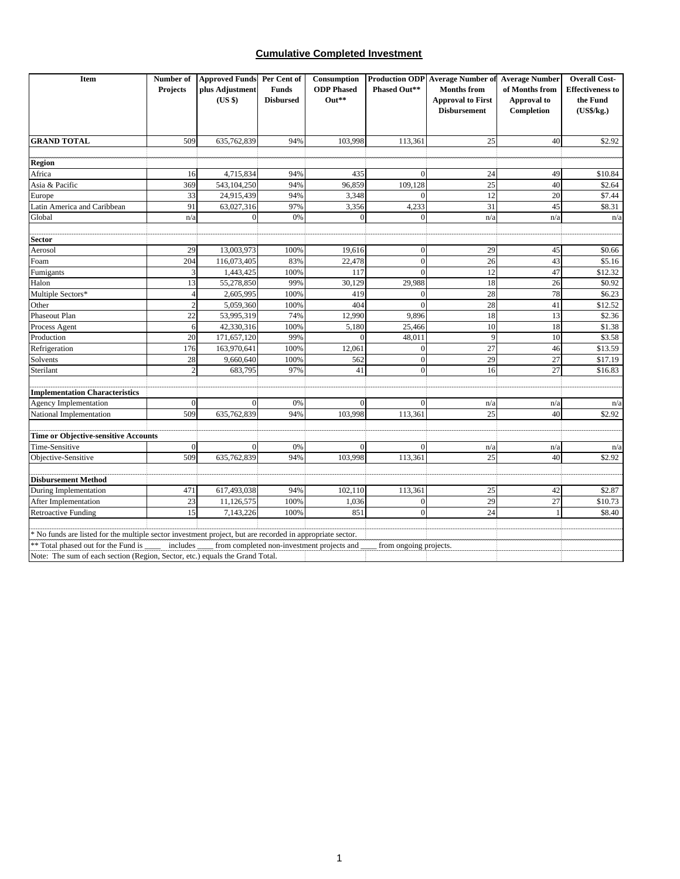## Cumulative Completed Investment

| Item | Number of Projects | Approved Funds plus Adjustment (US $) | Per Cent of Funds Disbursed | Consumption ODP Phased Out** | Production ODP Phased Out** | Average Number of Months from Approval to First Disbursement | Average Number of Months from Approval to Completion | Overall Cost-Effectiveness to the Fund (US$/kg.) |
|---|---|---|---|---|---|---|---|---|
| **GRAND TOTAL** | 509 | 635,762,839 | 94% | 103,998 | 113,361 | 25 | 40 | $2.92 |
| **Region** | | | | | | | | |
| Africa | 16 | 4,715,834 | 94% | 435 | 0 | 24 | 49 | $10.84 |
| Asia & Pacific | 369 | 543,104,250 | 94% | 96,859 | 109,128 | 25 | 40 | $2.64 |
| Europe | 33 | 24,915,439 | 94% | 3,348 | 0 | 12 | 20 | $7.44 |
| Latin America and Caribbean | 91 | 63,027,316 | 97% | 3,356 | 4,233 | 31 | 45 | $8.31 |
| Global | n/a | 0 | 0% | 0 | 0 | n/a | n/a | n/a |
| **Sector** | | | | | | | | |
| Aerosol | 29 | 13,003,973 | 100% | 19,616 | 0 | 29 | 45 | $0.66 |
| Foam | 204 | 116,073,405 | 83% | 22,478 | 0 | 26 | 43 | $5.16 |
| Fumigants | 3 | 1,443,425 | 100% | 117 | 0 | 12 | 47 | $12.32 |
| Halon | 13 | 55,278,850 | 99% | 30,129 | 29,988 | 18 | 26 | $0.92 |
| Multiple Sectors* | 4 | 2,605,995 | 100% | 419 | 0 | 28 | 78 | $6.23 |
| Other | 2 | 5,059,360 | 100% | 404 | 0 | 28 | 41 | $12.52 |
| Phaseout Plan | 22 | 53,995,319 | 74% | 12,990 | 9,896 | 18 | 13 | $2.36 |
| Process Agent | 6 | 42,330,316 | 100% | 5,180 | 25,466 | 10 | 18 | $1.38 |
| Production | 20 | 171,657,120 | 99% | 0 | 48,011 | 9 | 10 | $3.58 |
| Refrigeration | 176 | 163,970,641 | 100% | 12,061 | 0 | 27 | 46 | $13.59 |
| Solvents | 28 | 9,660,640 | 100% | 562 | 0 | 29 | 27 | $17.19 |
| Sterilant | 2 | 683,795 | 97% | 41 | 0 | 16 | 27 | $16.83 |
| **Implementation Characteristics** | | | | | | | | |
| Agency Implementation | 0 | 0 | 0% | 0 | 0 | n/a | n/a | n/a |
| National Implementation | 509 | 635,762,839 | 94% | 103,998 | 113,361 | 25 | 40 | $2.92 |
| **Time or Objective-sensitive Accounts** | | | | | | | | |
| Time-Sensitive | 0 | 0 | 0% | 0 | 0 | n/a | n/a | n/a |
| Objective-Sensitive | 509 | 635,762,839 | 94% | 103,998 | 113,361 | 25 | 40 | $2.92 |
| **Disbursement Method** | | | | | | | | |
| During Implementation | 471 | 617,493,038 | 94% | 102,110 | 113,361 | 25 | 42 | $2.87 |
| After Implementation | 23 | 11,126,575 | 100% | 1,036 | 0 | 29 | 27 | $10.73 |
| Retroactive Funding | 15 | 7,143,226 | 100% | 851 | 0 | 24 | 1 | $8.40 |

* No funds are listed for the multiple sector investment project, but are recorded in appropriate sector.

** Total phased out for the Fund is ____ includes ____ from completed non-investment projects and ____ from ongoing projects.

Note: The sum of each section (Region, Sector, etc.) equals the Grand Total.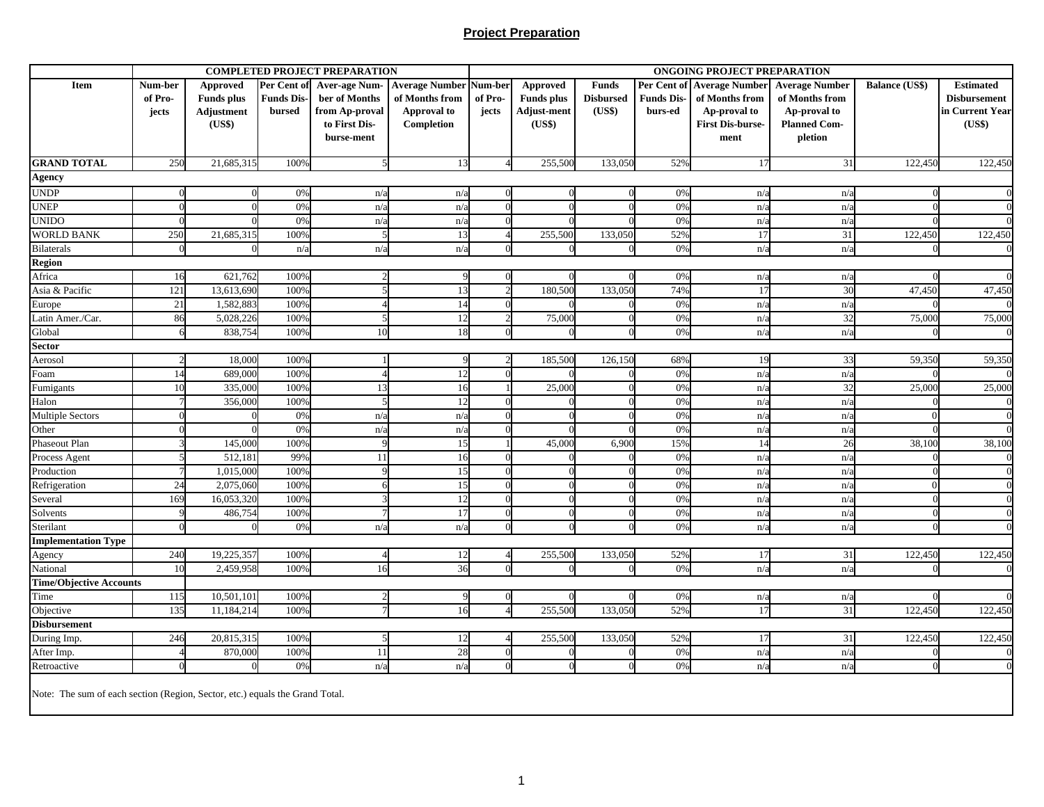## Project Preparation

| Item | COMPLETED PROJECT PREPARATION | | | | | ONGOING PROJECT PREPARATION | | | | | | | |
|---|---|---|---|---|---|---|---|---|---|---|---|---|---|
| | Num-ber of Pro-jects | Approved Funds plus Adjustment (US$) | Per Cent of Funds Dis-bursed | Aver-age Num-ber of Months from Ap-proval to First Dis-burse-ment | Average Number of Months from Approval to Completion | Num-ber of Pro-jects | Approved Funds plus Adjust-ment (US$) | Funds Disbursed (US$) | Per Cent of Funds Dis-burs-ed | Average Number of Months from Ap-proval to First Dis-burse-ment | Average Number of Months from Ap-proval to Planned Com-pletion | Balance (US$) | Estimated Disbursement in Current Year (US$) |
| **GRAND TOTAL** | 250 | 21,685,315 | 100% | 5 | 13 | 4 | 255,500 | 133,050 | 52% | 17 | 31 | 122,450 | 122,450 |
| **Agency** | | | | | | | | | | | | | |
| UNDP | 0 | 0 | 0% | n/a | n/a | 0 | 0 | 0 | 0% | n/a | n/a | 0 | 0 |
| UNEP | 0 | 0 | 0% | n/a | n/a | 0 | 0 | 0 | 0% | n/a | n/a | 0 | 0 |
| UNIDO | 0 | 0 | 0% | n/a | n/a | 0 | 0 | 0 | 0% | n/a | n/a | 0 | 0 |
| WORLD BANK | 250 | 21,685,315 | 100% | 5 | 13 | 4 | 255,500 | 133,050 | 52% | 17 | 31 | 122,450 | 122,450 |
| Bilaterals | 0 | 0 | n/a | n/a | n/a | 0 | 0 | 0 | 0% | n/a | n/a | 0 | 0 |
| **Region** | | | | | | | | | | | | | |
| Africa | 16 | 621,762 | 100% | 2 | 9 | 0 | 0 | 0 | 0% | n/a | n/a | 0 | 0 |
| Asia & Pacific | 121 | 13,613,690 | 100% | 5 | 13 | 2 | 180,500 | 133,050 | 74% | 17 | 30 | 47,450 | 47,450 |
| Europe | 21 | 1,582,883 | 100% | 4 | 14 | 0 | 0 | 0 | 0% | n/a | n/a | 0 | 0 |
| Latin Amer./Car. | 86 | 5,028,226 | 100% | 5 | 12 | 2 | 75,000 | 0 | 0% | n/a | 32 | 75,000 | 75,000 |
| Global | 6 | 838,754 | 100% | 10 | 18 | 0 | 0 | 0 | 0% | n/a | n/a | 0 | 0 |
| **Sector** | | | | | | | | | | | | | |
| Aerosol | 2 | 18,000 | 100% | 1 | 9 | 2 | 185,500 | 126,150 | 68% | 19 | 33 | 59,350 | 59,350 |
| Foam | 14 | 689,000 | 100% | 4 | 12 | 0 | 0 | 0 | 0% | n/a | n/a | 0 | 0 |
| Fumigants | 10 | 335,000 | 100% | 13 | 16 | 1 | 25,000 | 0 | 0% | n/a | 32 | 25,000 | 25,000 |
| Halon | 7 | 356,000 | 100% | 5 | 12 | 0 | 0 | 0 | 0% | n/a | n/a | 0 | 0 |
| Multiple Sectors | 0 | 0 | 0% | n/a | n/a | 0 | 0 | 0 | 0% | n/a | n/a | 0 | 0 |
| Other | 0 | 0 | 0% | n/a | n/a | 0 | 0 | 0 | 0% | n/a | n/a | 0 | 0 |
| Phaseout Plan | 3 | 145,000 | 100% | 9 | 15 | 1 | 45,000 | 6,900 | 15% | 14 | 26 | 38,100 | 38,100 |
| Process Agent | 5 | 512,181 | 99% | 11 | 16 | 0 | 0 | 0 | 0% | n/a | n/a | 0 | 0 |
| Production | 7 | 1,015,000 | 100% | 9 | 15 | 0 | 0 | 0 | 0% | n/a | n/a | 0 | 0 |
| Refrigeration | 24 | 2,075,060 | 100% | 6 | 15 | 0 | 0 | 0 | 0% | n/a | n/a | 0 | 0 |
| Several | 169 | 16,053,320 | 100% | 3 | 12 | 0 | 0 | 0 | 0% | n/a | n/a | 0 | 0 |
| Solvents | 9 | 486,754 | 100% | 7 | 17 | 0 | 0 | 0 | 0% | n/a | n/a | 0 | 0 |
| Sterilant | 0 | 0 | 0% | n/a | n/a | 0 | 0 | 0 | 0% | n/a | n/a | 0 | 0 |
| **Implementation Type** | | | | | | | | | | | | | |
| Agency | 240 | 19,225,357 | 100% | 4 | 12 | 4 | 255,500 | 133,050 | 52% | 17 | 31 | 122,450 | 122,450 |
| National | 10 | 2,459,958 | 100% | 16 | 36 | 0 | 0 | 0 | 0% | n/a | n/a | 0 | 0 |
| **Time/Objective Accounts** | | | | | | | | | | | | | |
| Time | 115 | 10,501,101 | 100% | 2 | 9 | 0 | 0 | 0 | 0% | n/a | n/a | 0 | 0 |
| Objective | 135 | 11,184,214 | 100% | 7 | 16 | 4 | 255,500 | 133,050 | 52% | 17 | 31 | 122,450 | 122,450 |
| **Disbursement** | | | | | | | | | | | | | |
| During Imp. | 246 | 20,815,315 | 100% | 5 | 12 | 4 | 255,500 | 133,050 | 52% | 17 | 31 | 122,450 | 122,450 |
| After Imp. | 4 | 870,000 | 100% | 11 | 28 | 0 | 0 | 0 | 0% | n/a | n/a | 0 | 0 |
| Retroactive | 0 | 0 | 0% | n/a | n/a | 0 | 0 | 0 | 0% | n/a | n/a | 0 | 0 |

Note: The sum of each section (Region, Sector, etc.) equals the Grand Total.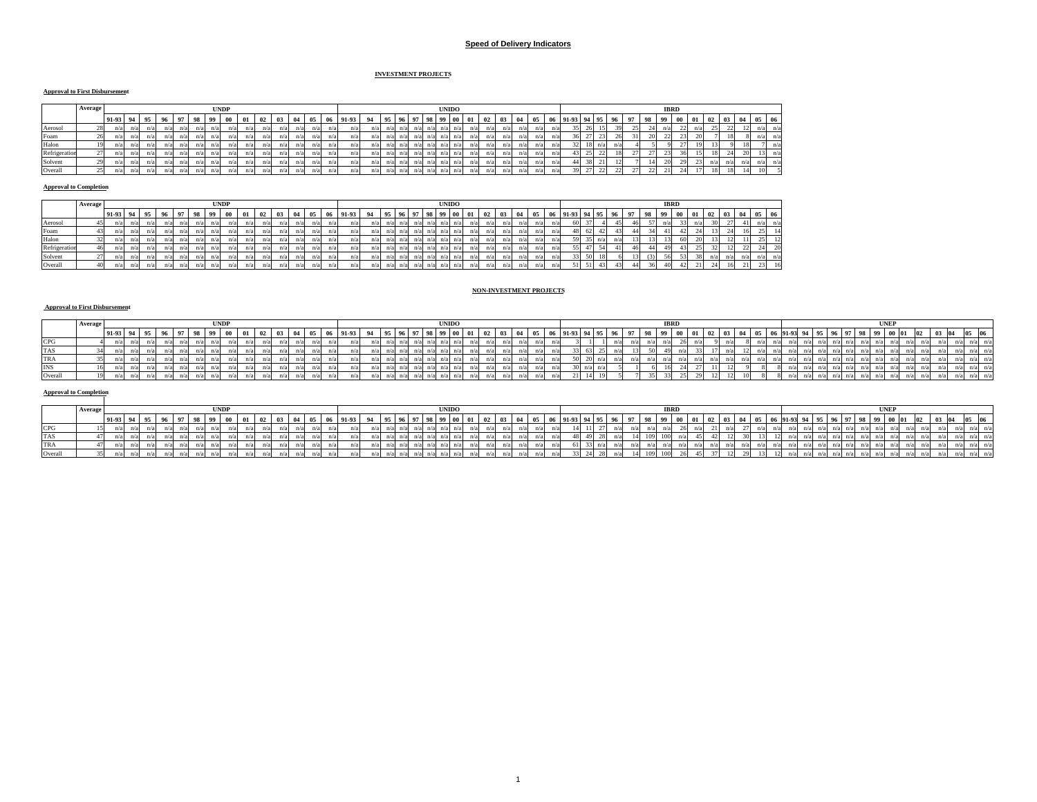## Speed of Delivery Indicators

### INVESTMENT PROJECTS

#### Approval to First Disbursement

| | Average | UNDP | | | | | | | | | | | | | | UNIDO | | | | | | | | | | | | | | IBRD | | | | | | | | | | | | | |
|---|---|---|---|---|---|---|---|---|---|---|---|---|---|---|---|---|---|---|---|---|---|---|---|---|---|---|---|---|---|---|---|---|---|---|---|---|---|---|---|---|---|---|---|
| | | 91-93 | 94 | 95 | 96 | 97 | 98 | 99 | 00 | 01 | 02 | 03 | 04 | 05 | 06 | 91-93 | 94 | 95 | 96 | 97 | 98 | 99 | 00 | 01 | 02 | 03 | 04 | 05 | 06 | 91-93 | 94 | 95 | 96 | 97 | 98 | 99 | 00 | 01 | 02 | 03 | 04 | 05 | 06 |
| Aerosol | 28 | n/a | n/a | n/a | n/a | n/a | n/a | n/a | n/a | n/a | n/a | n/a | n/a | n/a | n/a | n/a | n/a | n/a | n/a | n/a | n/a | n/a | n/a | n/a | n/a | n/a | n/a | n/a | n/a | 35 | 26 | 15 | 39 | 25 | 24 | n/a | 22 | n/a | 25 | 22 | 12 | n/a | n/a |
| Foam | 26 | n/a | n/a | n/a | n/a | n/a | n/a | n/a | n/a | n/a | n/a | n/a | n/a | n/a | n/a | n/a | n/a | n/a | n/a | n/a | n/a | n/a | n/a | n/a | n/a | n/a | n/a | n/a | n/a | 36 | 27 | 23 | 26 | 31 | 20 | 22 | 23 | 20 | 7 | 18 | 8 | n/a | n/a |
| Halon | 19 | n/a | n/a | n/a | n/a | n/a | n/a | n/a | n/a | n/a | n/a | n/a | n/a | n/a | n/a | n/a | n/a | n/a | n/a | n/a | n/a | n/a | n/a | n/a | n/a | n/a | n/a | n/a | n/a | 32 | 18 | n/a | n/a | 4 | 5 | 9 | 27 | 19 | 13 | 9 | 18 | 7 | n/a |
| Refrigeration | 27 | n/a | n/a | n/a | n/a | n/a | n/a | n/a | n/a | n/a | n/a | n/a | n/a | n/a | n/a | n/a | n/a | n/a | n/a | n/a | n/a | n/a | n/a | n/a | n/a | n/a | n/a | n/a | n/a | 43 | 25 | 22 | 18 | 27 | 27 | 23 | 36 | 15 | 18 | 24 | 20 | 13 | n/a |
| Solvent | 29 | n/a | n/a | n/a | n/a | n/a | n/a | n/a | n/a | n/a | n/a | n/a | n/a | n/a | n/a | n/a | n/a | n/a | n/a | n/a | n/a | n/a | n/a | n/a | n/a | n/a | n/a | n/a | n/a | 44 | 38 | 21 | 12 | 7 | 14 | 20 | 29 | 23 | n/a | n/a | n/a | n/a | n/a |
| Overall | 25 | n/a | n/a | n/a | n/a | n/a | n/a | n/a | n/a | n/a | n/a | n/a | n/a | n/a | n/a | n/a | n/a | n/a | n/a | n/a | n/a | n/a | n/a | n/a | n/a | n/a | n/a | n/a | n/a | 39 | 27 | 22 | 22 | 27 | 22 | 21 | 24 | 17 | 18 | 18 | 14 | 10 | 5 |

#### Approval to Completion

| | Average | UNDP | | | | | | | | | | | | | | UNIDO | | | | | | | | | | | | | | IBRD | | | | | | | | | | | | | |
|---|---|---|---|---|---|---|---|---|---|---|---|---|---|---|---|---|---|---|---|---|---|---|---|---|---|---|---|---|---|---|---|---|---|---|---|---|---|---|---|---|---|---|---|
| | | 91-93 | 94 | 95 | 96 | 97 | 98 | 99 | 00 | 01 | 02 | 03 | 04 | 05 | 06 | 91-93 | 94 | 95 | 96 | 97 | 98 | 99 | 00 | 01 | 02 | 03 | 04 | 05 | 06 | 91-93 | 94 | 95 | 96 | 97 | 98 | 99 | 00 | 01 | 02 | 03 | 04 | 05 | 06 |
| Aerosol | 45 | n/a | n/a | n/a | n/a | n/a | n/a | n/a | n/a | n/a | n/a | n/a | n/a | n/a | n/a | n/a | n/a | n/a | n/a | n/a | n/a | n/a | n/a | n/a | n/a | n/a | n/a | n/a | n/a | 60 | 37 | 4 | 45 | 46 | 57 | n/a | 33 | n/a | 30 | 27 | 41 | n/a | n/a |
| Foam | 43 | n/a | n/a | n/a | n/a | n/a | n/a | n/a | n/a | n/a | n/a | n/a | n/a | n/a | n/a | n/a | n/a | n/a | n/a | n/a | n/a | n/a | n/a | n/a | n/a | n/a | n/a | n/a | n/a | 48 | 62 | 42 | 43 | 44 | 34 | 41 | 42 | 24 | 13 | 24 | 16 | 25 | 14 |
| Halon | 32 | n/a | n/a | n/a | n/a | n/a | n/a | n/a | n/a | n/a | n/a | n/a | n/a | n/a | n/a | n/a | n/a | n/a | n/a | n/a | n/a | n/a | n/a | n/a | n/a | n/a | n/a | n/a | n/a | 59 | 35 | n/a | n/a | 13 | 13 | 13 | 60 | 20 | 13 | 12 | 11 | 25 | 12 |
| Refrigeration | 46 | n/a | n/a | n/a | n/a | n/a | n/a | n/a | n/a | n/a | n/a | n/a | n/a | n/a | n/a | n/a | n/a | n/a | n/a | n/a | n/a | n/a | n/a | n/a | n/a | n/a | n/a | n/a | n/a | 55 | 47 | 54 | 41 | 46 | 44 | 49 | 43 | 25 | 32 | 12 | 22 | 24 | 20 |
| Solvent | 27 | n/a | n/a | n/a | n/a | n/a | n/a | n/a | n/a | n/a | n/a | n/a | n/a | n/a | n/a | n/a | n/a | n/a | n/a | n/a | n/a | n/a | n/a | n/a | n/a | n/a | n/a | n/a | n/a | 33 | 50 | 18 | 6 | 13 | (3) | 56 | 53 | 38 | n/a | n/a | n/a | n/a | n/a |
| Overall | 40 | n/a | n/a | n/a | n/a | n/a | n/a | n/a | n/a | n/a | n/a | n/a | n/a | n/a | n/a | n/a | n/a | n/a | n/a | n/a | n/a | n/a | n/a | n/a | n/a | n/a | n/a | n/a | n/a | 51 | 51 | 43 | 43 | 44 | 36 | 40 | 42 | 21 | 24 | 16 | 21 | 23 | 16 |

### NON-INVESTMENT PROJECTS

#### Approval to First Disbursement

| | Average | UNDP | | | | | | | | | | | | | | UNIDO | | | | | | | | | | | | | | IBRD | | | | | | | | | | | | | | UNEP | | | | | | | | | | | | | |
|---|---|---|---|---|---|---|---|---|---|---|---|---|---|---|---|---|---|---|---|---|---|---|---|---|---|---|---|---|---|---|---|---|---|---|---|---|---|---|---|---|---|---|---|---|---|---|---|---|---|---|---|---|---|---|---|---|---|
| | | 91-93 | 94 | 95 | 96 | 97 | 98 | 99 | 00 | 01 | 02 | 03 | 04 | 05 | 06 | 91-93 | 94 | 95 | 96 | 97 | 98 | 99 | 00 | 01 | 02 | 03 | 04 | 05 | 06 | 91-93 | 94 | 95 | 96 | 97 | 98 | 99 | 00 | 01 | 02 | 03 | 04 | 05 | 06 | 91-93 | 94 | 95 | 96 | 97 | 98 | 99 | 00 | 01 | 02 | 03 | 04 | 05 | 06 |
| CPG | 4 | n/a | n/a | n/a | n/a | n/a | n/a | n/a | n/a | n/a | n/a | n/a | n/a | n/a | n/a | n/a | n/a | n/a | n/a | n/a | n/a | n/a | n/a | n/a | n/a | n/a | n/a | n/a | n/a | 3 | 1 | 1 | n/a | n/a | n/a | n/a | 26 | n/a | 9 | n/a | 8 | n/a | n/a | n/a | n/a | n/a | n/a | n/a | n/a | n/a | n/a | n/a | n/a | n/a | n/a | n/a | n/a |
| TAS | 34 | n/a | n/a | n/a | n/a | n/a | n/a | n/a | n/a | n/a | n/a | n/a | n/a | n/a | n/a | n/a | n/a | n/a | n/a | n/a | n/a | n/a | n/a | n/a | n/a | n/a | n/a | n/a | n/a | 33 | 63 | 25 | n/a | 13 | 50 | 49 | n/a | 33 | 17 | n/a | 12 | n/a | n/a | n/a | n/a | n/a | n/a | n/a | n/a | n/a | n/a | n/a | n/a | n/a | n/a | n/a | n/a |
| TRA | 35 | n/a | n/a | n/a | n/a | n/a | n/a | n/a | n/a | n/a | n/a | n/a | n/a | n/a | n/a | n/a | n/a | n/a | n/a | n/a | n/a | n/a | n/a | n/a | n/a | n/a | n/a | n/a | n/a | 50 | 20 | n/a | n/a | n/a | n/a | n/a | n/a | n/a | n/a | n/a | n/a | n/a | n/a | n/a | n/a | n/a | n/a | n/a | n/a | n/a | n/a | n/a | n/a | n/a | n/a | n/a | n/a |
| INS | 16 | n/a | n/a | n/a | n/a | n/a | n/a | n/a | n/a | n/a | n/a | n/a | n/a | n/a | n/a | n/a | n/a | n/a | n/a | n/a | n/a | n/a | n/a | n/a | n/a | n/a | n/a | n/a | n/a | 30 | n/a | n/a | 5 | 1 | 6 | 16 | 24 | 27 | 11 | 12 | 9 | 8 | 8 | n/a | n/a | n/a | n/a | n/a | n/a | n/a | n/a | n/a | n/a | n/a | n/a | n/a | n/a |
| Overall | 19 | n/a | n/a | n/a | n/a | n/a | n/a | n/a | n/a | n/a | n/a | n/a | n/a | n/a | n/a | n/a | n/a | n/a | n/a | n/a | n/a | n/a | n/a | n/a | n/a | n/a | n/a | n/a | n/a | 21 | 14 | 19 | 5 | 7 | 35 | 33 | 25 | 29 | 12 | 12 | 10 | 8 | 8 | n/a | n/a | n/a | n/a | n/a | n/a | n/a | n/a | n/a | n/a | n/a | n/a | n/a | n/a |

#### Approval to Completion

| | Average | UNDP | | | | | | | | | | | | | | UNIDO | | | | | | | | | | | | | | IBRD | | | | | | | | | | | | | | UNEP | | | | | | | | | | | | | |
|---|---|---|---|---|---|---|---|---|---|---|---|---|---|---|---|---|---|---|---|---|---|---|---|---|---|---|---|---|---|---|---|---|---|---|---|---|---|---|---|---|---|---|---|---|---|---|---|---|---|---|---|---|---|---|---|---|---|
| | | 91-93 | 94 | 95 | 96 | 97 | 98 | 99 | 00 | 01 | 02 | 03 | 04 | 05 | 06 | 91-93 | 94 | 95 | 96 | 97 | 98 | 99 | 00 | 01 | 02 | 03 | 04 | 05 | 06 | 91-93 | 94 | 95 | 96 | 97 | 98 | 99 | 00 | 01 | 02 | 03 | 04 | 05 | 06 | 91-93 | 94 | 95 | 96 | 97 | 98 | 99 | 00 | 01 | 02 | 03 | 04 | 05 | 06 |
| CPG | 15 | n/a | n/a | n/a | n/a | n/a | n/a | n/a | n/a | n/a | n/a | n/a | n/a | n/a | n/a | n/a | n/a | n/a | n/a | n/a | n/a | n/a | n/a | n/a | n/a | n/a | n/a | n/a | n/a | 14 | 11 | 27 | n/a | n/a | n/a | n/a | 26 | n/a | 21 | n/a | 27 | n/a | n/a | n/a | n/a | n/a | n/a | n/a | n/a | n/a | n/a | n/a | n/a | n/a | n/a | n/a | n/a |
| TAS | 47 | n/a | n/a | n/a | n/a | n/a | n/a | n/a | n/a | n/a | n/a | n/a | n/a | n/a | n/a | n/a | n/a | n/a | n/a | n/a | n/a | n/a | n/a | n/a | n/a | n/a | n/a | n/a | n/a | 48 | 49 | 28 | n/a | 14 | 109 | 100 | n/a | 45 | 42 | 12 | 30 | 13 | 12 | n/a | n/a | n/a | n/a | n/a | n/a | n/a | n/a | n/a | n/a | n/a | n/a | n/a | n/a |
| TRA | 47 | n/a | n/a | n/a | n/a | n/a | n/a | n/a | n/a | n/a | n/a | n/a | n/a | n/a | n/a | n/a | n/a | n/a | n/a | n/a | n/a | n/a | n/a | n/a | n/a | n/a | n/a | n/a | n/a | 61 | 33 | n/a | n/a | n/a | n/a | n/a | n/a | n/a | n/a | n/a | n/a | n/a | n/a | n/a | n/a | n/a | n/a | n/a | n/a | n/a | n/a | n/a | n/a | n/a | n/a | n/a | n/a |
| Overall | 35 | n/a | n/a | n/a | n/a | n/a | n/a | n/a | n/a | n/a | n/a | n/a | n/a | n/a | n/a | n/a | n/a | n/a | n/a | n/a | n/a | n/a | n/a | n/a | n/a | n/a | n/a | n/a | n/a | 33 | 24 | 28 | n/a | 14 | 109 | 100 | 26 | 45 | 37 | 12 | 29 | 13 | 12 | n/a | n/a | n/a | n/a | n/a | n/a | n/a | n/a | n/a | n/a | n/a | n/a | n/a | n/a |